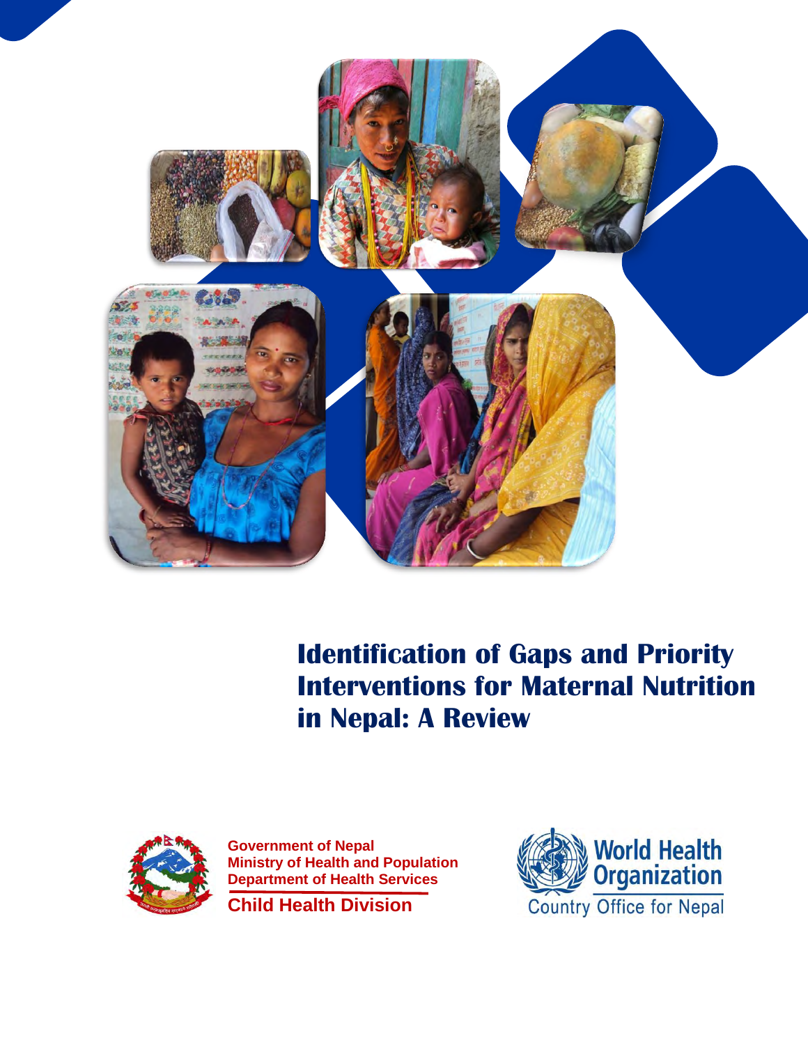# Identification of Gaps and Priority Interventions for Maternal Nutrition in Nepal: A Review

Government of Nepal
Ministry of Health and Population
Department of Health Services
**Child Health Division**

World Health Organization
Country Office for Nepal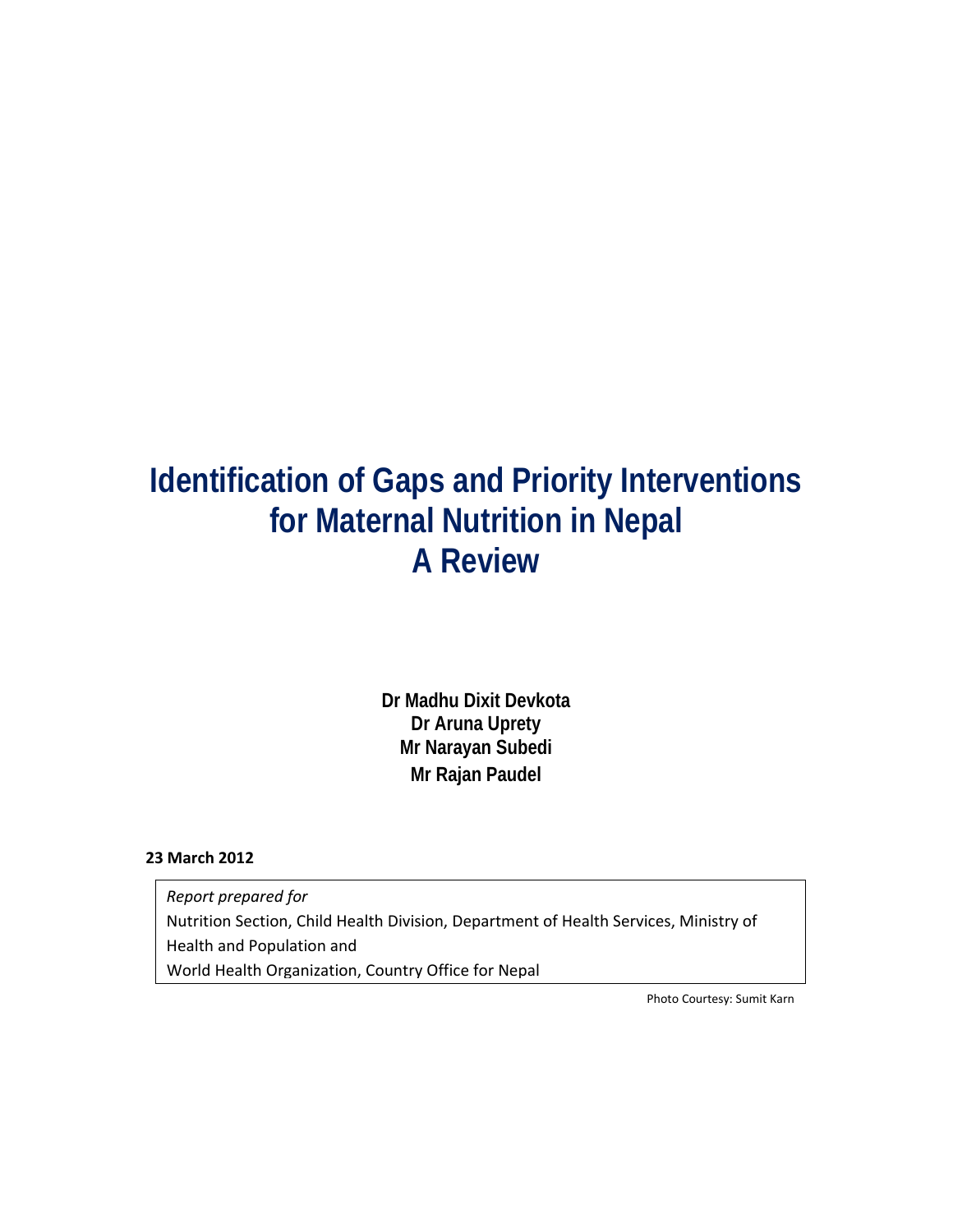# Identification of Gaps and Priority Interventions for Maternal Nutrition in Nepal
# A Review

**Dr Madhu Dixit Devkota**
**Dr Aruna Uprety**
**Mr Narayan Subedi**
**Mr Rajan Paudel**

**23 March 2012**

*Report prepared for*
Nutrition Section, Child Health Division, Department of Health Services, Ministry of Health and Population and
World Health Organization, Country Office for Nepal

Photo Courtesy: Sumit Karn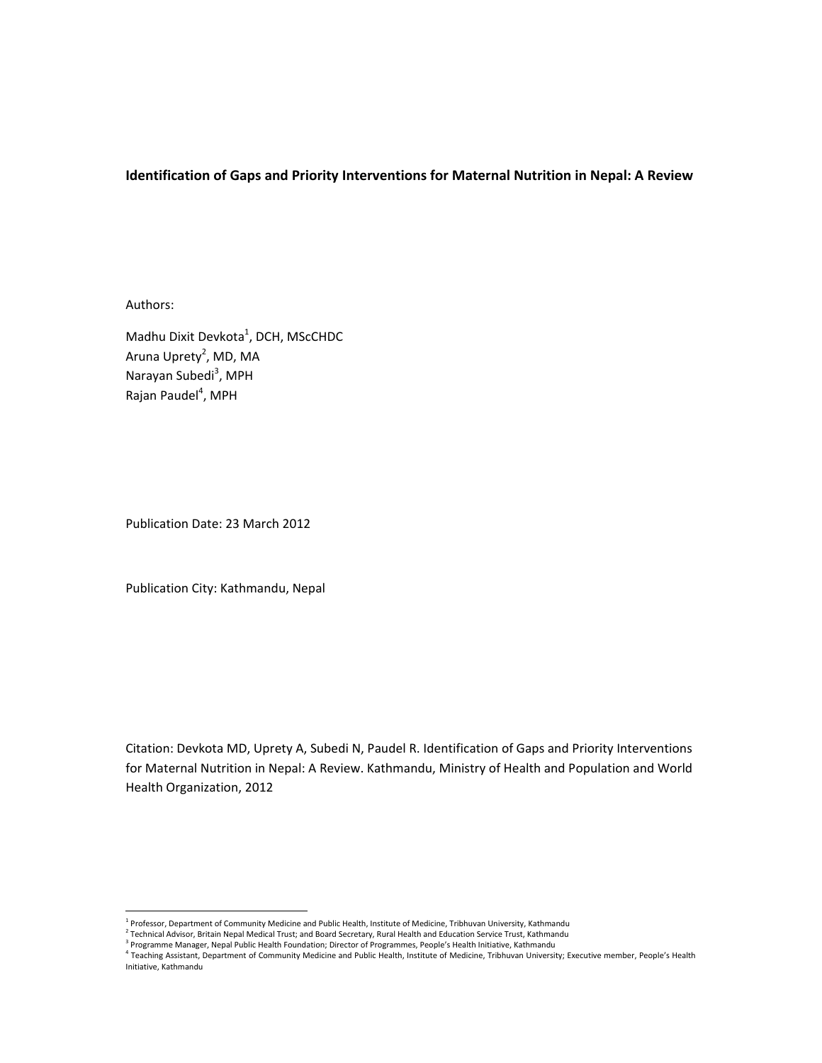**Identification of Gaps and Priority Interventions for Maternal Nutrition in Nepal: A Review**

Authors:

Madhu Dixit Devkota[1], DCH, MScCHDC
Aruna Uprety[2], MD, MA
Narayan Subedi[3], MPH
Rajan Paudel[4], MPH

Publication Date: 23 March 2012

Publication City: Kathmandu, Nepal

Citation: Devkota MD, Uprety A, Subedi N, Paudel R. Identification of Gaps and Priority Interventions for Maternal Nutrition in Nepal: A Review. Kathmandu, Ministry of Health and Population and World Health Organization, 2012

---

[1] Professor, Department of Community Medicine and Public Health, Institute of Medicine, Tribhuvan University, Kathmandu
[2] Technical Advisor, Britain Nepal Medical Trust; and Board Secretary, Rural Health and Education Service Trust, Kathmandu
[3] Programme Manager, Nepal Public Health Foundation; Director of Programmes, People's Health Initiative, Kathmandu
[4] Teaching Assistant, Department of Community Medicine and Public Health, Institute of Medicine, Tribhuvan University; Executive member, People's Health Initiative, Kathmandu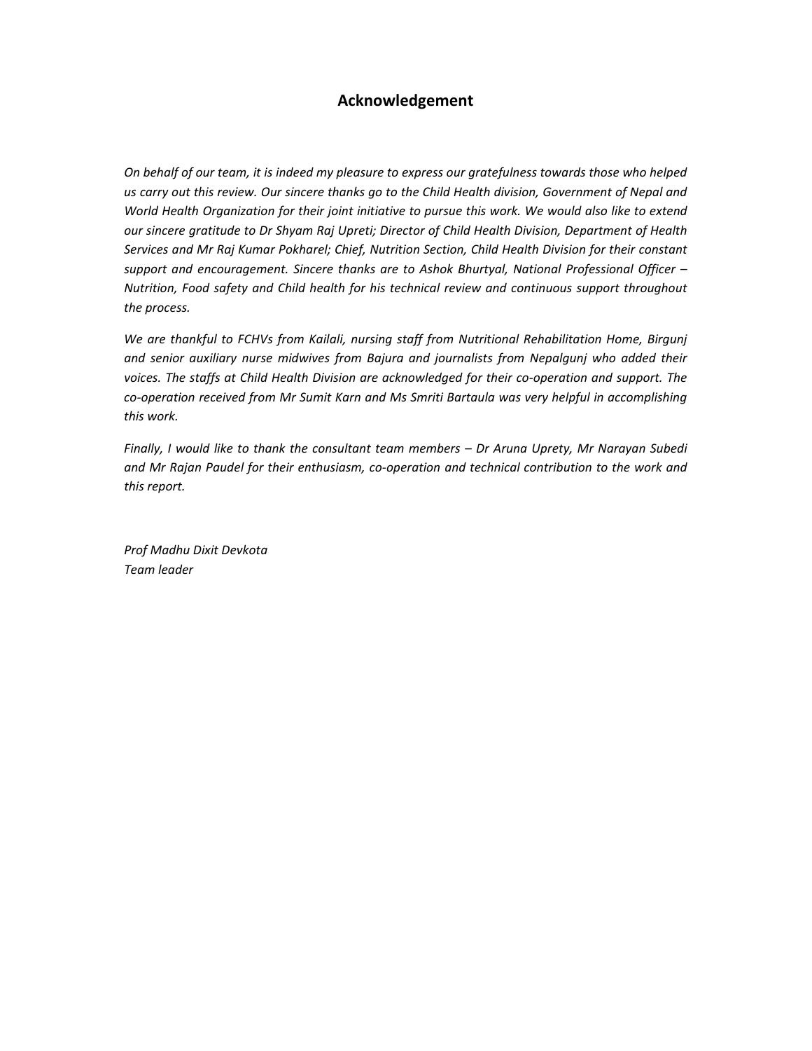# Acknowledgement

*On behalf of our team, it is indeed my pleasure to express our gratefulness towards those who helped us carry out this review. Our sincere thanks go to the Child Health division, Government of Nepal and World Health Organization for their joint initiative to pursue this work. We would also like to extend our sincere gratitude to Dr Shyam Raj Upreti; Director of Child Health Division, Department of Health Services and Mr Raj Kumar Pokharel; Chief, Nutrition Section, Child Health Division for their constant support and encouragement. Sincere thanks are to Ashok Bhurtyal, National Professional Officer – Nutrition, Food safety and Child health for his technical review and continuous support throughout the process.*

*We are thankful to FCHVs from Kailali, nursing staff from Nutritional Rehabilitation Home, Birgunj and senior auxiliary nurse midwives from Bajura and journalists from Nepalgunj who added their voices. The staffs at Child Health Division are acknowledged for their co-operation and support. The co-operation received from Mr Sumit Karn and Ms Smriti Bartaula was very helpful in accomplishing this work.*

*Finally, I would like to thank the consultant team members – Dr Aruna Uprety, Mr Narayan Subedi and Mr Rajan Paudel for their enthusiasm, co-operation and technical contribution to the work and this report.*

*Prof Madhu Dixit Devkota*
*Team leader*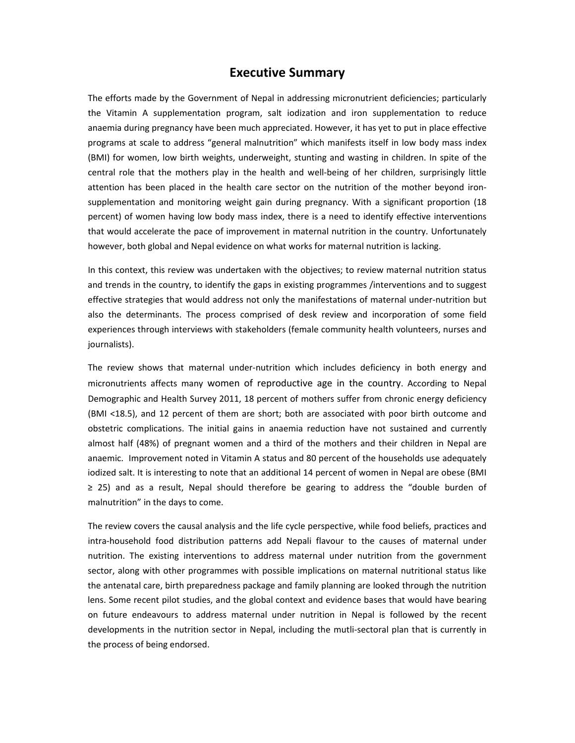# Executive Summary

The efforts made by the Government of Nepal in addressing micronutrient deficiencies; particularly the Vitamin A supplementation program, salt iodization and iron supplementation to reduce anaemia during pregnancy have been much appreciated. However, it has yet to put in place effective programs at scale to address "general malnutrition" which manifests itself in low body mass index (BMI) for women, low birth weights, underweight, stunting and wasting in children. In spite of the central role that the mothers play in the health and well-being of her children, surprisingly little attention has been placed in the health care sector on the nutrition of the mother beyond iron-supplementation and monitoring weight gain during pregnancy. With a significant proportion (18 percent) of women having low body mass index, there is a need to identify effective interventions that would accelerate the pace of improvement in maternal nutrition in the country. Unfortunately however, both global and Nepal evidence on what works for maternal nutrition is lacking.

In this context, this review was undertaken with the objectives; to review maternal nutrition status and trends in the country, to identify the gaps in existing programmes /interventions and to suggest effective strategies that would address not only the manifestations of maternal under-nutrition but also the determinants. The process comprised of desk review and incorporation of some field experiences through interviews with stakeholders (female community health volunteers, nurses and journalists).

The review shows that maternal under-nutrition which includes deficiency in both energy and micronutrients affects many women of reproductive age in the country. According to Nepal Demographic and Health Survey 2011, 18 percent of mothers suffer from chronic energy deficiency (BMI <18.5), and 12 percent of them are short; both are associated with poor birth outcome and obstetric complications. The initial gains in anaemia reduction have not sustained and currently almost half (48%) of pregnant women and a third of the mothers and their children in Nepal are anaemic. Improvement noted in Vitamin A status and 80 percent of the households use adequately iodized salt. It is interesting to note that an additional 14 percent of women in Nepal are obese (BMI ≥ 25) and as a result, Nepal should therefore be gearing to address the "double burden of malnutrition" in the days to come.

The review covers the causal analysis and the life cycle perspective, while food beliefs, practices and intra-household food distribution patterns add Nepali flavour to the causes of maternal under nutrition. The existing interventions to address maternal under nutrition from the government sector, along with other programmes with possible implications on maternal nutritional status like the antenatal care, birth preparedness package and family planning are looked through the nutrition lens. Some recent pilot studies, and the global context and evidence bases that would have bearing on future endeavours to address maternal under nutrition in Nepal is followed by the recent developments in the nutrition sector in Nepal, including the mutli-sectoral plan that is currently in the process of being endorsed.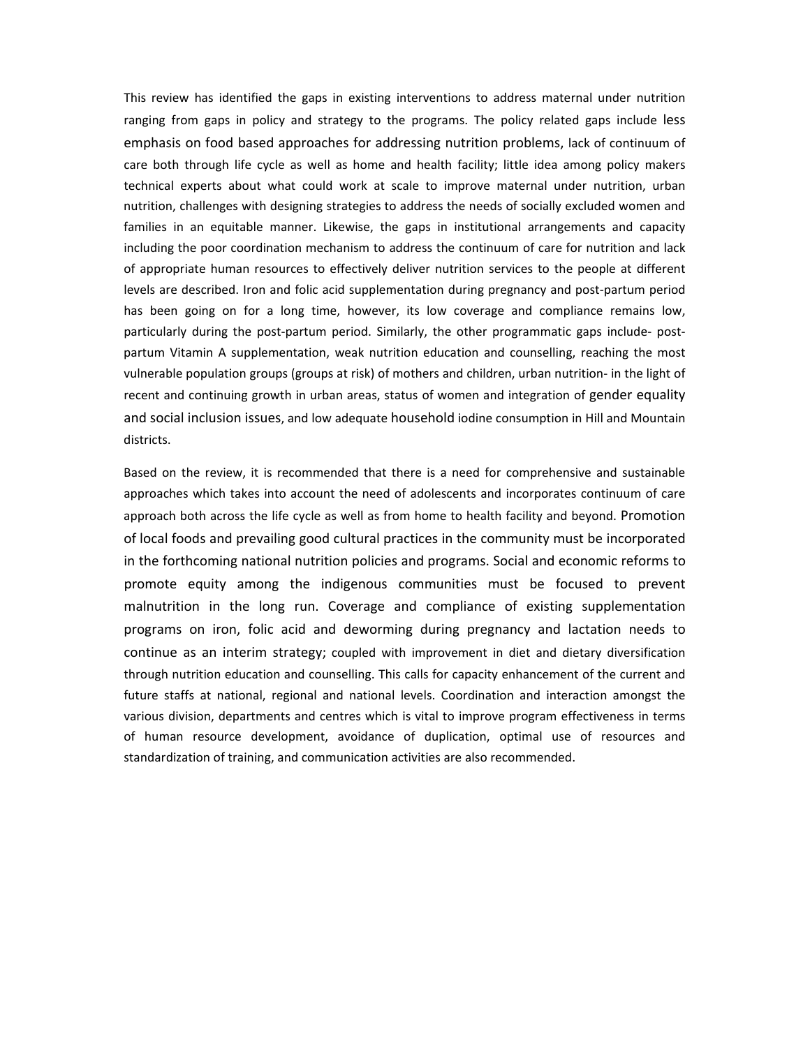This review has identified the gaps in existing interventions to address maternal under nutrition ranging from gaps in policy and strategy to the programs. The policy related gaps include less emphasis on food based approaches for addressing nutrition problems, lack of continuum of care both through life cycle as well as home and health facility; little idea among policy makers technical experts about what could work at scale to improve maternal under nutrition, urban nutrition, challenges with designing strategies to address the needs of socially excluded women and families in an equitable manner. Likewise, the gaps in institutional arrangements and capacity including the poor coordination mechanism to address the continuum of care for nutrition and lack of appropriate human resources to effectively deliver nutrition services to the people at different levels are described. Iron and folic acid supplementation during pregnancy and post-partum period has been going on for a long time, however, its low coverage and compliance remains low, particularly during the post-partum period. Similarly, the other programmatic gaps include- post-partum Vitamin A supplementation, weak nutrition education and counselling, reaching the most vulnerable population groups (groups at risk) of mothers and children, urban nutrition- in the light of recent and continuing growth in urban areas, status of women and integration of gender equality and social inclusion issues, and low adequate household iodine consumption in Hill and Mountain districts.

Based on the review, it is recommended that there is a need for comprehensive and sustainable approaches which takes into account the need of adolescents and incorporates continuum of care approach both across the life cycle as well as from home to health facility and beyond. Promotion of local foods and prevailing good cultural practices in the community must be incorporated in the forthcoming national nutrition policies and programs. Social and economic reforms to promote equity among the indigenous communities must be focused to prevent malnutrition in the long run. Coverage and compliance of existing supplementation programs on iron, folic acid and deworming during pregnancy and lactation needs to continue as an interim strategy; coupled with improvement in diet and dietary diversification through nutrition education and counselling. This calls for capacity enhancement of the current and future staffs at national, regional and national levels. Coordination and interaction amongst the various division, departments and centres which is vital to improve program effectiveness in terms of human resource development, avoidance of duplication, optimal use of resources and standardization of training, and communication activities are also recommended.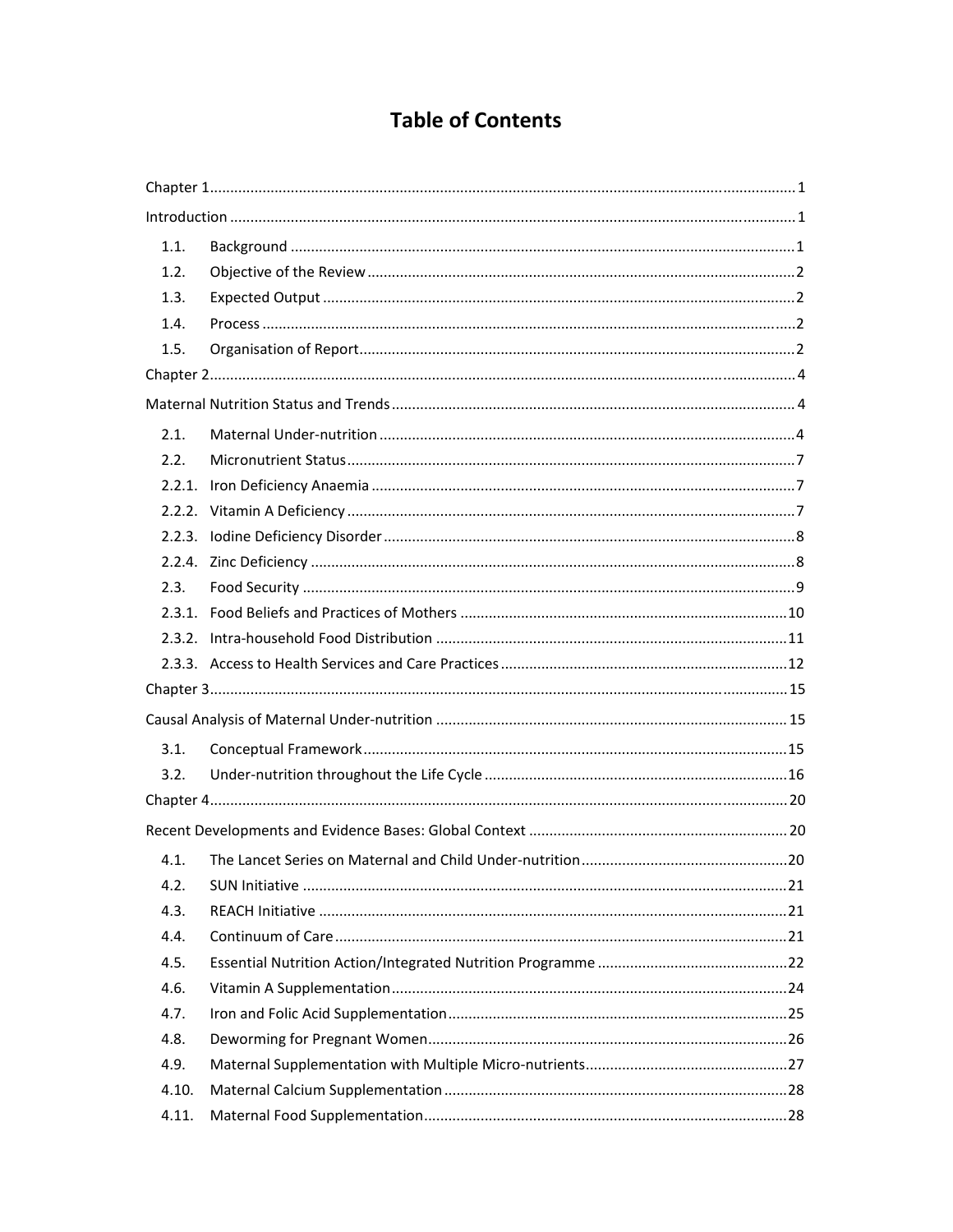# Table of Contents

Chapter 1 ..... 1

Introduction ..... 1

- 1.1. Background ..... 1
- 1.2. Objective of the Review ..... 2
- 1.3. Expected Output ..... 2
- 1.4. Process ..... 2
- 1.5. Organisation of Report ..... 2

Chapter 2 ..... 4

Maternal Nutrition Status and Trends ..... 4

- 2.1. Maternal Under-nutrition ..... 4
- 2.2. Micronutrient Status ..... 7
- 2.2.1. Iron Deficiency Anaemia ..... 7
- 2.2.2. Vitamin A Deficiency ..... 7
- 2.2.3. Iodine Deficiency Disorder ..... 8
- 2.2.4. Zinc Deficiency ..... 8
- 2.3. Food Security ..... 9
- 2.3.1. Food Beliefs and Practices of Mothers ..... 10
- 2.3.2. Intra-household Food Distribution ..... 11
- 2.3.3. Access to Health Services and Care Practices ..... 12

Chapter 3 ..... 15

Causal Analysis of Maternal Under-nutrition ..... 15

- 3.1. Conceptual Framework ..... 15
- 3.2. Under-nutrition throughout the Life Cycle ..... 16

Chapter 4 ..... 20

Recent Developments and Evidence Bases: Global Context ..... 20

- 4.1. The Lancet Series on Maternal and Child Under-nutrition ..... 20
- 4.2. SUN Initiative ..... 21
- 4.3. REACH Initiative ..... 21
- 4.4. Continuum of Care ..... 21
- 4.5. Essential Nutrition Action/Integrated Nutrition Programme ..... 22
- 4.6. Vitamin A Supplementation ..... 24
- 4.7. Iron and Folic Acid Supplementation ..... 25
- 4.8. Deworming for Pregnant Women ..... 26
- 4.9. Maternal Supplementation with Multiple Micro-nutrients ..... 27
- 4.10. Maternal Calcium Supplementation ..... 28
- 4.11. Maternal Food Supplementation ..... 28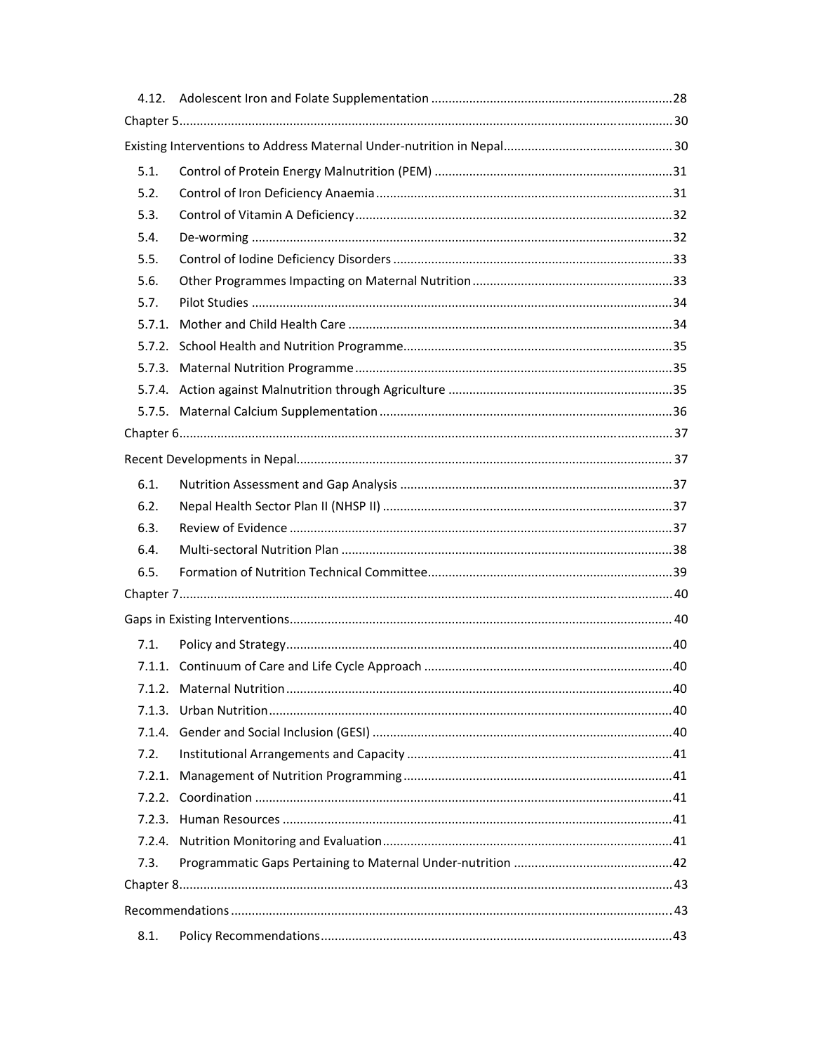| | | |
|---|---|---|
| 4.12. | Adolescent Iron and Folate Supplementation | 28 |
| Chapter 5 | | 30 |
| Existing Interventions to Address Maternal Under-nutrition in Nepal | | 30 |
| 5.1. | Control of Protein Energy Malnutrition (PEM) | 31 |
| 5.2. | Control of Iron Deficiency Anaemia | 31 |
| 5.3. | Control of Vitamin A Deficiency | 32 |
| 5.4. | De-worming | 32 |
| 5.5. | Control of Iodine Deficiency Disorders | 33 |
| 5.6. | Other Programmes Impacting on Maternal Nutrition | 33 |
| 5.7. | Pilot Studies | 34 |
| 5.7.1. | Mother and Child Health Care | 34 |
| 5.7.2. | School Health and Nutrition Programme | 35 |
| 5.7.3. | Maternal Nutrition Programme | 35 |
| 5.7.4. | Action against Malnutrition through Agriculture | 35 |
| 5.7.5. | Maternal Calcium Supplementation | 36 |
| Chapter 6 | | 37 |
| Recent Developments in Nepal | | 37 |
| 6.1. | Nutrition Assessment and Gap Analysis | 37 |
| 6.2. | Nepal Health Sector Plan II (NHSP II) | 37 |
| 6.3. | Review of Evidence | 37 |
| 6.4. | Multi-sectoral Nutrition Plan | 38 |
| 6.5. | Formation of Nutrition Technical Committee | 39 |
| Chapter 7 | | 40 |
| Gaps in Existing Interventions | | 40 |
| 7.1. | Policy and Strategy | 40 |
| 7.1.1. | Continuum of Care and Life Cycle Approach | 40 |
| 7.1.2. | Maternal Nutrition | 40 |
| 7.1.3. | Urban Nutrition | 40 |
| 7.1.4. | Gender and Social Inclusion (GESI) | 40 |
| 7.2. | Institutional Arrangements and Capacity | 41 |
| 7.2.1. | Management of Nutrition Programming | 41 |
| 7.2.2. | Coordination | 41 |
| 7.2.3. | Human Resources | 41 |
| 7.2.4. | Nutrition Monitoring and Evaluation | 41 |
| 7.3. | Programmatic Gaps Pertaining to Maternal Under-nutrition | 42 |
| Chapter 8 | | 43 |
| Recommendations | | 43 |
| 8.1. | Policy Recommendations | 43 |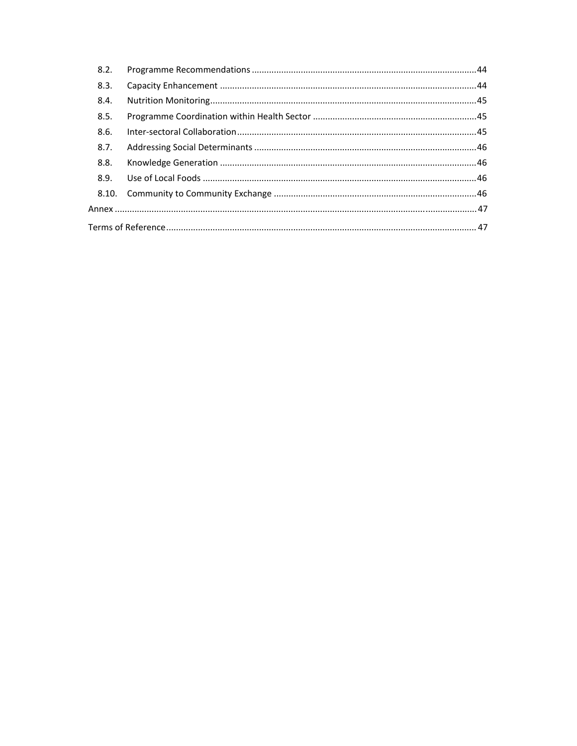8.2. Programme Recommendations ... 44

8.3. Capacity Enhancement ... 44

8.4. Nutrition Monitoring ... 45

8.5. Programme Coordination within Health Sector ... 45

8.6. Inter-sectoral Collaboration ... 45

8.7. Addressing Social Determinants ... 46

8.8. Knowledge Generation ... 46

8.9. Use of Local Foods ... 46

8.10. Community to Community Exchange ... 46

Annex ... 47

Terms of Reference ... 47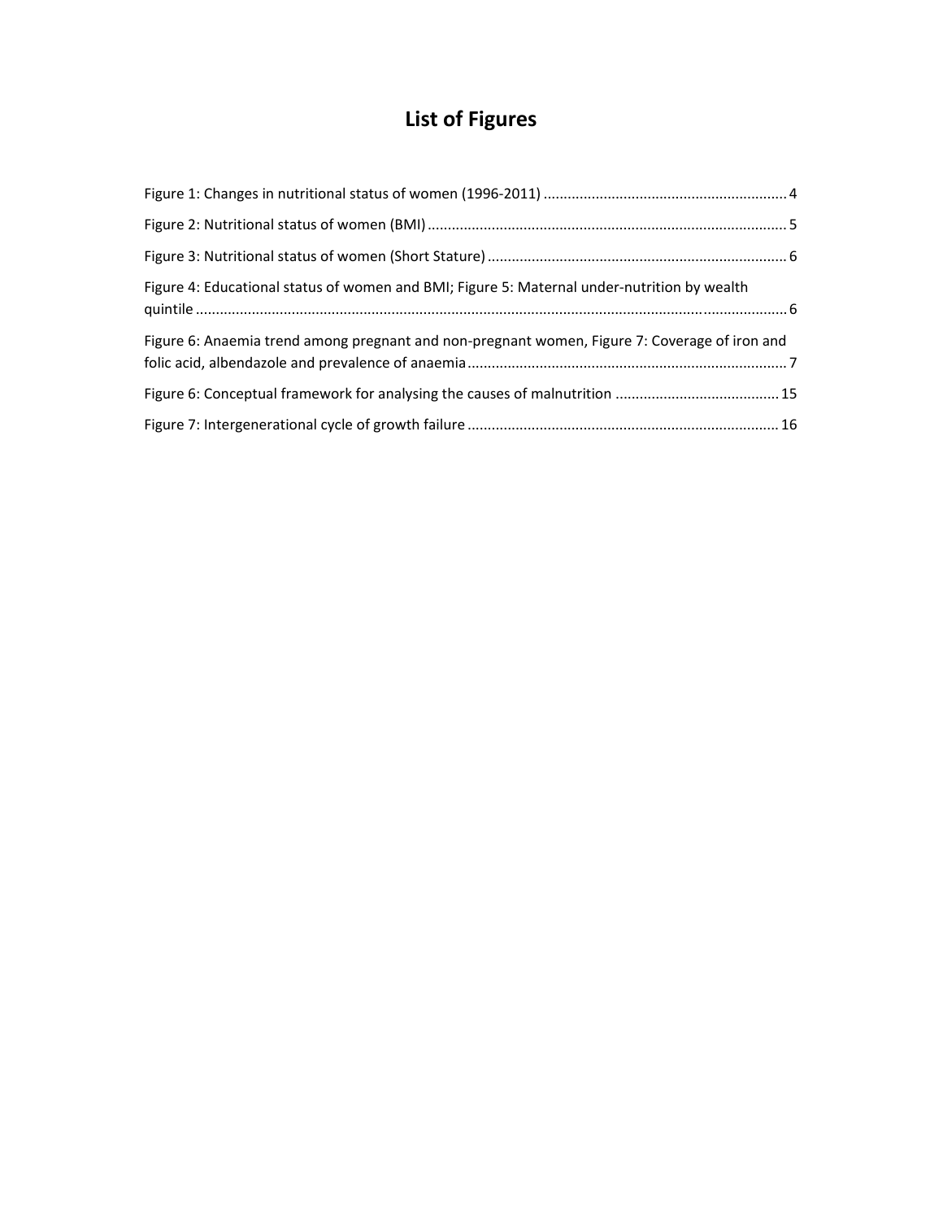# List of Figures

Figure 1: Changes in nutritional status of women (1996-2011) ............................................................ 4

Figure 2: Nutritional status of women (BMI) ......................................................................................... 5

Figure 3: Nutritional status of women (Short Stature) .......................................................................... 6

Figure 4: Educational status of women and BMI; Figure 5: Maternal under-nutrition by wealth quintile ................................................................................................................................................. 6

Figure 6: Anaemia trend among pregnant and non-pregnant women, Figure 7: Coverage of iron and folic acid, albendazole and prevalence of anaemia ............................................................................... 7

Figure 6: Conceptual framework for analysing the causes of malnutrition ......................................... 15

Figure 7: Intergenerational cycle of growth failure ............................................................................. 16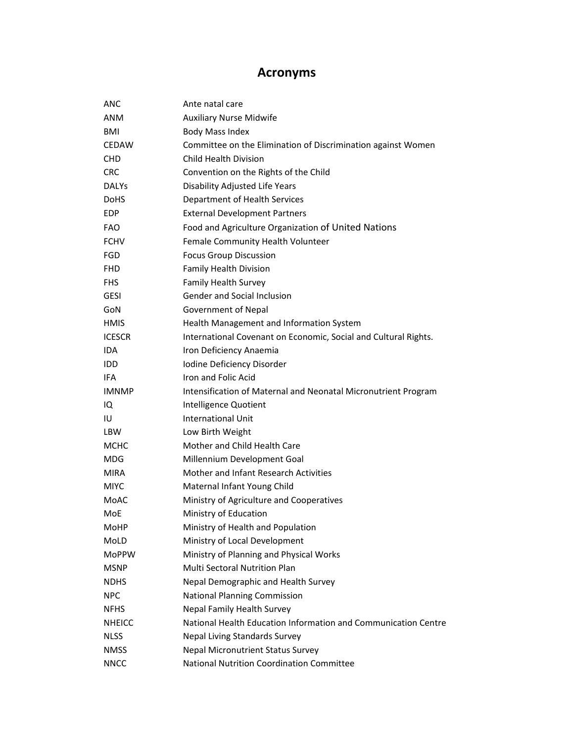# Acronyms

| | |
|---|---|
| ANC | Ante natal care |
| ANM | Auxiliary Nurse Midwife |
| BMI | Body Mass Index |
| CEDAW | Committee on the Elimination of Discrimination against Women |
| CHD | Child Health Division |
| CRC | Convention on the Rights of the Child |
| DALYs | Disability Adjusted Life Years |
| DoHS | Department of Health Services |
| EDP | External Development Partners |
| FAO | Food and Agriculture Organization of United Nations |
| FCHV | Female Community Health Volunteer |
| FGD | Focus Group Discussion |
| FHD | Family Health Division |
| FHS | Family Health Survey |
| GESI | Gender and Social Inclusion |
| GoN | Government of Nepal |
| HMIS | Health Management and Information System |
| ICESCR | International Covenant on Economic, Social and Cultural Rights. |
| IDA | Iron Deficiency Anaemia |
| IDD | Iodine Deficiency Disorder |
| IFA | Iron and Folic Acid |
| IMNMP | Intensification of Maternal and Neonatal Micronutrient Program |
| IQ | Intelligence Quotient |
| IU | International Unit |
| LBW | Low Birth Weight |
| MCHC | Mother and Child Health Care |
| MDG | Millennium Development Goal |
| MIRA | Mother and Infant Research Activities |
| MIYC | Maternal Infant Young Child |
| MoAC | Ministry of Agriculture and Cooperatives |
| MoE | Ministry of Education |
| MoHP | Ministry of Health and Population |
| MoLD | Ministry of Local Development |
| MoPPW | Ministry of Planning and Physical Works |
| MSNP | Multi Sectoral Nutrition Plan |
| NDHS | Nepal Demographic and Health Survey |
| NPC | National Planning Commission |
| NFHS | Nepal Family Health Survey |
| NHEICC | National Health Education Information and Communication Centre |
| NLSS | Nepal Living Standards Survey |
| NMSS | Nepal Micronutrient Status Survey |
| NNCC | National Nutrition Coordination Committee |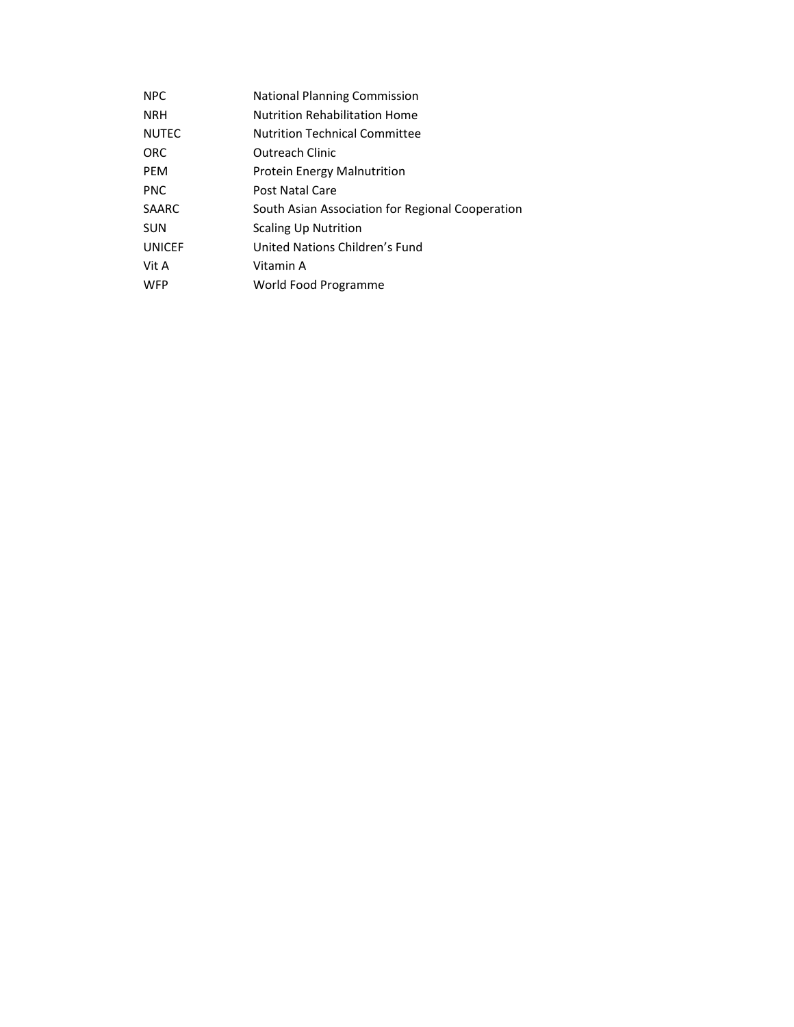| | |
|---|---|
| NPC | National Planning Commission |
| NRH | Nutrition Rehabilitation Home |
| NUTEC | Nutrition Technical Committee |
| ORC | Outreach Clinic |
| PEM | Protein Energy Malnutrition |
| PNC | Post Natal Care |
| SAARC | South Asian Association for Regional Cooperation |
| SUN | Scaling Up Nutrition |
| UNICEF | United Nations Children's Fund |
| Vit A | Vitamin A |
| WFP | World Food Programme |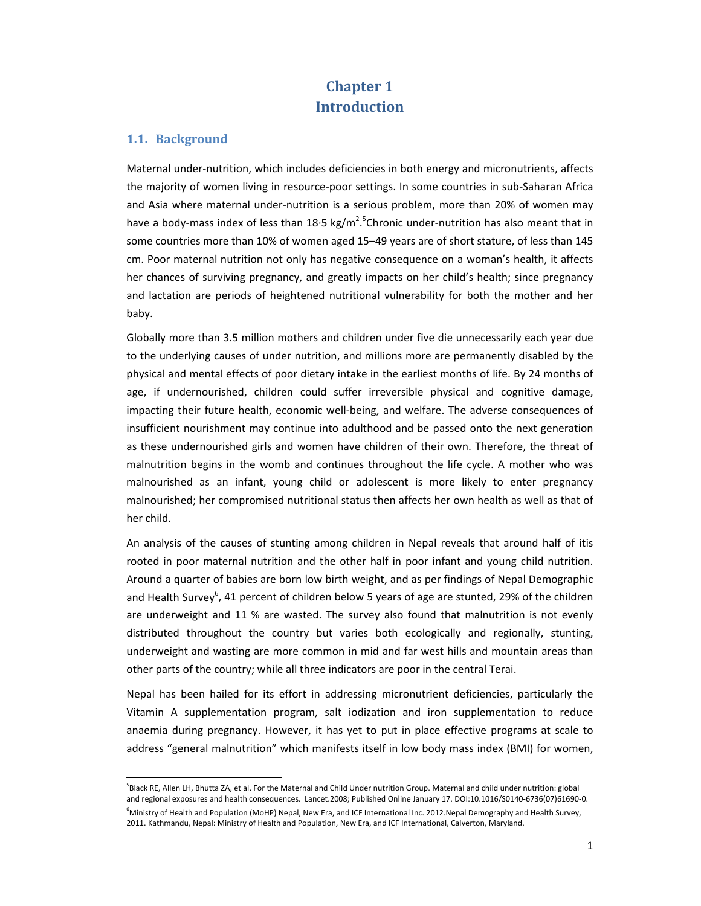# Chapter 1
# Introduction

## 1.1. Background

Maternal under-nutrition, which includes deficiencies in both energy and micronutrients, affects the majority of women living in resource-poor settings. In some countries in sub-Saharan Africa and Asia where maternal under-nutrition is a serious problem, more than 20% of women may have a body-mass index of less than 18·5 kg/m$^2$.[5]Chronic under-nutrition has also meant that in some countries more than 10% of women aged 15–49 years are of short stature, of less than 145 cm. Poor maternal nutrition not only has negative consequence on a woman's health, it affects her chances of surviving pregnancy, and greatly impacts on her child's health; since pregnancy and lactation are periods of heightened nutritional vulnerability for both the mother and her baby.

Globally more than 3.5 million mothers and children under five die unnecessarily each year due to the underlying causes of under nutrition, and millions more are permanently disabled by the physical and mental effects of poor dietary intake in the earliest months of life. By 24 months of age, if undernourished, children could suffer irreversible physical and cognitive damage, impacting their future health, economic well-being, and welfare. The adverse consequences of insufficient nourishment may continue into adulthood and be passed onto the next generation as these undernourished girls and women have children of their own. Therefore, the threat of malnutrition begins in the womb and continues throughout the life cycle. A mother who was malnourished as an infant, young child or adolescent is more likely to enter pregnancy malnourished; her compromised nutritional status then affects her own health as well as that of her child.

An analysis of the causes of stunting among children in Nepal reveals that around half of itis rooted in poor maternal nutrition and the other half in poor infant and young child nutrition. Around a quarter of babies are born low birth weight, and as per findings of Nepal Demographic and Health Survey[6], 41 percent of children below 5 years of age are stunted, 29% of the children are underweight and 11 % are wasted. The survey also found that malnutrition is not evenly distributed throughout the country but varies both ecologically and regionally, stunting, underweight and wasting are more common in mid and far west hills and mountain areas than other parts of the country; while all three indicators are poor in the central Terai.

Nepal has been hailed for its effort in addressing micronutrient deficiencies, particularly the Vitamin A supplementation program, salt iodization and iron supplementation to reduce anaemia during pregnancy. However, it has yet to put in place effective programs at scale to address "general malnutrition" which manifests itself in low body mass index (BMI) for women,

---

[5]Black RE, Allen LH, Bhutta ZA, et al. For the Maternal and Child Under nutrition Group. Maternal and child under nutrition: global and regional exposures and health consequences. Lancet.2008; Published Online January 17. DOI:10.1016/S0140-6736(07)61690-0.

[6]Ministry of Health and Population (MoHP) Nepal, New Era, and ICF International Inc. 2012.Nepal Demography and Health Survey, 2011. Kathmandu, Nepal: Ministry of Health and Population, New Era, and ICF International, Calverton, Maryland.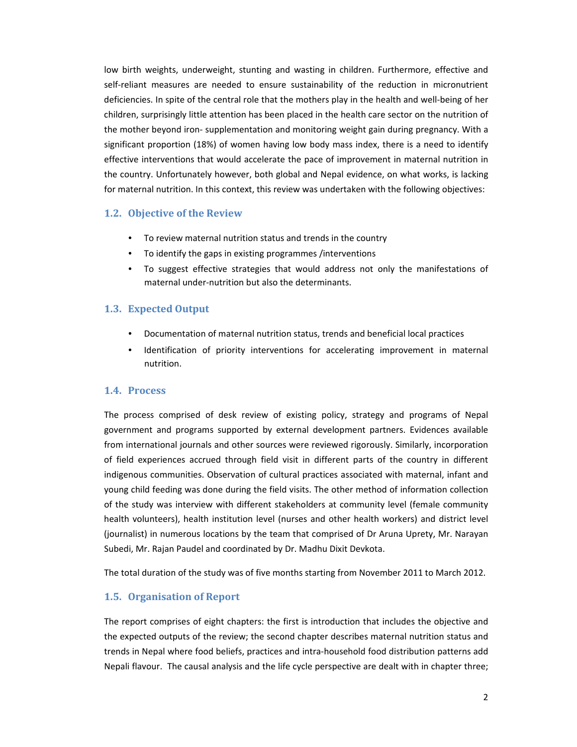low birth weights, underweight, stunting and wasting in children. Furthermore, effective and self-reliant measures are needed to ensure sustainability of the reduction in micronutrient deficiencies. In spite of the central role that the mothers play in the health and well-being of her children, surprisingly little attention has been placed in the health care sector on the nutrition of the mother beyond iron- supplementation and monitoring weight gain during pregnancy. With a significant proportion (18%) of women having low body mass index, there is a need to identify effective interventions that would accelerate the pace of improvement in maternal nutrition in the country. Unfortunately however, both global and Nepal evidence, on what works, is lacking for maternal nutrition. In this context, this review was undertaken with the following objectives:

## 1.2. Objective of the Review

- To review maternal nutrition status and trends in the country
- To identify the gaps in existing programmes /interventions
- To suggest effective strategies that would address not only the manifestations of maternal under-nutrition but also the determinants.

## 1.3. Expected Output

- Documentation of maternal nutrition status, trends and beneficial local practices
- Identification of priority interventions for accelerating improvement in maternal nutrition.

## 1.4. Process

The process comprised of desk review of existing policy, strategy and programs of Nepal government and programs supported by external development partners. Evidences available from international journals and other sources were reviewed rigorously. Similarly, incorporation of field experiences accrued through field visit in different parts of the country in different indigenous communities. Observation of cultural practices associated with maternal, infant and young child feeding was done during the field visits. The other method of information collection of the study was interview with different stakeholders at community level (female community health volunteers), health institution level (nurses and other health workers) and district level (journalist) in numerous locations by the team that comprised of Dr Aruna Uprety, Mr. Narayan Subedi, Mr. Rajan Paudel and coordinated by Dr. Madhu Dixit Devkota.

The total duration of the study was of five months starting from November 2011 to March 2012.

## 1.5. Organisation of Report

The report comprises of eight chapters: the first is introduction that includes the objective and the expected outputs of the review; the second chapter describes maternal nutrition status and trends in Nepal where food beliefs, practices and intra-household food distribution patterns add Nepali flavour. The causal analysis and the life cycle perspective are dealt with in chapter three;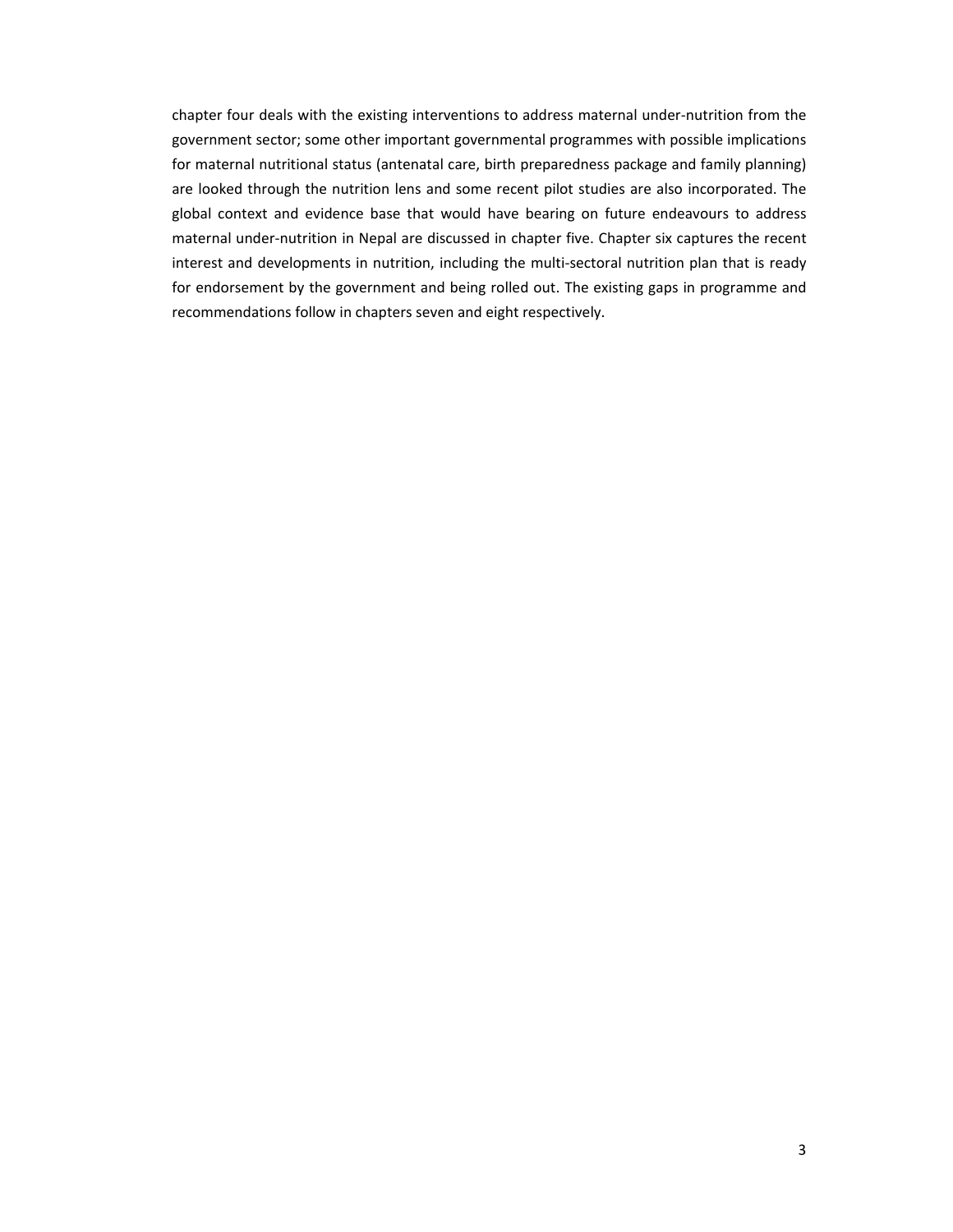chapter four deals with the existing interventions to address maternal under-nutrition from the government sector; some other important governmental programmes with possible implications for maternal nutritional status (antenatal care, birth preparedness package and family planning) are looked through the nutrition lens and some recent pilot studies are also incorporated. The global context and evidence base that would have bearing on future endeavours to address maternal under-nutrition in Nepal are discussed in chapter five. Chapter six captures the recent interest and developments in nutrition, including the multi-sectoral nutrition plan that is ready for endorsement by the government and being rolled out. The existing gaps in programme and recommendations follow in chapters seven and eight respectively.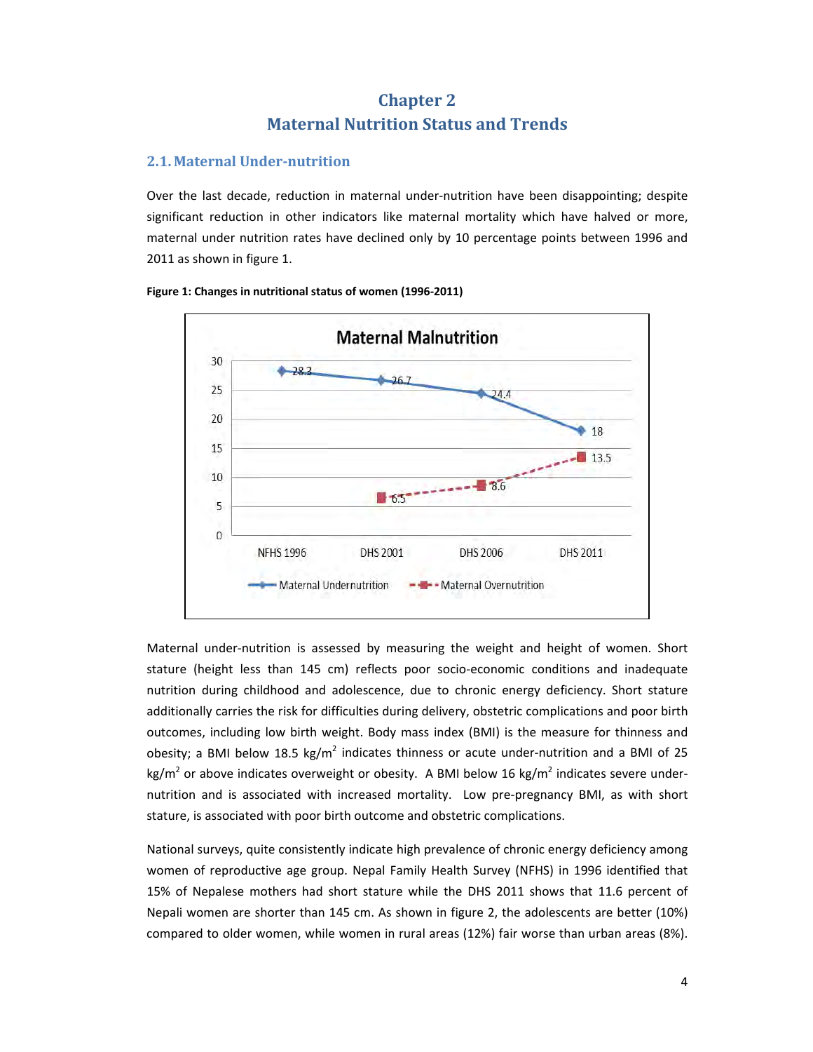# Chapter 2
# Maternal Nutrition Status and Trends

## 2.1. Maternal Under-nutrition

Over the last decade, reduction in maternal under-nutrition have been disappointing; despite significant reduction in other indicators like maternal mortality which have halved or more, maternal under nutrition rates have declined only by 10 percentage points between 1996 and 2011 as shown in figure 1.

**Figure 1: Changes in nutritional status of women (1996-2011)**

| | NFHS 1996 | DHS 2001 | DHS 2006 | DHS 2011 |
|---|---|---|---|---|
| Maternal Undernutrition | 28.3 | 26.7 | 24.4 | 18 |
| Maternal Overnutrition | | 6.5 | 8.6 | 13.5 |

Maternal under-nutrition is assessed by measuring the weight and height of women. Short stature (height less than 145 cm) reflects poor socio-economic conditions and inadequate nutrition during childhood and adolescence, due to chronic energy deficiency. Short stature additionally carries the risk for difficulties during delivery, obstetric complications and poor birth outcomes, including low birth weight. Body mass index (BMI) is the measure for thinness and obesity; a BMI below 18.5 kg/m$^2$ indicates thinness or acute under-nutrition and a BMI of 25 kg/m$^2$ or above indicates overweight or obesity. A BMI below 16 kg/m$^2$ indicates severe under-nutrition and is associated with increased mortality. Low pre-pregnancy BMI, as with short stature, is associated with poor birth outcome and obstetric complications.

National surveys, quite consistently indicate high prevalence of chronic energy deficiency among women of reproductive age group. Nepal Family Health Survey (NFHS) in 1996 identified that 15% of Nepalese mothers had short stature while the DHS 2011 shows that 11.6 percent of Nepali women are shorter than 145 cm. As shown in figure 2, the adolescents are better (10%) compared to older women, while women in rural areas (12%) fair worse than urban areas (8%).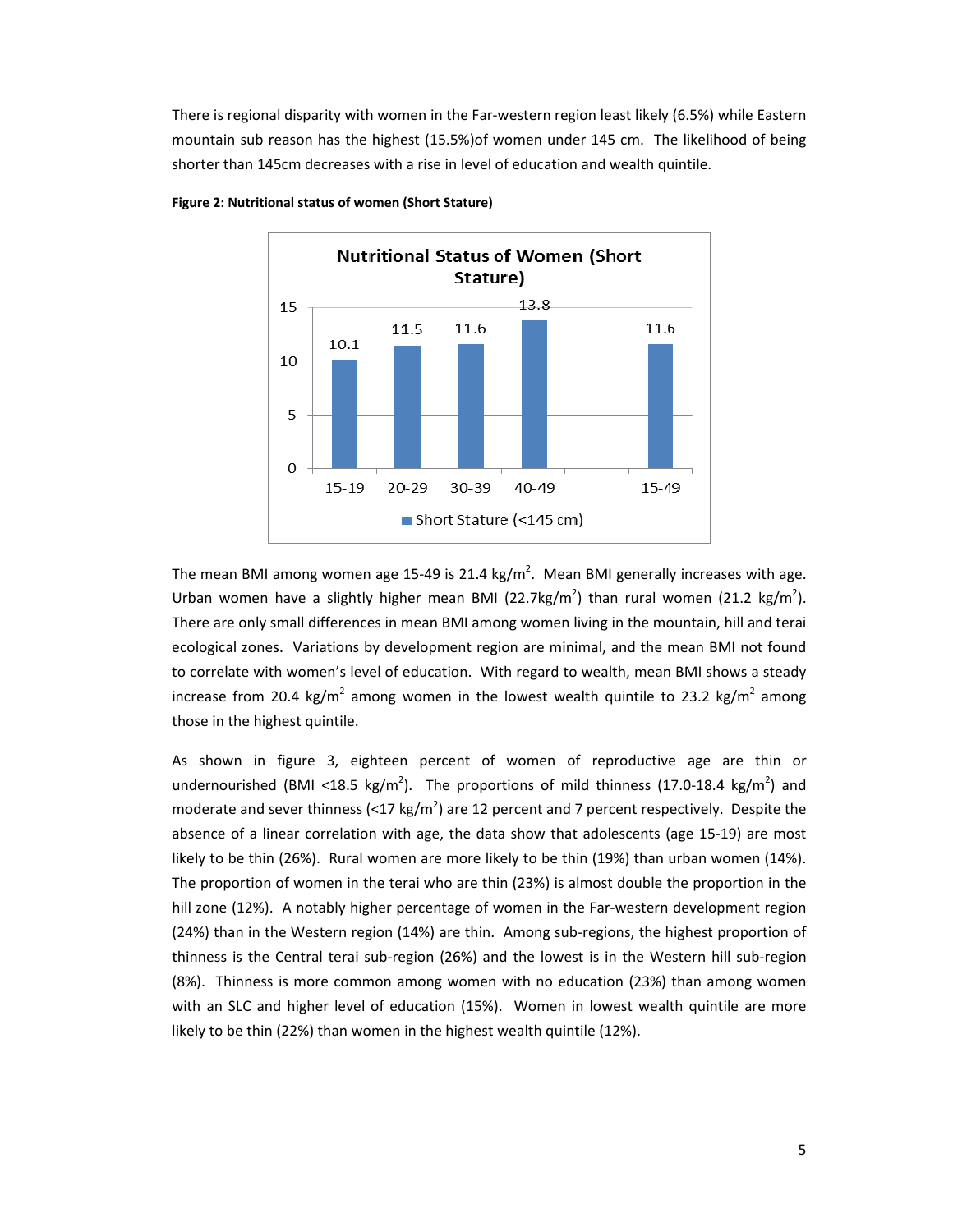There is regional disparity with women in the Far-western region least likely (6.5%) while Eastern mountain sub reason has the highest (15.5%)of women under 145 cm. The likelihood of being shorter than 145cm decreases with a rise in level of education and wealth quintile.

**Figure 2: Nutritional status of women (Short Stature)**

| Age | Short Stature (<145 cm) |
|---|---|
| 15-19 | 10.1 |
| 20-29 | 11.5 |
| 30-39 | 11.6 |
| 40-49 | 13.8 |
| 15-49 | 11.6 |

The mean BMI among women age 15-49 is 21.4 kg/m$^2$. Mean BMI generally increases with age. Urban women have a slightly higher mean BMI (22.7kg/m$^2$) than rural women (21.2 kg/m$^2$). There are only small differences in mean BMI among women living in the mountain, hill and terai ecological zones. Variations by development region are minimal, and the mean BMI not found to correlate with women's level of education. With regard to wealth, mean BMI shows a steady increase from 20.4 kg/m$^2$ among women in the lowest wealth quintile to 23.2 kg/m$^2$ among those in the highest quintile.

As shown in figure 3, eighteen percent of women of reproductive age are thin or undernourished (BMI <18.5 kg/m$^2$). The proportions of mild thinness (17.0-18.4 kg/m$^2$) and moderate and sever thinness (<17 kg/m$^2$) are 12 percent and 7 percent respectively. Despite the absence of a linear correlation with age, the data show that adolescents (age 15-19) are most likely to be thin (26%). Rural women are more likely to be thin (19%) than urban women (14%). The proportion of women in the terai who are thin (23%) is almost double the proportion in the hill zone (12%). A notably higher percentage of women in the Far-western development region (24%) than in the Western region (14%) are thin. Among sub-regions, the highest proportion of thinness is the Central terai sub-region (26%) and the lowest is in the Western hill sub-region (8%). Thinness is more common among women with no education (23%) than among women with an SLC and higher level of education (15%). Women in lowest wealth quintile are more likely to be thin (22%) than women in the highest wealth quintile (12%).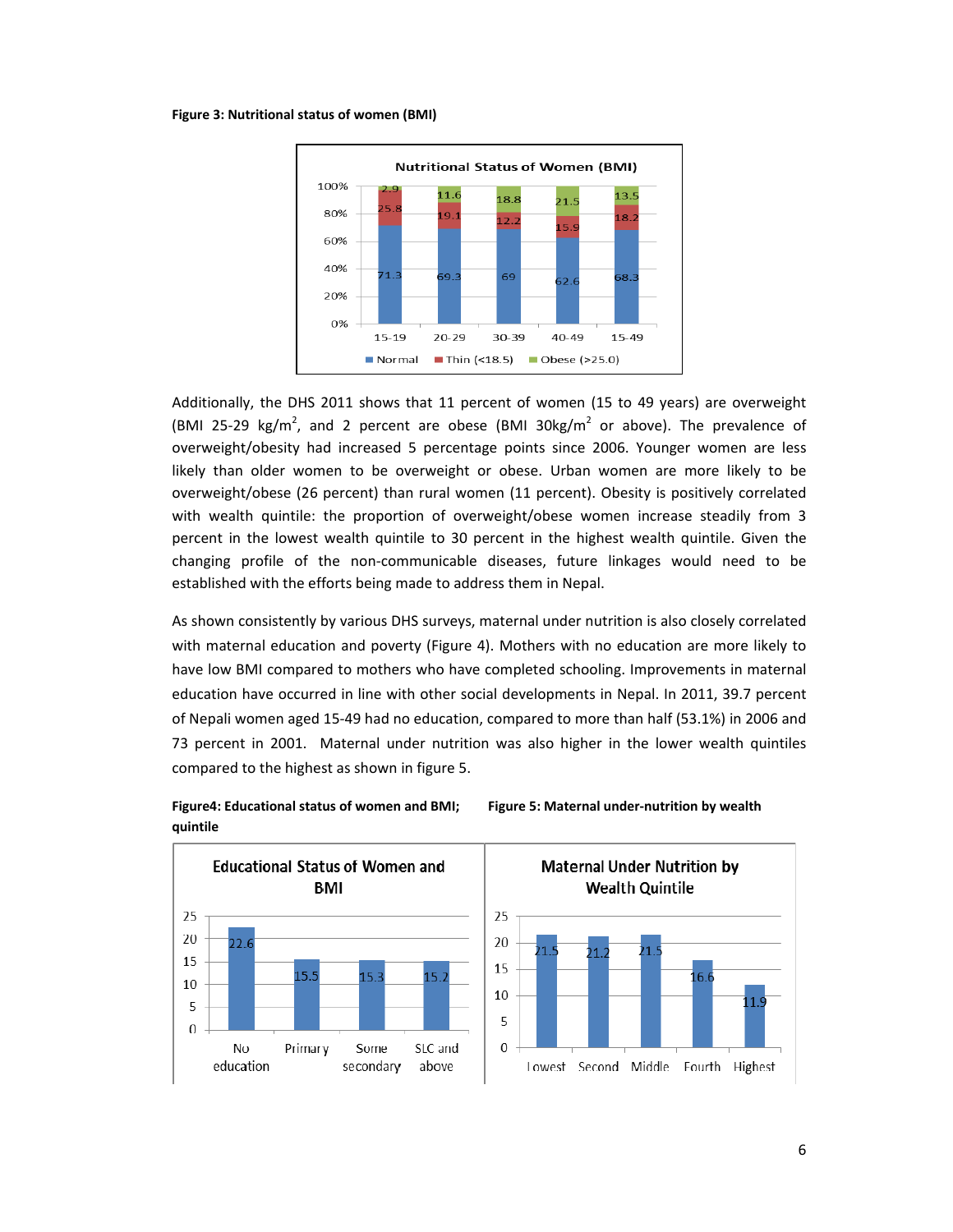**Figure 3: Nutritional status of women (BMI)**

Additionally, the DHS 2011 shows that 11 percent of women (15 to 49 years) are overweight (BMI 25-29 kg/m$^2$, and 2 percent are obese (BMI 30kg/m$^2$ or above). The prevalence of overweight/obesity had increased 5 percentage points since 2006. Younger women are less likely than older women to be overweight or obese. Urban women are more likely to be overweight/obese (26 percent) than rural women (11 percent). Obesity is positively correlated with wealth quintile: the proportion of overweight/obese women increase steadily from 3 percent in the lowest wealth quintile to 30 percent in the highest wealth quintile. Given the changing profile of the non-communicable diseases, future linkages would need to be established with the efforts being made to address them in Nepal.

As shown consistently by various DHS surveys, maternal under nutrition is also closely correlated with maternal education and poverty (Figure 4). Mothers with no education are more likely to have low BMI compared to mothers who have completed schooling. Improvements in maternal education have occurred in line with other social developments in Nepal. In 2011, 39.7 percent of Nepali women aged 15-49 had no education, compared to more than half (53.1%) in 2006 and 73 percent in 2001. Maternal under nutrition was also higher in the lower wealth quintiles compared to the highest as shown in figure 5.

**Figure4: Educational status of women and BMI;** **Figure 5: Maternal under-nutrition by wealth quintile**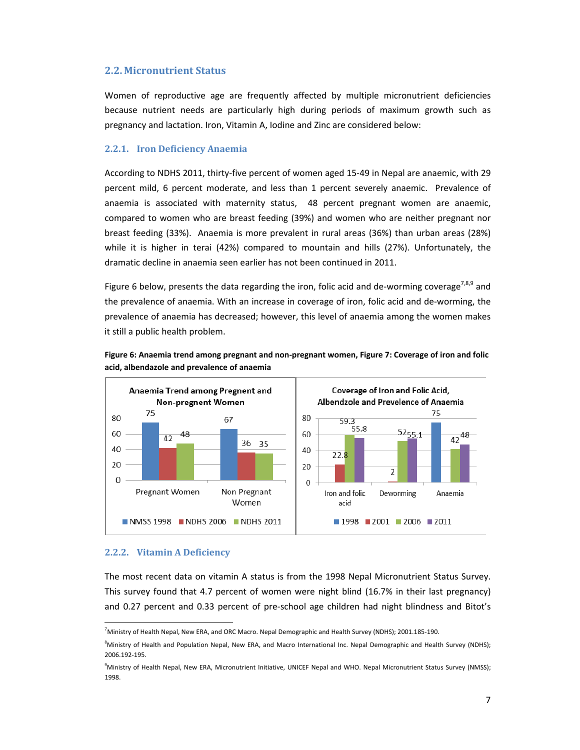## 2.2. Micronutrient Status

Women of reproductive age are frequently affected by multiple micronutrient deficiencies because nutrient needs are particularly high during periods of maximum growth such as pregnancy and lactation. Iron, Vitamin A, Iodine and Zinc are considered below:

### 2.2.1. Iron Deficiency Anaemia

According to NDHS 2011, thirty-five percent of women aged 15-49 in Nepal are anaemic, with 29 percent mild, 6 percent moderate, and less than 1 percent severely anaemic. Prevalence of anaemia is associated with maternity status, 48 percent pregnant women are anaemic, compared to women who are breast feeding (39%) and women who are neither pregnant nor breast feeding (33%). Anaemia is more prevalent in rural areas (36%) than urban areas (28%) while it is higher in terai (42%) compared to mountain and hills (27%). Unfortunately, the dramatic decline in anaemia seen earlier has not been continued in 2011.

Figure 6 below, presents the data regarding the iron, folic acid and de-worming coverage[7,8,9] and the prevalence of anaemia. With an increase in coverage of iron, folic acid and de-worming, the prevalence of anaemia has decreased; however, this level of anaemia among the women makes it still a public health problem.

**Figure 6: Anaemia trend among pregnant and non-pregnant women, Figure 7: Coverage of iron and folic acid, albendazole and prevalence of anaemia**

Anaemia Trend among Pregnent and Non-pregnent Women

| | NMSS 1998 | NDHS 2006 | NDHS 2011 |
|---|---|---|---|
| Pregnant Women | 75 | 42 | 48 |
| Non Pregnant Women | 67 | 36 | 35 |

Coverage of Iron and Folic Acid, Albendzole and Prevelence of Anaemia

| | 1998 | 2001 | 2006 | 2011 |
|---|---|---|---|---|
| Iron and folic acid | | 22.8 | 59.3 | 55.8 |
| Deworming | | 2 | 52 | 55.1 |
| Anaemia | 75 | | 42 | 48 |

### 2.2.2. Vitamin A Deficiency

The most recent data on vitamin A status is from the 1998 Nepal Micronutrient Status Survey. This survey found that 4.7 percent of women were night blind (16.7% in their last pregnancy) and 0.27 percent and 0.33 percent of pre-school age children had night blindness and Bitot's

---

[7] Ministry of Health Nepal, New ERA, and ORC Macro. Nepal Demographic and Health Survey (NDHS); 2001.185-190.

[8] Ministry of Health and Population Nepal, New ERA, and Macro International Inc. Nepal Demographic and Health Survey (NDHS); 2006.192-195.

[9] Ministry of Health Nepal, New ERA, Micronutrient Initiative, UNICEF Nepal and WHO. Nepal Micronutrient Status Survey (NMSS); 1998.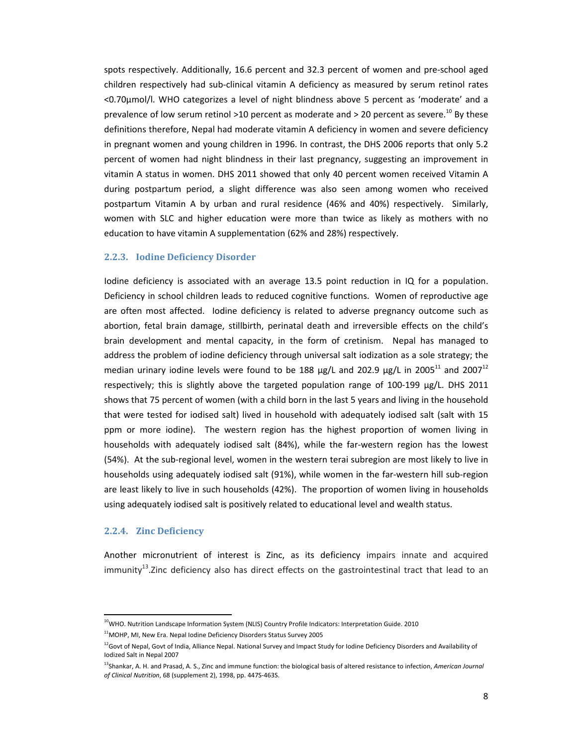spots respectively. Additionally, 16.6 percent and 32.3 percent of women and pre-school aged children respectively had sub-clinical vitamin A deficiency as measured by serum retinol rates <0.70µmol/l. WHO categorizes a level of night blindness above 5 percent as 'moderate' and a prevalence of low serum retinol >10 percent as moderate and > 20 percent as severe.[10] By these definitions therefore, Nepal had moderate vitamin A deficiency in women and severe deficiency in pregnant women and young children in 1996. In contrast, the DHS 2006 reports that only 5.2 percent of women had night blindness in their last pregnancy, suggesting an improvement in vitamin A status in women. DHS 2011 showed that only 40 percent women received Vitamin A during postpartum period, a slight difference was also seen among women who received postpartum Vitamin A by urban and rural residence (46% and 40%) respectively. Similarly, women with SLC and higher education were more than twice as likely as mothers with no education to have vitamin A supplementation (62% and 28%) respectively.

### 2.2.3. Iodine Deficiency Disorder

Iodine deficiency is associated with an average 13.5 point reduction in IQ for a population. Deficiency in school children leads to reduced cognitive functions. Women of reproductive age are often most affected. Iodine deficiency is related to adverse pregnancy outcome such as abortion, fetal brain damage, stillbirth, perinatal death and irreversible effects on the child's brain development and mental capacity, in the form of cretinism. Nepal has managed to address the problem of iodine deficiency through universal salt iodization as a sole strategy; the median urinary iodine levels were found to be 188 µg/L and 202.9 µg/L in 2005[11] and 2007[12] respectively; this is slightly above the targeted population range of 100-199 µg/L. DHS 2011 shows that 75 percent of women (with a child born in the last 5 years and living in the household that were tested for iodised salt) lived in household with adequately iodised salt (salt with 15 ppm or more iodine). The western region has the highest proportion of women living in households with adequately iodised salt (84%), while the far-western region has the lowest (54%). At the sub-regional level, women in the western terai subregion are most likely to live in households using adequately iodised salt (91%), while women in the far-western hill sub-region are least likely to live in such households (42%). The proportion of women living in households using adequately iodised salt is positively related to educational level and wealth status.

### 2.2.4. Zinc Deficiency

Another micronutrient of interest is Zinc, as its deficiency impairs innate and acquired immunity[13].Zinc deficiency also has direct effects on the gastrointestinal tract that lead to an

---

[10] WHO. Nutrition Landscape Information System (NLIS) Country Profile Indicators: Interpretation Guide. 2010

[11] MOHP, MI, New Era. Nepal Iodine Deficiency Disorders Status Survey 2005

[12] Govt of Nepal, Govt of India, Alliance Nepal. National Survey and Impact Study for Iodine Deficiency Disorders and Availability of Iodized Salt in Nepal 2007

[13] Shankar, A. H. and Prasad, A. S., Zinc and immune function: the biological basis of altered resistance to infection, *American Journal of Clinical Nutrition*, 68 (supplement 2), 1998, pp. 447S-463S.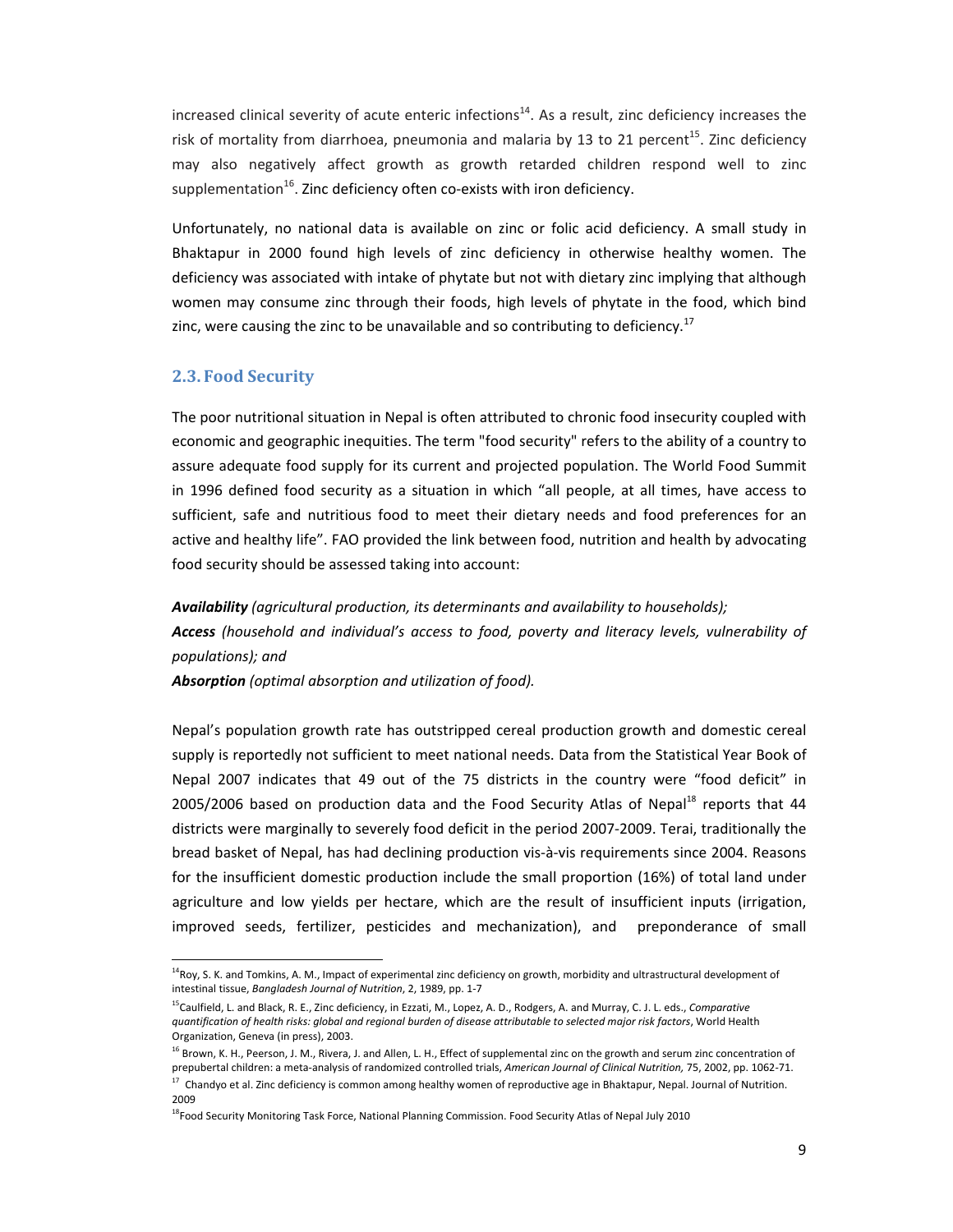increased clinical severity of acute enteric infections[14]. As a result, zinc deficiency increases the risk of mortality from diarrhoea, pneumonia and malaria by 13 to 21 percent[15]. Zinc deficiency may also negatively affect growth as growth retarded children respond well to zinc supplementation[16]. Zinc deficiency often co-exists with iron deficiency.

Unfortunately, no national data is available on zinc or folic acid deficiency. A small study in Bhaktapur in 2000 found high levels of zinc deficiency in otherwise healthy women. The deficiency was associated with intake of phytate but not with dietary zinc implying that although women may consume zinc through their foods, high levels of phytate in the food, which bind zinc, were causing the zinc to be unavailable and so contributing to deficiency.[17]

## 2.3. Food Security

The poor nutritional situation in Nepal is often attributed to chronic food insecurity coupled with economic and geographic inequities. The term "food security" refers to the ability of a country to assure adequate food supply for its current and projected population. The World Food Summit in 1996 defined food security as a situation in which "all people, at all times, have access to sufficient, safe and nutritious food to meet their dietary needs and food preferences for an active and healthy life". FAO provided the link between food, nutrition and health by advocating food security should be assessed taking into account:

***Availability*** *(agricultural production, its determinants and availability to households);*
***Access*** *(household and individual's access to food, poverty and literacy levels, vulnerability of populations); and*
***Absorption*** *(optimal absorption and utilization of food).*

Nepal's population growth rate has outstripped cereal production growth and domestic cereal supply is reportedly not sufficient to meet national needs. Data from the Statistical Year Book of Nepal 2007 indicates that 49 out of the 75 districts in the country were "food deficit" in 2005/2006 based on production data and the Food Security Atlas of Nepal[18] reports that 44 districts were marginally to severely food deficit in the period 2007-2009. Terai, traditionally the bread basket of Nepal, has had declining production vis-à-vis requirements since 2004. Reasons for the insufficient domestic production include the small proportion (16%) of total land under agriculture and low yields per hectare, which are the result of insufficient inputs (irrigation, improved seeds, fertilizer, pesticides and mechanization), and preponderance of small

---

[14] Roy, S. K. and Tomkins, A. M., Impact of experimental zinc deficiency on growth, morbidity and ultrastructural development of intestinal tissue, *Bangladesh Journal of Nutrition*, 2, 1989, pp. 1-7

[15] Caulfield, L. and Black, R. E., Zinc deficiency, in Ezzati, M., Lopez, A. D., Rodgers, A. and Murray, C. J. L. eds., *Comparative quantification of health risks: global and regional burden of disease attributable to selected major risk factors*, World Health Organization, Geneva (in press), 2003.

[16] Brown, K. H., Peerson, J. M., Rivera, J. and Allen, L. H., Effect of supplemental zinc on the growth and serum zinc concentration of prepubertal children: a meta-analysis of randomized controlled trials, *American Journal of Clinical Nutrition,* 75, 2002, pp. 1062-71.

[17] Chandyo et al. Zinc deficiency is common among healthy women of reproductive age in Bhaktapur, Nepal. Journal of Nutrition. 2009

[18] Food Security Monitoring Task Force, National Planning Commission. Food Security Atlas of Nepal July 2010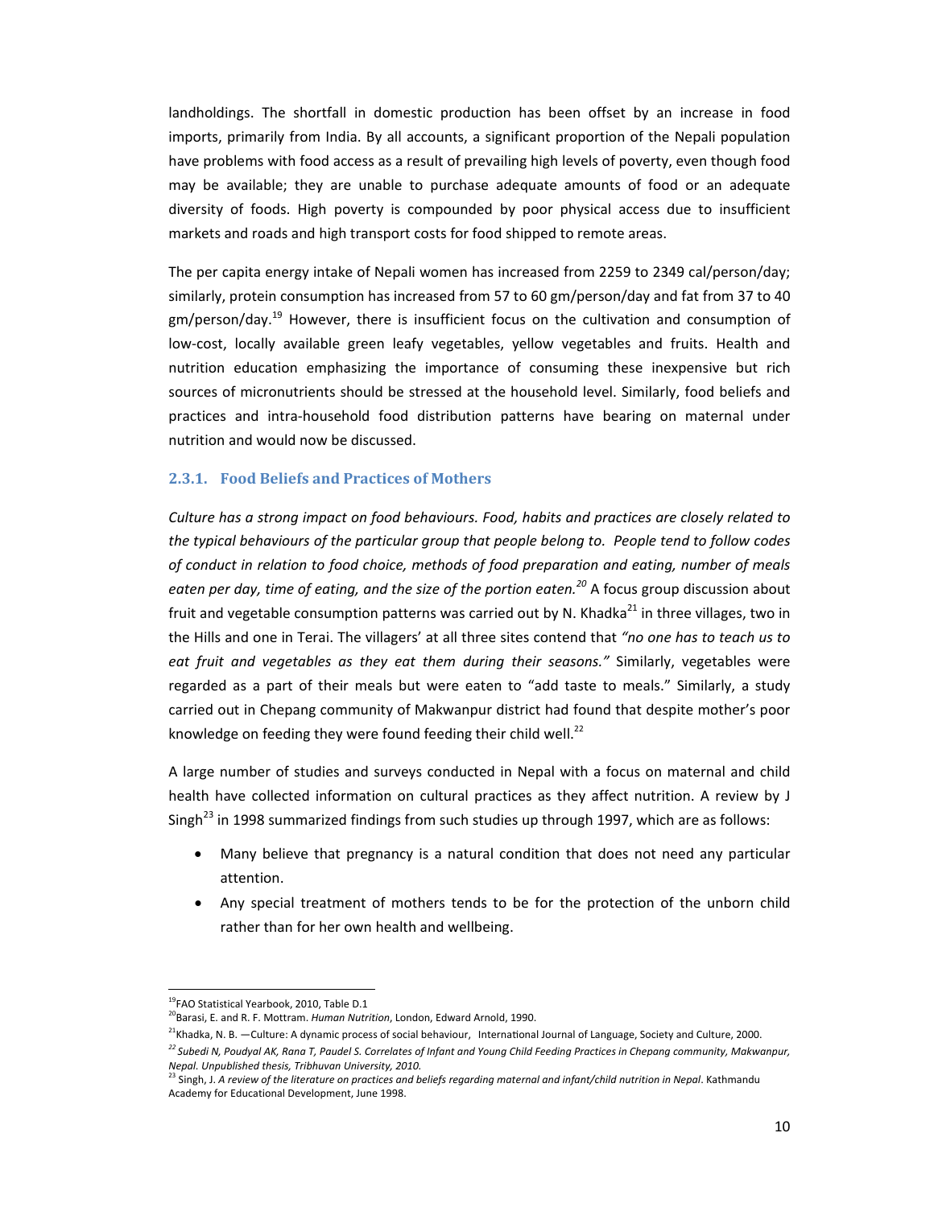landholdings. The shortfall in domestic production has been offset by an increase in food imports, primarily from India. By all accounts, a significant proportion of the Nepali population have problems with food access as a result of prevailing high levels of poverty, even though food may be available; they are unable to purchase adequate amounts of food or an adequate diversity of foods. High poverty is compounded by poor physical access due to insufficient markets and roads and high transport costs for food shipped to remote areas.

The per capita energy intake of Nepali women has increased from 2259 to 2349 cal/person/day; similarly, protein consumption has increased from 57 to 60 gm/person/day and fat from 37 to 40 gm/person/day.[19] However, there is insufficient focus on the cultivation and consumption of low-cost, locally available green leafy vegetables, yellow vegetables and fruits. Health and nutrition education emphasizing the importance of consuming these inexpensive but rich sources of micronutrients should be stressed at the household level. Similarly, food beliefs and practices and intra-household food distribution patterns have bearing on maternal under nutrition and would now be discussed.

### 2.3.1. Food Beliefs and Practices of Mothers

*Culture has a strong impact on food behaviours. Food, habits and practices are closely related to the typical behaviours of the particular group that people belong to. People tend to follow codes of conduct in relation to food choice, methods of food preparation and eating, number of meals eaten per day, time of eating, and the size of the portion eaten.[20]* A focus group discussion about fruit and vegetable consumption patterns was carried out by N. Khadka[21] in three villages, two in the Hills and one in Terai. The villagers' at all three sites contend that *"no one has to teach us to eat fruit and vegetables as they eat them during their seasons."* Similarly, vegetables were regarded as a part of their meals but were eaten to "add taste to meals." Similarly, a study carried out in Chepang community of Makwanpur district had found that despite mother's poor knowledge on feeding they were found feeding their child well.[22]

A large number of studies and surveys conducted in Nepal with a focus on maternal and child health have collected information on cultural practices as they affect nutrition. A review by J Singh[23] in 1998 summarized findings from such studies up through 1997, which are as follows:

- Many believe that pregnancy is a natural condition that does not need any particular attention.
- Any special treatment of mothers tends to be for the protection of the unborn child rather than for her own health and wellbeing.

---

[19] FAO Statistical Yearbook, 2010, Table D.1

[20] Barasi, E. and R. F. Mottram. *Human Nutrition*, London, Edward Arnold, 1990.

[21] Khadka, N. B. —Culture: A dynamic process of social behaviour, International Journal of Language, Society and Culture, 2000.

[22] *Subedi N, Poudyal AK, Rana T, Paudel S. Correlates of Infant and Young Child Feeding Practices in Chepang community, Makwanpur, Nepal. Unpublished thesis, Tribhuvan University, 2010.*

[23] Singh, J. *A review of the literature on practices and beliefs regarding maternal and infant/child nutrition in Nepal*. Kathmandu Academy for Educational Development, June 1998.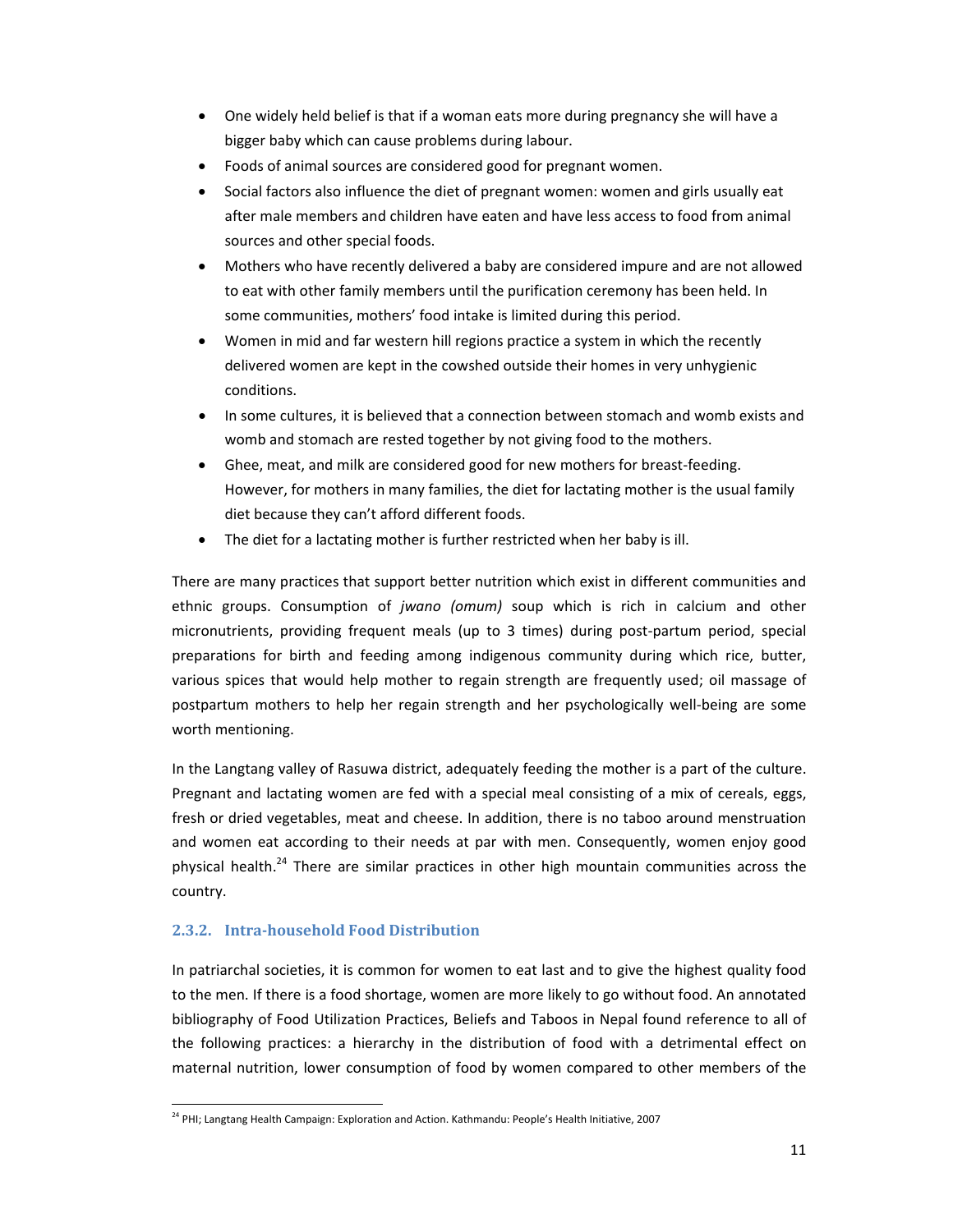- One widely held belief is that if a woman eats more during pregnancy she will have a bigger baby which can cause problems during labour.
- Foods of animal sources are considered good for pregnant women.
- Social factors also influence the diet of pregnant women: women and girls usually eat after male members and children have eaten and have less access to food from animal sources and other special foods.
- Mothers who have recently delivered a baby are considered impure and are not allowed to eat with other family members until the purification ceremony has been held. In some communities, mothers' food intake is limited during this period.
- Women in mid and far western hill regions practice a system in which the recently delivered women are kept in the cowshed outside their homes in very unhygienic conditions.
- In some cultures, it is believed that a connection between stomach and womb exists and womb and stomach are rested together by not giving food to the mothers.
- Ghee, meat, and milk are considered good for new mothers for breast-feeding. However, for mothers in many families, the diet for lactating mother is the usual family diet because they can't afford different foods.
- The diet for a lactating mother is further restricted when her baby is ill.

There are many practices that support better nutrition which exist in different communities and ethnic groups. Consumption of *jwano (omum)* soup which is rich in calcium and other micronutrients, providing frequent meals (up to 3 times) during post-partum period, special preparations for birth and feeding among indigenous community during which rice, butter, various spices that would help mother to regain strength are frequently used; oil massage of postpartum mothers to help her regain strength and her psychologically well-being are some worth mentioning.

In the Langtang valley of Rasuwa district, adequately feeding the mother is a part of the culture. Pregnant and lactating women are fed with a special meal consisting of a mix of cereals, eggs, fresh or dried vegetables, meat and cheese. In addition, there is no taboo around menstruation and women eat according to their needs at par with men. Consequently, women enjoy good physical health.[24] There are similar practices in other high mountain communities across the country.

### 2.3.2. Intra-household Food Distribution

In patriarchal societies, it is common for women to eat last and to give the highest quality food to the men. If there is a food shortage, women are more likely to go without food. An annotated bibliography of Food Utilization Practices, Beliefs and Taboos in Nepal found reference to all of the following practices: a hierarchy in the distribution of food with a detrimental effect on maternal nutrition, lower consumption of food by women compared to other members of the

[24] PHI; Langtang Health Campaign: Exploration and Action. Kathmandu: People's Health Initiative, 2007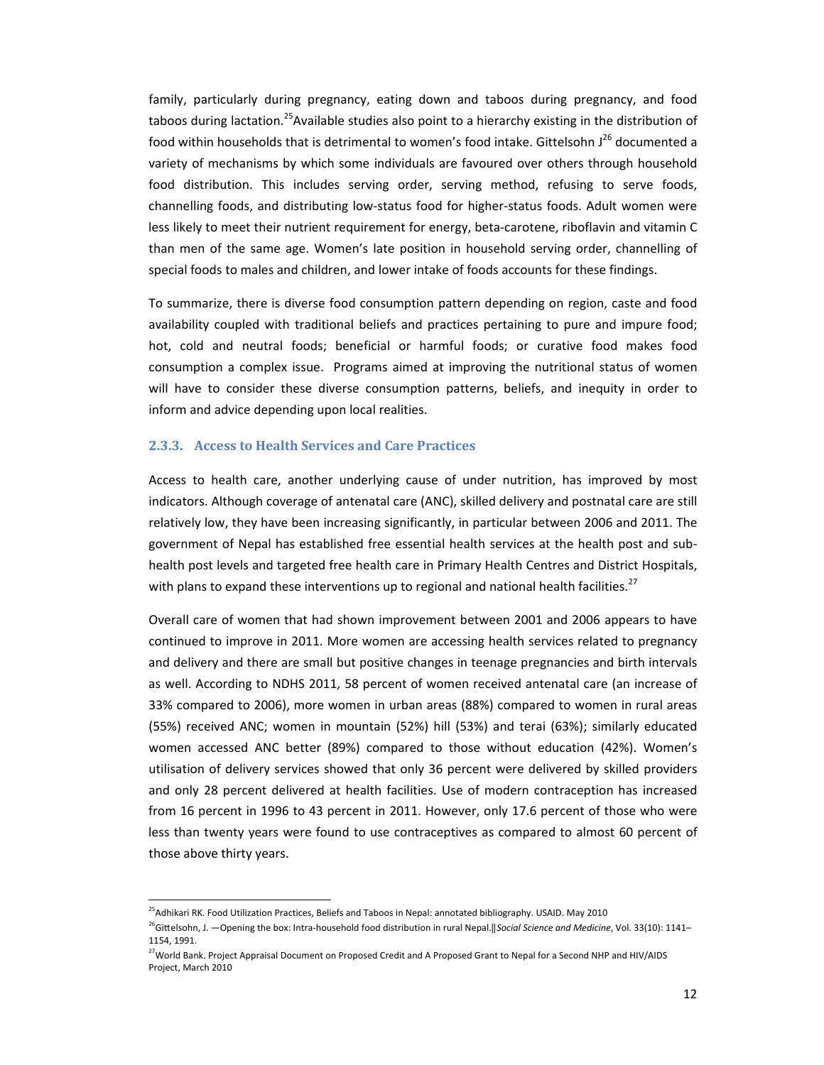family, particularly during pregnancy, eating down and taboos during pregnancy, and food taboos during lactation.[25] Available studies also point to a hierarchy existing in the distribution of food within households that is detrimental to women's food intake. Gittelsohn J[26] documented a variety of mechanisms by which some individuals are favoured over others through household food distribution. This includes serving order, serving method, refusing to serve foods, channelling foods, and distributing low-status food for higher-status foods. Adult women were less likely to meet their nutrient requirement for energy, beta-carotene, riboflavin and vitamin C than men of the same age. Women's late position in household serving order, channelling of special foods to males and children, and lower intake of foods accounts for these findings.

To summarize, there is diverse food consumption pattern depending on region, caste and food availability coupled with traditional beliefs and practices pertaining to pure and impure food; hot, cold and neutral foods; beneficial or harmful foods; or curative food makes food consumption a complex issue. Programs aimed at improving the nutritional status of women will have to consider these diverse consumption patterns, beliefs, and inequity in order to inform and advice depending upon local realities.

### 2.3.3. Access to Health Services and Care Practices

Access to health care, another underlying cause of under nutrition, has improved by most indicators. Although coverage of antenatal care (ANC), skilled delivery and postnatal care are still relatively low, they have been increasing significantly, in particular between 2006 and 2011. The government of Nepal has established free essential health services at the health post and sub-health post levels and targeted free health care in Primary Health Centres and District Hospitals, with plans to expand these interventions up to regional and national health facilities.[27]

Overall care of women that had shown improvement between 2001 and 2006 appears to have continued to improve in 2011. More women are accessing health services related to pregnancy and delivery and there are small but positive changes in teenage pregnancies and birth intervals as well. According to NDHS 2011, 58 percent of women received antenatal care (an increase of 33% compared to 2006), more women in urban areas (88%) compared to women in rural areas (55%) received ANC; women in mountain (52%) hill (53%) and terai (63%); similarly educated women accessed ANC better (89%) compared to those without education (42%). Women's utilisation of delivery services showed that only 36 percent were delivered by skilled providers and only 28 percent delivered at health facilities. Use of modern contraception has increased from 16 percent in 1996 to 43 percent in 2011. However, only 17.6 percent of those who were less than twenty years were found to use contraceptives as compared to almost 60 percent of those above thirty years.

---

[25] Adhikari RK. Food Utilization Practices, Beliefs and Taboos in Nepal: annotated bibliography. USAID. May 2010

[26] Gittelsohn, J. —Opening the box: Intra-household food distribution in rural Nepal.‖ *Social Science and Medicine*, Vol. 33(10): 1141–1154, 1991.

[27] World Bank. Project Appraisal Document on Proposed Credit and A Proposed Grant to Nepal for a Second NHP and HIV/AIDS Project, March 2010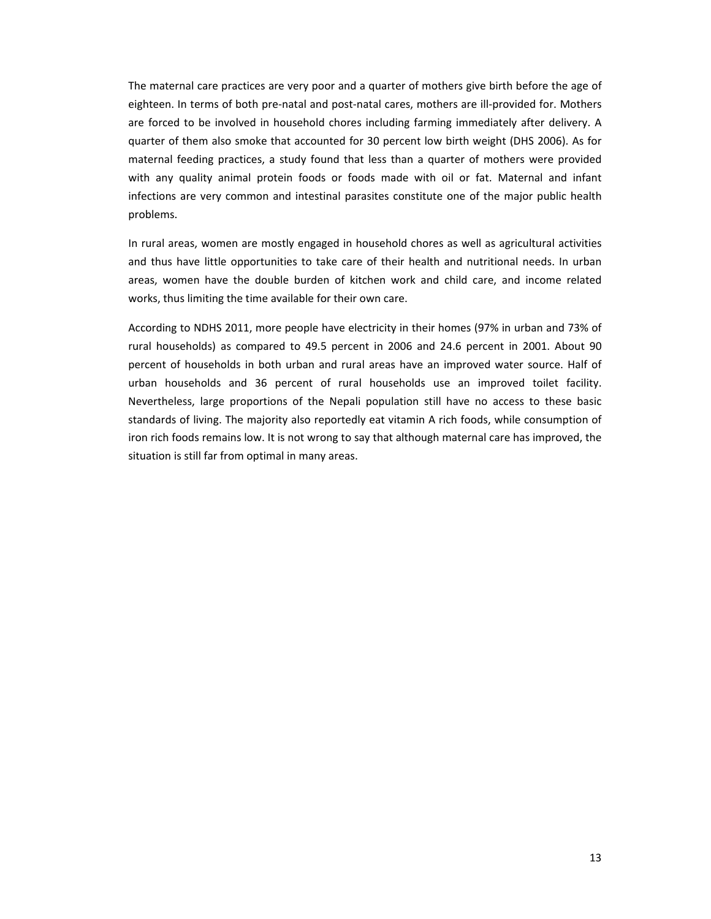The maternal care practices are very poor and a quarter of mothers give birth before the age of eighteen. In terms of both pre-natal and post-natal cares, mothers are ill-provided for. Mothers are forced to be involved in household chores including farming immediately after delivery. A quarter of them also smoke that accounted for 30 percent low birth weight (DHS 2006). As for maternal feeding practices, a study found that less than a quarter of mothers were provided with any quality animal protein foods or foods made with oil or fat. Maternal and infant infections are very common and intestinal parasites constitute one of the major public health problems.

In rural areas, women are mostly engaged in household chores as well as agricultural activities and thus have little opportunities to take care of their health and nutritional needs. In urban areas, women have the double burden of kitchen work and child care, and income related works, thus limiting the time available for their own care.

According to NDHS 2011, more people have electricity in their homes (97% in urban and 73% of rural households) as compared to 49.5 percent in 2006 and 24.6 percent in 2001. About 90 percent of households in both urban and rural areas have an improved water source. Half of urban households and 36 percent of rural households use an improved toilet facility. Nevertheless, large proportions of the Nepali population still have no access to these basic standards of living. The majority also reportedly eat vitamin A rich foods, while consumption of iron rich foods remains low. It is not wrong to say that although maternal care has improved, the situation is still far from optimal in many areas.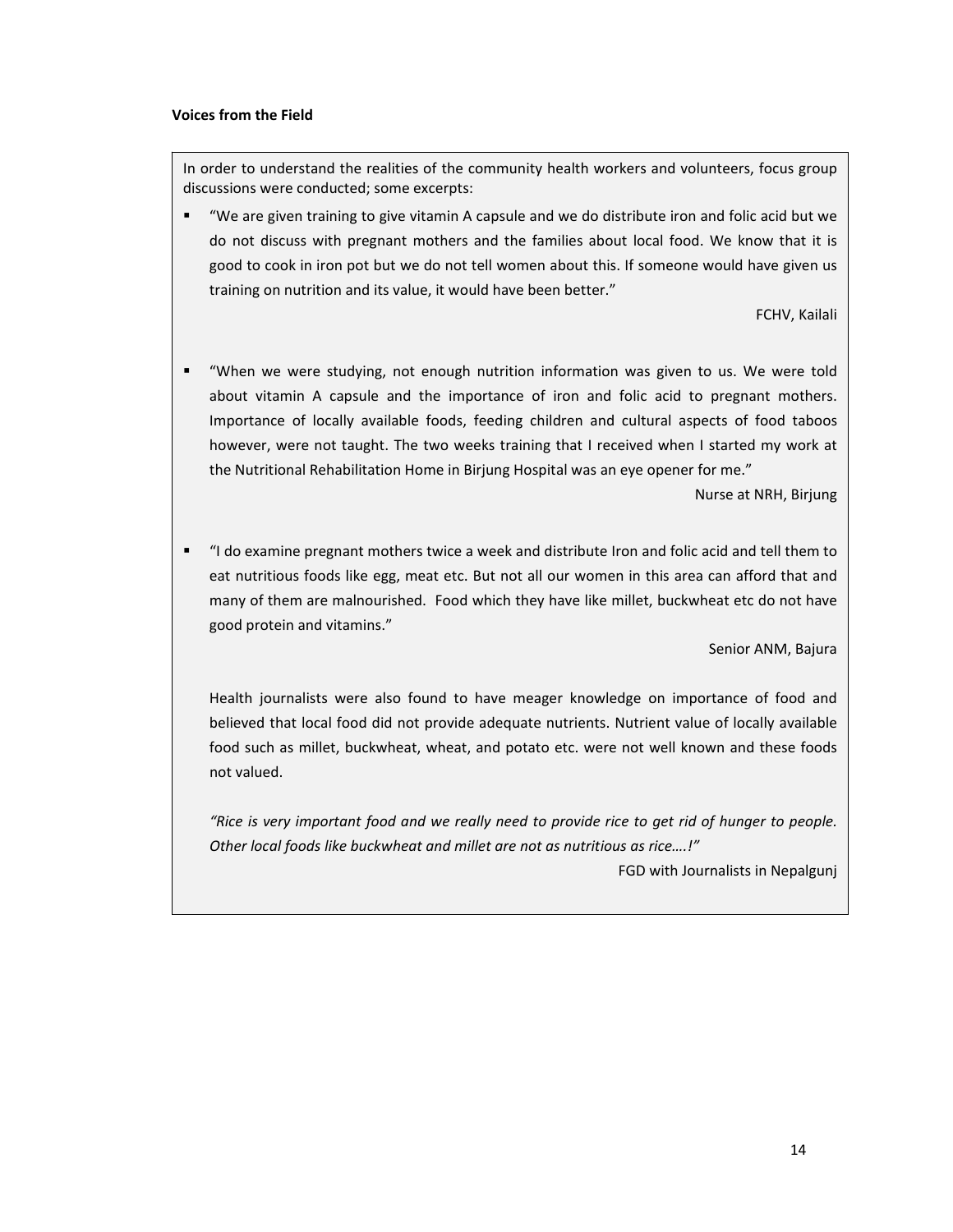**Voices from the Field**

In order to understand the realities of the community health workers and volunteers, focus group discussions were conducted; some excerpts:

- "We are given training to give vitamin A capsule and we do distribute iron and folic acid but we do not discuss with pregnant mothers and the families about local food. We know that it is good to cook in iron pot but we do not tell women about this. If someone would have given us training on nutrition and its value, it would have been better."

  FCHV, Kailali

- "When we were studying, not enough nutrition information was given to us. We were told about vitamin A capsule and the importance of iron and folic acid to pregnant mothers. Importance of locally available foods, feeding children and cultural aspects of food taboos however, were not taught. The two weeks training that I received when I started my work at the Nutritional Rehabilitation Home in Birjung Hospital was an eye opener for me."

  Nurse at NRH, Birjung

- "I do examine pregnant mothers twice a week and distribute Iron and folic acid and tell them to eat nutritious foods like egg, meat etc. But not all our women in this area can afford that and many of them are malnourished. Food which they have like millet, buckwheat etc do not have good protein and vitamins."

  Senior ANM, Bajura

Health journalists were also found to have meager knowledge on importance of food and believed that local food did not provide adequate nutrients. Nutrient value of locally available food such as millet, buckwheat, wheat, and potato etc. were not well known and these foods not valued.

*"Rice is very important food and we really need to provide rice to get rid of hunger to people. Other local foods like buckwheat and millet are not as nutritious as rice….!"*

FGD with Journalists in Nepalgunj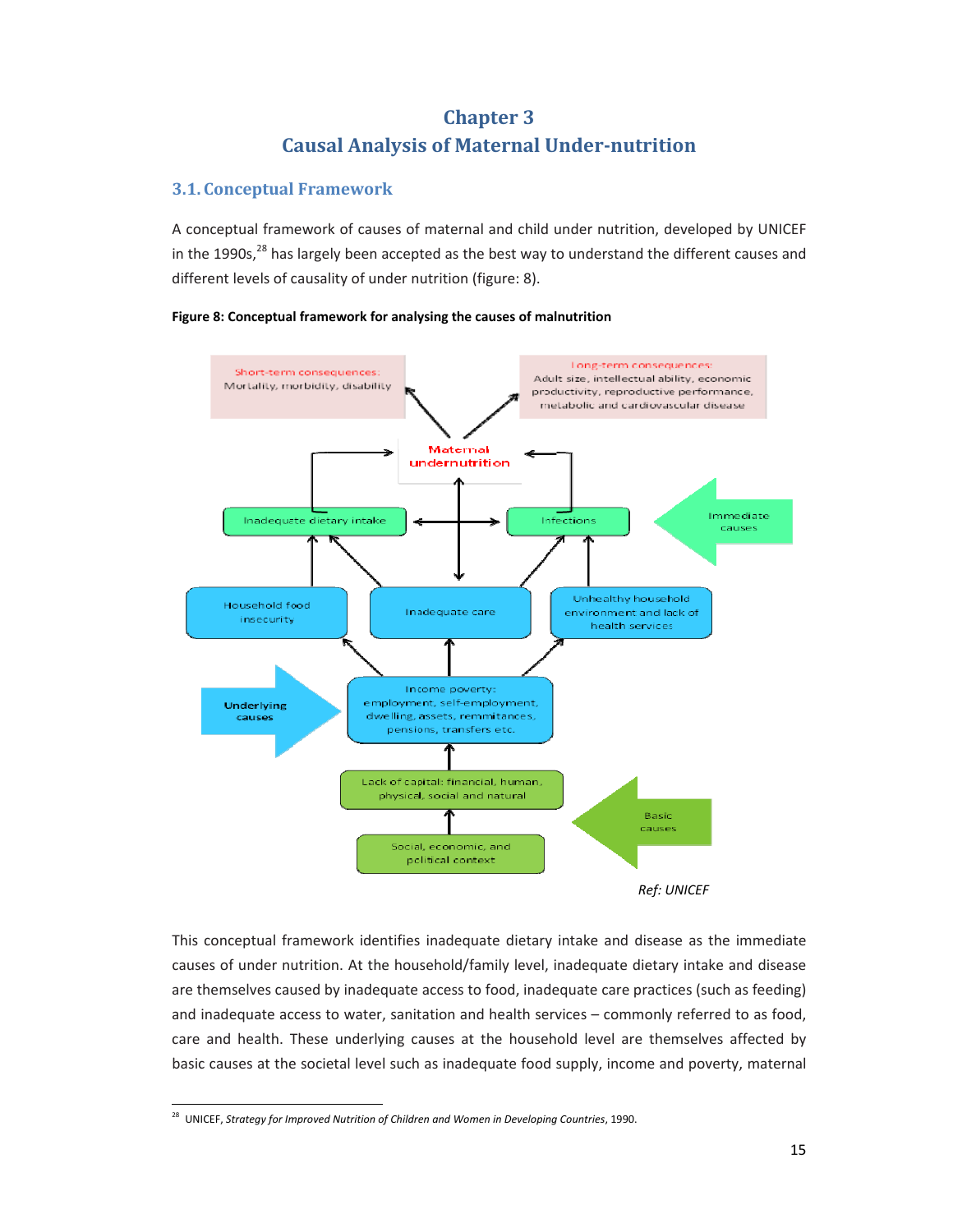# Chapter 3
# Causal Analysis of Maternal Under-nutrition

## 3.1. Conceptual Framework

A conceptual framework of causes of maternal and child under nutrition, developed by UNICEF in the 1990s,[28] has largely been accepted as the best way to understand the different causes and different levels of causality of under nutrition (figure: 8).

**Figure 8: Conceptual framework for analysing the causes of malnutrition**

Short-term consequences: Mortality, morbidity, disability

Long-term consequences: Adult size, intellectual ability, economic productivity, reproductive performance, metabolic and cardiovascular disease

Maternal undernutrition

Inadequate dietary intake | Infections | Immediate causes

Household food insecurity | Inadequate care | Unhealthy household environment and lack of health services

Underlying causes | Income poverty: employment, self-employment, dwelling, assets, remittances, pensions, transfers etc.

Lack of capital: financial, human, physical, social and natural

Social, economic, and political context | Basic causes

*Ref: UNICEF*

This conceptual framework identifies inadequate dietary intake and disease as the immediate causes of under nutrition. At the household/family level, inadequate dietary intake and disease are themselves caused by inadequate access to food, inadequate care practices (such as feeding) and inadequate access to water, sanitation and health services – commonly referred to as food, care and health. These underlying causes at the household level are themselves affected by basic causes at the societal level such as inadequate food supply, income and poverty, maternal

[28] UNICEF, *Strategy for Improved Nutrition of Children and Women in Developing Countries*, 1990.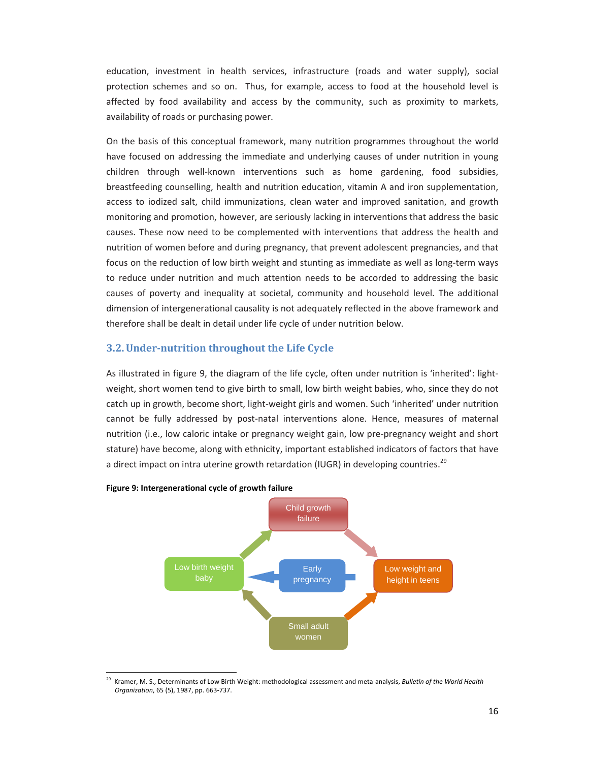education, investment in health services, infrastructure (roads and water supply), social protection schemes and so on. Thus, for example, access to food at the household level is affected by food availability and access by the community, such as proximity to markets, availability of roads or purchasing power.

On the basis of this conceptual framework, many nutrition programmes throughout the world have focused on addressing the immediate and underlying causes of under nutrition in young children through well-known interventions such as home gardening, food subsidies, breastfeeding counselling, health and nutrition education, vitamin A and iron supplementation, access to iodized salt, child immunizations, clean water and improved sanitation, and growth monitoring and promotion, however, are seriously lacking in interventions that address the basic causes. These now need to be complemented with interventions that address the health and nutrition of women before and during pregnancy, that prevent adolescent pregnancies, and that focus on the reduction of low birth weight and stunting as immediate as well as long-term ways to reduce under nutrition and much attention needs to be accorded to addressing the basic causes of poverty and inequality at societal, community and household level. The additional dimension of intergenerational causality is not adequately reflected in the above framework and therefore shall be dealt in detail under life cycle of under nutrition below.

## 3.2. Under-nutrition throughout the Life Cycle

As illustrated in figure 9, the diagram of the life cycle, often under nutrition is 'inherited': light-weight, short women tend to give birth to small, low birth weight babies, who, since they do not catch up in growth, become short, light-weight girls and women. Such 'inherited' under nutrition cannot be fully addressed by post-natal interventions alone. Hence, measures of maternal nutrition (i.e., low caloric intake or pregnancy weight gain, low pre-pregnancy weight and short stature) have become, along with ethnicity, important established indicators of factors that have a direct impact on intra uterine growth retardation (IUGR) in developing countries.[29]

**Figure 9: Intergenerational cycle of growth failure**

Child growth failure → Low weight and height in teens → Small adult women → Low birth weight baby → Child growth failure

Early pregnancy → Low birth weight baby

[29] Kramer, M. S., Determinants of Low Birth Weight: methodological assessment and meta-analysis, *Bulletin of the World Health Organization*, 65 (5), 1987, pp. 663-737.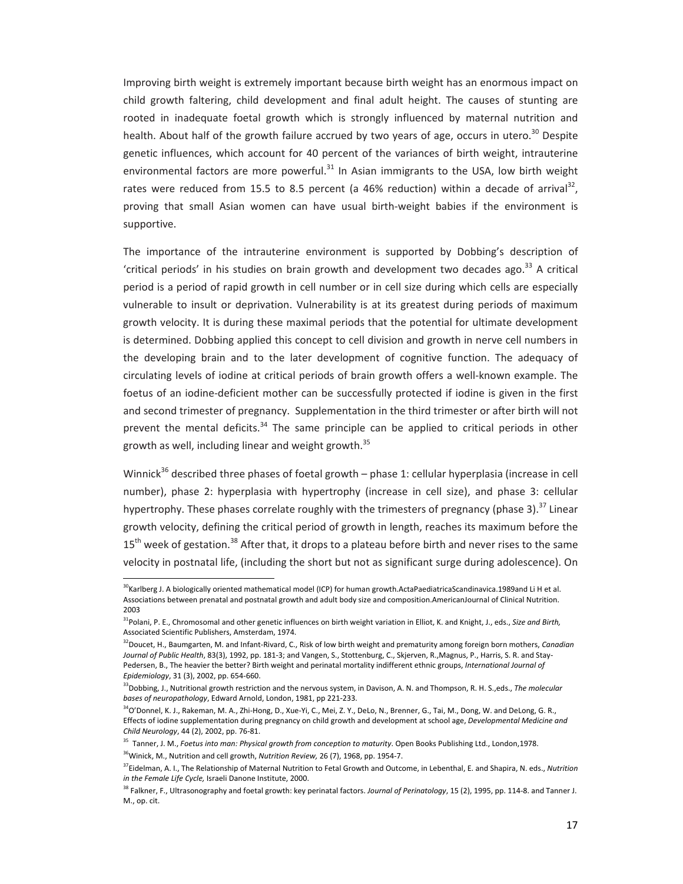Improving birth weight is extremely important because birth weight has an enormous impact on child growth faltering, child development and final adult height. The causes of stunting are rooted in inadequate foetal growth which is strongly influenced by maternal nutrition and health. About half of the growth failure accrued by two years of age, occurs in utero.[30] Despite genetic influences, which account for 40 percent of the variances of birth weight, intrauterine environmental factors are more powerful.[31] In Asian immigrants to the USA, low birth weight rates were reduced from 15.5 to 8.5 percent (a 46% reduction) within a decade of arrival[32], proving that small Asian women can have usual birth-weight babies if the environment is supportive.

The importance of the intrauterine environment is supported by Dobbing's description of 'critical periods' in his studies on brain growth and development two decades ago.[33] A critical period is a period of rapid growth in cell number or in cell size during which cells are especially vulnerable to insult or deprivation. Vulnerability is at its greatest during periods of maximum growth velocity. It is during these maximal periods that the potential for ultimate development is determined. Dobbing applied this concept to cell division and growth in nerve cell numbers in the developing brain and to the later development of cognitive function. The adequacy of circulating levels of iodine at critical periods of brain growth offers a well-known example. The foetus of an iodine-deficient mother can be successfully protected if iodine is given in the first and second trimester of pregnancy. Supplementation in the third trimester or after birth will not prevent the mental deficits.[34] The same principle can be applied to critical periods in other growth as well, including linear and weight growth.[35]

Winnick[36] described three phases of foetal growth – phase 1: cellular hyperplasia (increase in cell number), phase 2: hyperplasia with hypertrophy (increase in cell size), and phase 3: cellular hypertrophy. These phases correlate roughly with the trimesters of pregnancy (phase 3).[37] Linear growth velocity, defining the critical period of growth in length, reaches its maximum before the 15th week of gestation.[38] After that, it drops to a plateau before birth and never rises to the same velocity in postnatal life, (including the short but not as significant surge during adolescence). On

---

[30] Karlberg J. A biologically oriented mathematical model (ICP) for human growth.ActaPaediatricaScandinavica.1989and Li H et al. Associations between prenatal and postnatal growth and adult body size and composition.AmericanJournal of Clinical Nutrition. 2003

[31] Polani, P. E., Chromosomal and other genetic influences on birth weight variation in Elliot, K. and Knight, J., eds., *Size and Birth,* Associated Scientific Publishers, Amsterdam, 1974.

[32] Doucet, H., Baumgarten, M. and Infant-Rivard, C., Risk of low birth weight and prematurity among foreign born mothers, *Canadian Journal of Public Health*, 83(3), 1992, pp. 181-3; and Vangen, S., Stottenburg, C., Skjerven, R.,Magnus, P., Harris, S. R. and Stay-Pedersen, B., The heavier the better? Birth weight and perinatal mortality indifferent ethnic groups, *International Journal of Epidemiology*, 31 (3), 2002, pp. 654-660.

[33] Dobbing, J., Nutritional growth restriction and the nervous system, in Davison, A. N. and Thompson, R. H. S.,eds., *The molecular bases of neuropathology*, Edward Arnold, London, 1981, pp 221-233.

[34] O'Donnel, K. J., Rakeman, M. A., Zhi-Hong, D., Xue-Yi, C., Mei, Z. Y., DeLo, N., Brenner, G., Tai, M., Dong, W. and DeLong, G. R., Effects of iodine supplementation during pregnancy on child growth and development at school age, *Developmental Medicine and Child Neurology*, 44 (2), 2002, pp. 76-81.

[35] Tanner, J. M., *Foetus into man: Physical growth from conception to maturity*. Open Books Publishing Ltd., London,1978.

[36] Winick, M., Nutrition and cell growth, *Nutrition Review,* 26 (7), 1968, pp. 1954-7.

[37] Eidelman, A. I., The Relationship of Maternal Nutrition to Fetal Growth and Outcome, in Lebenthal, E. and Shapira, N. eds., *Nutrition in the Female Life Cycle,* Israeli Danone Institute, 2000.

[38] Falkner, F., Ultrasonography and foetal growth: key perinatal factors. *Journal of Perinatology*, 15 (2), 1995, pp. 114-8. and Tanner J. M., op. cit.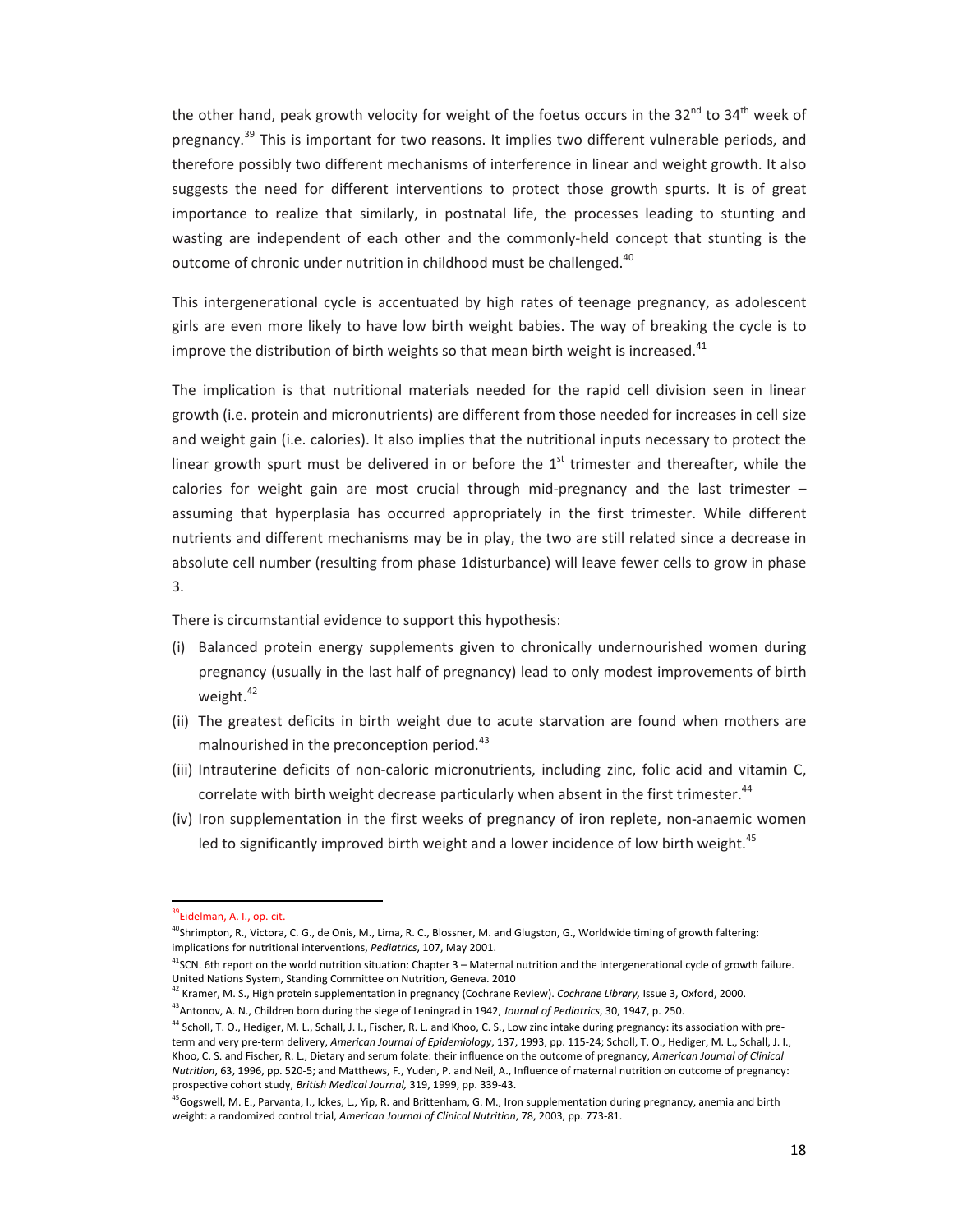the other hand, peak growth velocity for weight of the foetus occurs in the 32nd to 34th week of pregnancy.[39] This is important for two reasons. It implies two different vulnerable periods, and therefore possibly two different mechanisms of interference in linear and weight growth. It also suggests the need for different interventions to protect those growth spurts. It is of great importance to realize that similarly, in postnatal life, the processes leading to stunting and wasting are independent of each other and the commonly-held concept that stunting is the outcome of chronic under nutrition in childhood must be challenged.[40]

This intergenerational cycle is accentuated by high rates of teenage pregnancy, as adolescent girls are even more likely to have low birth weight babies. The way of breaking the cycle is to improve the distribution of birth weights so that mean birth weight is increased.[41]

The implication is that nutritional materials needed for the rapid cell division seen in linear growth (i.e. protein and micronutrients) are different from those needed for increases in cell size and weight gain (i.e. calories). It also implies that the nutritional inputs necessary to protect the linear growth spurt must be delivered in or before the 1st trimester and thereafter, while the calories for weight gain are most crucial through mid-pregnancy and the last trimester – assuming that hyperplasia has occurred appropriately in the first trimester. While different nutrients and different mechanisms may be in play, the two are still related since a decrease in absolute cell number (resulting from phase 1disturbance) will leave fewer cells to grow in phase 3.

There is circumstantial evidence to support this hypothesis:

(i) Balanced protein energy supplements given to chronically undernourished women during pregnancy (usually in the last half of pregnancy) lead to only modest improvements of birth weight.[42]

(ii) The greatest deficits in birth weight due to acute starvation are found when mothers are malnourished in the preconception period.[43]

(iii) Intrauterine deficits of non-caloric micronutrients, including zinc, folic acid and vitamin C, correlate with birth weight decrease particularly when absent in the first trimester.[44]

(iv) Iron supplementation in the first weeks of pregnancy of iron replete, non-anaemic women led to significantly improved birth weight and a lower incidence of low birth weight.[45]

---

[39] Eidelman, A. I., op. cit.

[40] Shrimpton, R., Victora, C. G., de Onis, M., Lima, R. C., Blossner, M. and Glugston, G., Worldwide timing of growth faltering: implications for nutritional interventions, *Pediatrics*, 107, May 2001.

[41] SCN. 6th report on the world nutrition situation: Chapter 3 – Maternal nutrition and the intergenerational cycle of growth failure. United Nations System, Standing Committee on Nutrition, Geneva. 2010

[42] Kramer, M. S., High protein supplementation in pregnancy (Cochrane Review). *Cochrane Library,* Issue 3, Oxford, 2000.

[43] Antonov, A. N., Children born during the siege of Leningrad in 1942, *Journal of Pediatrics*, 30, 1947, p. 250.

[44] Scholl, T. O., Hediger, M. L., Schall, J. I., Fischer, R. L. and Khoo, C. S., Low zinc intake during pregnancy: its association with preterm and very pre-term delivery, *American Journal of Epidemiology*, 137, 1993, pp. 115-24; Scholl, T. O., Hediger, M. L., Schall, J. I., Khoo, C. S. and Fischer, R. L., Dietary and serum folate: their influence on the outcome of pregnancy, *American Journal of Clinical Nutrition*, 63, 1996, pp. 520-5; and Matthews, F., Yuden, P. and Neil, A., Influence of maternal nutrition on outcome of pregnancy: prospective cohort study, *British Medical Journal,* 319, 1999, pp. 339-43.

[45] Gogswell, M. E., Parvanta, I., Ickes, L., Yip, R. and Brittenham, G. M., Iron supplementation during pregnancy, anemia and birth weight: a randomized control trial, *American Journal of Clinical Nutrition*, 78, 2003, pp. 773-81.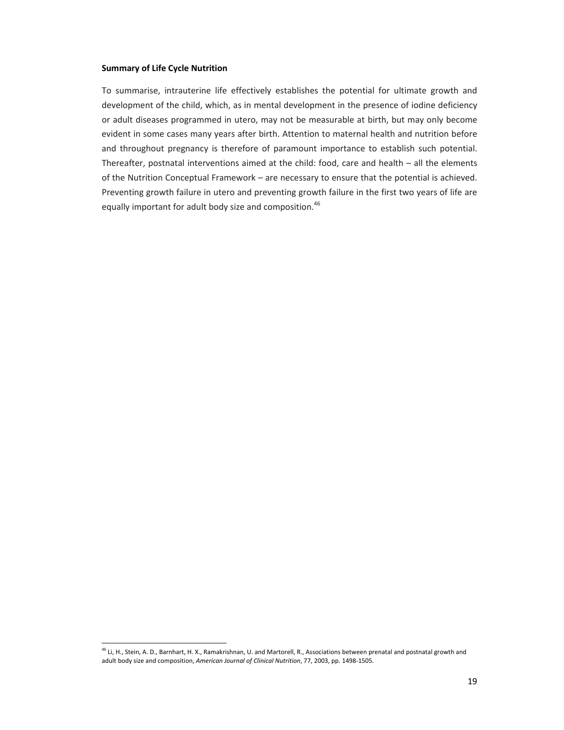**Summary of Life Cycle Nutrition**

To summarise, intrauterine life effectively establishes the potential for ultimate growth and development of the child, which, as in mental development in the presence of iodine deficiency or adult diseases programmed in utero, may not be measurable at birth, but may only become evident in some cases many years after birth. Attention to maternal health and nutrition before and throughout pregnancy is therefore of paramount importance to establish such potential. Thereafter, postnatal interventions aimed at the child: food, care and health – all the elements of the Nutrition Conceptual Framework – are necessary to ensure that the potential is achieved. Preventing growth failure in utero and preventing growth failure in the first two years of life are equally important for adult body size and composition.[46]

---

[46] Li, H., Stein, A. D., Barnhart, H. X., Ramakrishnan, U. and Martorell, R., Associations between prenatal and postnatal growth and adult body size and composition, *American Journal of Clinical Nutrition*, 77, 2003, pp. 1498-1505.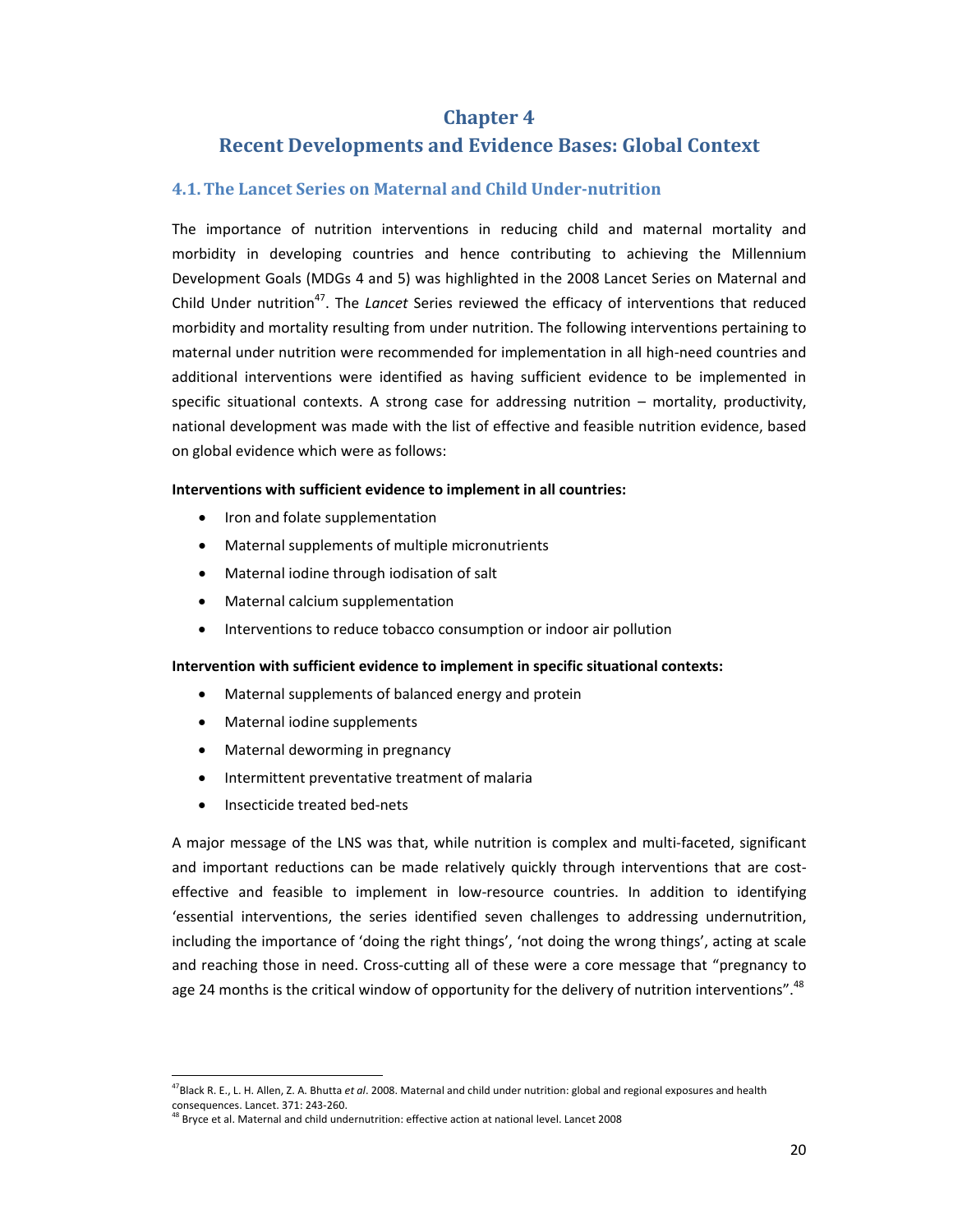# Chapter 4
# Recent Developments and Evidence Bases: Global Context

## 4.1. The Lancet Series on Maternal and Child Under-nutrition

The importance of nutrition interventions in reducing child and maternal mortality and morbidity in developing countries and hence contributing to achieving the Millennium Development Goals (MDGs 4 and 5) was highlighted in the 2008 Lancet Series on Maternal and Child Under nutrition[47]. The *Lancet* Series reviewed the efficacy of interventions that reduced morbidity and mortality resulting from under nutrition. The following interventions pertaining to maternal under nutrition were recommended for implementation in all high-need countries and additional interventions were identified as having sufficient evidence to be implemented in specific situational contexts. A strong case for addressing nutrition – mortality, productivity, national development was made with the list of effective and feasible nutrition evidence, based on global evidence which were as follows:

**Interventions with sufficient evidence to implement in all countries:**

- Iron and folate supplementation
- Maternal supplements of multiple micronutrients
- Maternal iodine through iodisation of salt
- Maternal calcium supplementation
- Interventions to reduce tobacco consumption or indoor air pollution

**Intervention with sufficient evidence to implement in specific situational contexts:**

- Maternal supplements of balanced energy and protein
- Maternal iodine supplements
- Maternal deworming in pregnancy
- Intermittent preventative treatment of malaria
- Insecticide treated bed-nets

A major message of the LNS was that, while nutrition is complex and multi-faceted, significant and important reductions can be made relatively quickly through interventions that are cost-effective and feasible to implement in low-resource countries. In addition to identifying 'essential interventions, the series identified seven challenges to addressing undernutrition, including the importance of 'doing the right things', 'not doing the wrong things', acting at scale and reaching those in need. Cross-cutting all of these were a core message that "pregnancy to age 24 months is the critical window of opportunity for the delivery of nutrition interventions".[48]

---

[47] Black R. E., L. H. Allen, Z. A. Bhutta *et al*. 2008. Maternal and child under nutrition: global and regional exposures and health consequences. Lancet. 371: 243-260.

[48] Bryce et al. Maternal and child undernutrition: effective action at national level. Lancet 2008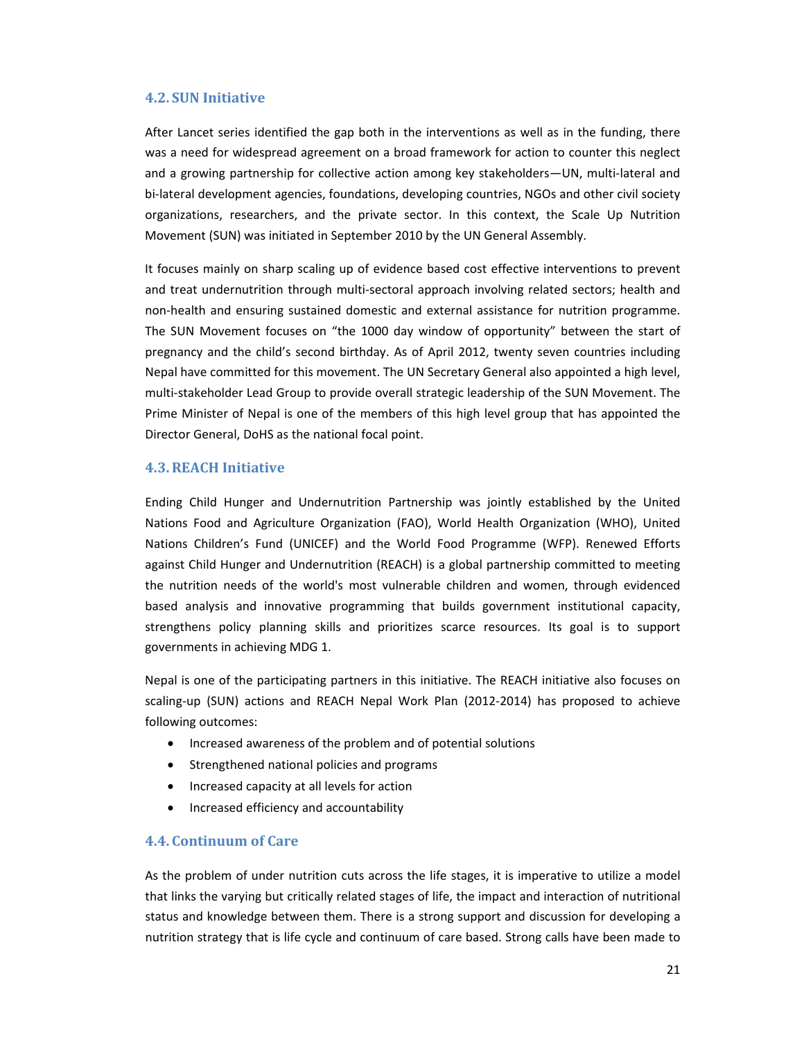## 4.2. SUN Initiative

After Lancet series identified the gap both in the interventions as well as in the funding, there was a need for widespread agreement on a broad framework for action to counter this neglect and a growing partnership for collective action among key stakeholders—UN, multi-lateral and bi-lateral development agencies, foundations, developing countries, NGOs and other civil society organizations, researchers, and the private sector. In this context, the Scale Up Nutrition Movement (SUN) was initiated in September 2010 by the UN General Assembly.

It focuses mainly on sharp scaling up of evidence based cost effective interventions to prevent and treat undernutrition through multi-sectoral approach involving related sectors; health and non-health and ensuring sustained domestic and external assistance for nutrition programme. The SUN Movement focuses on "the 1000 day window of opportunity" between the start of pregnancy and the child's second birthday. As of April 2012, twenty seven countries including Nepal have committed for this movement. The UN Secretary General also appointed a high level, multi-stakeholder Lead Group to provide overall strategic leadership of the SUN Movement. The Prime Minister of Nepal is one of the members of this high level group that has appointed the Director General, DoHS as the national focal point.

## 4.3. REACH Initiative

Ending Child Hunger and Undernutrition Partnership was jointly established by the United Nations Food and Agriculture Organization (FAO), World Health Organization (WHO), United Nations Children's Fund (UNICEF) and the World Food Programme (WFP). Renewed Efforts against Child Hunger and Undernutrition (REACH) is a global partnership committed to meeting the nutrition needs of the world's most vulnerable children and women, through evidenced based analysis and innovative programming that builds government institutional capacity, strengthens policy planning skills and prioritizes scarce resources. Its goal is to support governments in achieving MDG 1.

Nepal is one of the participating partners in this initiative. The REACH initiative also focuses on scaling-up (SUN) actions and REACH Nepal Work Plan (2012-2014) has proposed to achieve following outcomes:

- Increased awareness of the problem and of potential solutions
- Strengthened national policies and programs
- Increased capacity at all levels for action
- Increased efficiency and accountability

## 4.4. Continuum of Care

As the problem of under nutrition cuts across the life stages, it is imperative to utilize a model that links the varying but critically related stages of life, the impact and interaction of nutritional status and knowledge between them. There is a strong support and discussion for developing a nutrition strategy that is life cycle and continuum of care based. Strong calls have been made to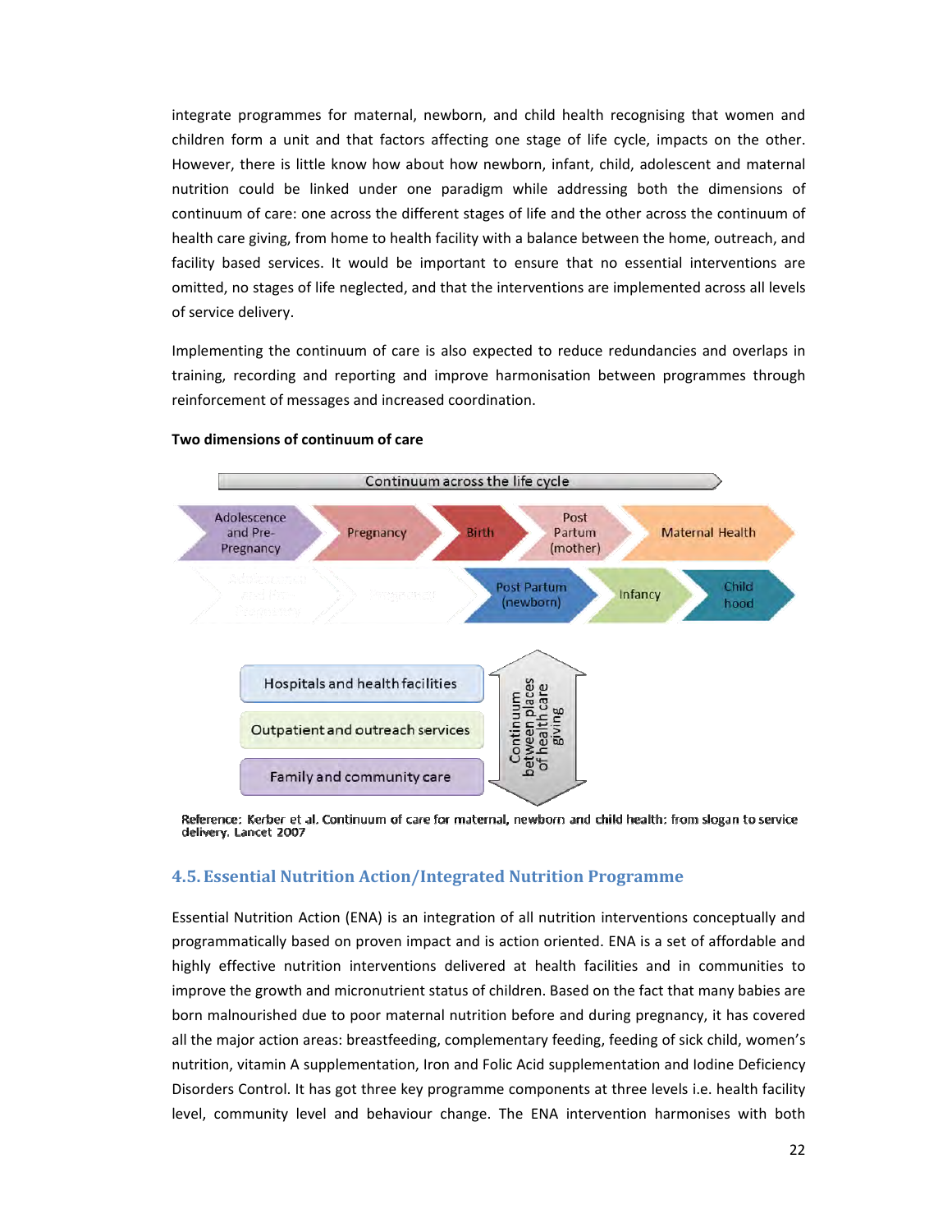integrate programmes for maternal, newborn, and child health recognising that women and children form a unit and that factors affecting one stage of life cycle, impacts on the other. However, there is little know how about how newborn, infant, child, adolescent and maternal nutrition could be linked under one paradigm while addressing both the dimensions of continuum of care: one across the different stages of life and the other across the continuum of health care giving, from home to health facility with a balance between the home, outreach, and facility based services. It would be important to ensure that no essential interventions are omitted, no stages of life neglected, and that the interventions are implemented across all levels of service delivery.

Implementing the continuum of care is also expected to reduce redundancies and overlaps in training, recording and reporting and improve harmonisation between programmes through reinforcement of messages and increased coordination.

**Two dimensions of continuum of care**

Continuum across the life cycle

Adolescence and Pre-Pregnancy → Pregnancy → Birth → Post Partum (mother) → Maternal Health

Post Partum (newborn) → Infancy → Child hood

Hospitals and health facilities

Outpatient and outreach services

Family and community care

Continuum between places of health care giving

Reference: Kerber et al. Continuum of care for maternal, newborn and child health: from slogan to service delivery. Lancet 2007

## 4.5. Essential Nutrition Action/Integrated Nutrition Programme

Essential Nutrition Action (ENA) is an integration of all nutrition interventions conceptually and programmatically based on proven impact and is action oriented. ENA is a set of affordable and highly effective nutrition interventions delivered at health facilities and in communities to improve the growth and micronutrient status of children. Based on the fact that many babies are born malnourished due to poor maternal nutrition before and during pregnancy, it has covered all the major action areas: breastfeeding, complementary feeding, feeding of sick child, women's nutrition, vitamin A supplementation, Iron and Folic Acid supplementation and Iodine Deficiency Disorders Control. It has got three key programme components at three levels i.e. health facility level, community level and behaviour change. The ENA intervention harmonises with both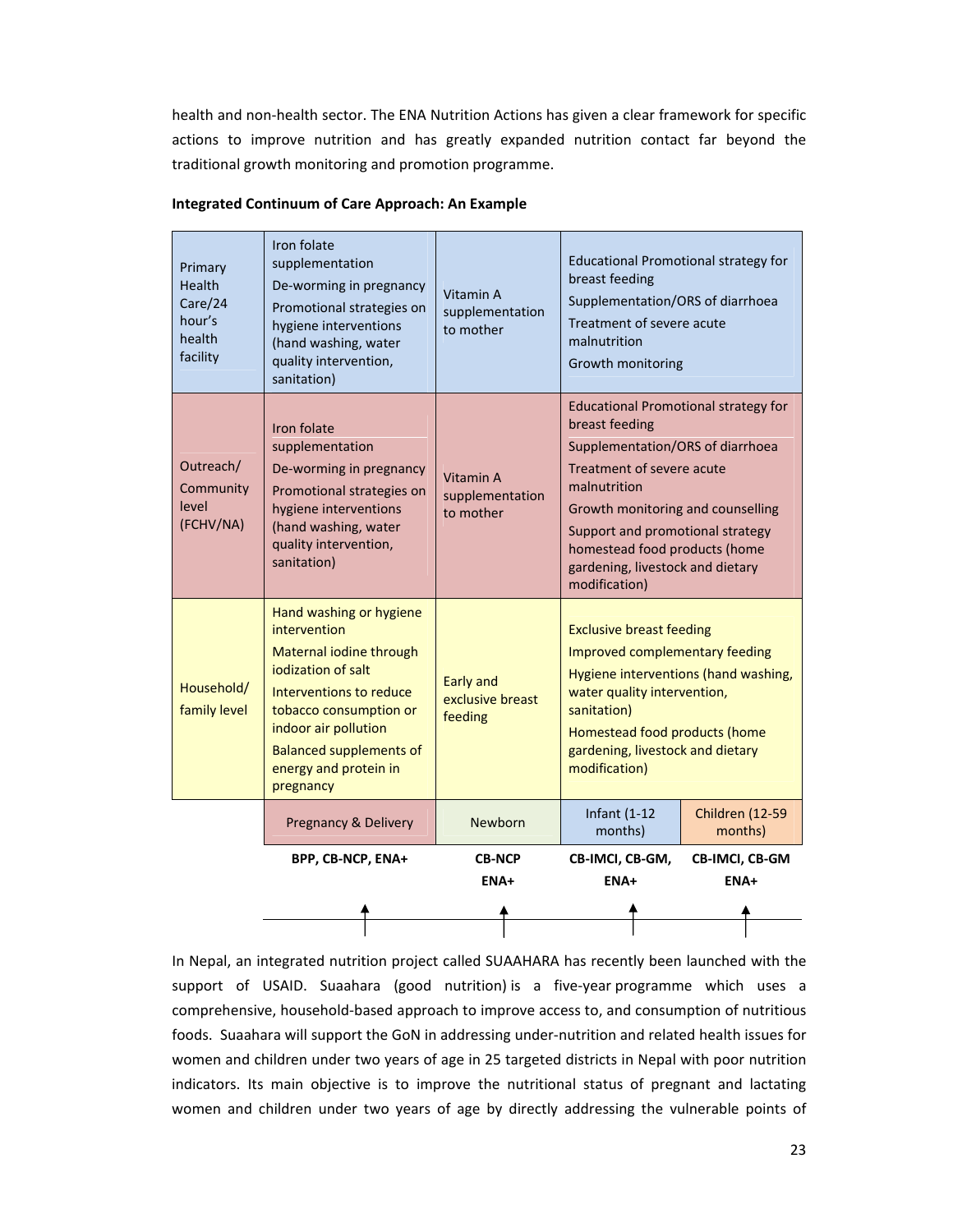health and non-health sector. The ENA Nutrition Actions has given a clear framework for specific actions to improve nutrition and has greatly expanded nutrition contact far beyond the traditional growth monitoring and promotion programme.

**Integrated Continuum of Care Approach: An Example**

| | | | | |
|---|---|---|---|---|
| Primary Health Care/24 hour's health facility | Iron folate supplementation<br>De-worming in pregnancy<br>Promotional strategies on hygiene interventions (hand washing, water quality intervention, sanitation) | Vitamin A supplementation to mother | Educational Promotional strategy for breast feeding<br>Supplementation/ORS of diarrhoea<br>Treatment of severe acute malnutrition<br>Growth monitoring | |
| Outreach/ Community level (FCHV/NA) | Iron folate supplementation<br>De-worming in pregnancy<br>Promotional strategies on hygiene interventions (hand washing, water quality intervention, sanitation) | Vitamin A supplementation to mother | Educational Promotional strategy for breast feeding<br>Supplementation/ORS of diarrhoea<br>Treatment of severe acute malnutrition<br>Growth monitoring and counselling<br>Support and promotional strategy homestead food products (home gardening, livestock and dietary modification) | |
| Household/ family level | Hand washing or hygiene intervention<br>Maternal iodine through iodization of salt<br>Interventions to reduce tobacco consumption or indoor air pollution<br>Balanced supplements of energy and protein in pregnancy | Early and exclusive breast feeding | Exclusive breast feeding<br>Improved complementary feeding<br>Hygiene interventions (hand washing, water quality intervention, sanitation)<br>Homestead food products (home gardening, livestock and dietary modification) | |
| | Pregnancy & Delivery | Newborn | Infant (1-12 months) | Children (12-59 months) |
| | **BPP, CB-NCP, ENA+** | **CB-NCP ENA+** | **CB-IMCI, CB-GM, ENA+** | **CB-IMCI, CB-GM ENA+** |

In Nepal, an integrated nutrition project called SUAAHARA has recently been launched with the support of USAID. Suaahara (good nutrition) is a five-year programme which uses a comprehensive, household-based approach to improve access to, and consumption of nutritious foods. Suaahara will support the GoN in addressing under-nutrition and related health issues for women and children under two years of age in 25 targeted districts in Nepal with poor nutrition indicators. Its main objective is to improve the nutritional status of pregnant and lactating women and children under two years of age by directly addressing the vulnerable points of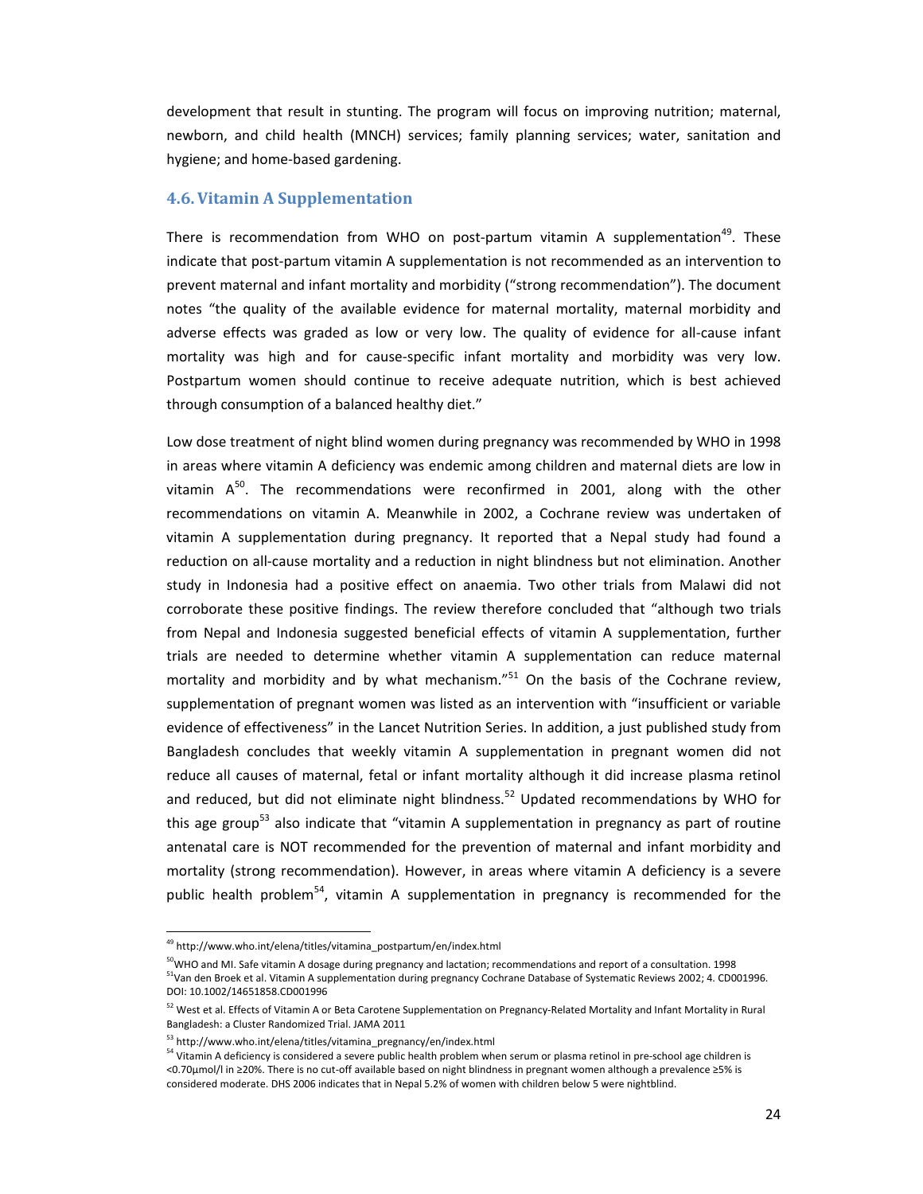development that result in stunting. The program will focus on improving nutrition; maternal, newborn, and child health (MNCH) services; family planning services; water, sanitation and hygiene; and home-based gardening.

## 4.6. Vitamin A Supplementation

There is recommendation from WHO on post-partum vitamin A supplementation[49]. These indicate that post-partum vitamin A supplementation is not recommended as an intervention to prevent maternal and infant mortality and morbidity ("strong recommendation"). The document notes "the quality of the available evidence for maternal mortality, maternal morbidity and adverse effects was graded as low or very low. The quality of evidence for all-cause infant mortality was high and for cause-specific infant mortality and morbidity was very low. Postpartum women should continue to receive adequate nutrition, which is best achieved through consumption of a balanced healthy diet."

Low dose treatment of night blind women during pregnancy was recommended by WHO in 1998 in areas where vitamin A deficiency was endemic among children and maternal diets are low in vitamin A[50]. The recommendations were reconfirmed in 2001, along with the other recommendations on vitamin A. Meanwhile in 2002, a Cochrane review was undertaken of vitamin A supplementation during pregnancy. It reported that a Nepal study had found a reduction on all-cause mortality and a reduction in night blindness but not elimination. Another study in Indonesia had a positive effect on anaemia. Two other trials from Malawi did not corroborate these positive findings. The review therefore concluded that "although two trials from Nepal and Indonesia suggested beneficial effects of vitamin A supplementation, further trials are needed to determine whether vitamin A supplementation can reduce maternal mortality and morbidity and by what mechanism."[51] On the basis of the Cochrane review, supplementation of pregnant women was listed as an intervention with "insufficient or variable evidence of effectiveness" in the Lancet Nutrition Series. In addition, a just published study from Bangladesh concludes that weekly vitamin A supplementation in pregnant women did not reduce all causes of maternal, fetal or infant mortality although it did increase plasma retinol and reduced, but did not eliminate night blindness.[52] Updated recommendations by WHO for this age group[53] also indicate that "vitamin A supplementation in pregnancy as part of routine antenatal care is NOT recommended for the prevention of maternal and infant morbidity and mortality (strong recommendation). However, in areas where vitamin A deficiency is a severe public health problem[54], vitamin A supplementation in pregnancy is recommended for the

---

[49] http://www.who.int/elena/titles/vitamina_postpartum/en/index.html

[50] WHO and MI. Safe vitamin A dosage during pregnancy and lactation; recommendations and report of a consultation. 1998

[51] Van den Broek et al. Vitamin A supplementation during pregnancy Cochrane Database of Systematic Reviews 2002; 4. CD001996. DOI: 10.1002/14651858.CD001996

[52] West et al. Effects of Vitamin A or Beta Carotene Supplementation on Pregnancy-Related Mortality and Infant Mortality in Rural Bangladesh: a Cluster Randomized Trial. JAMA 2011

[53] http://www.who.int/elena/titles/vitamina_pregnancy/en/index.html

[54] Vitamin A deficiency is considered a severe public health problem when serum or plasma retinol in pre-school age children is <0.70µmol/l in ≥20%. There is no cut-off available based on night blindness in pregnant women although a prevalence ≥5% is considered moderate. DHS 2006 indicates that in Nepal 5.2% of women with children below 5 were nightblind.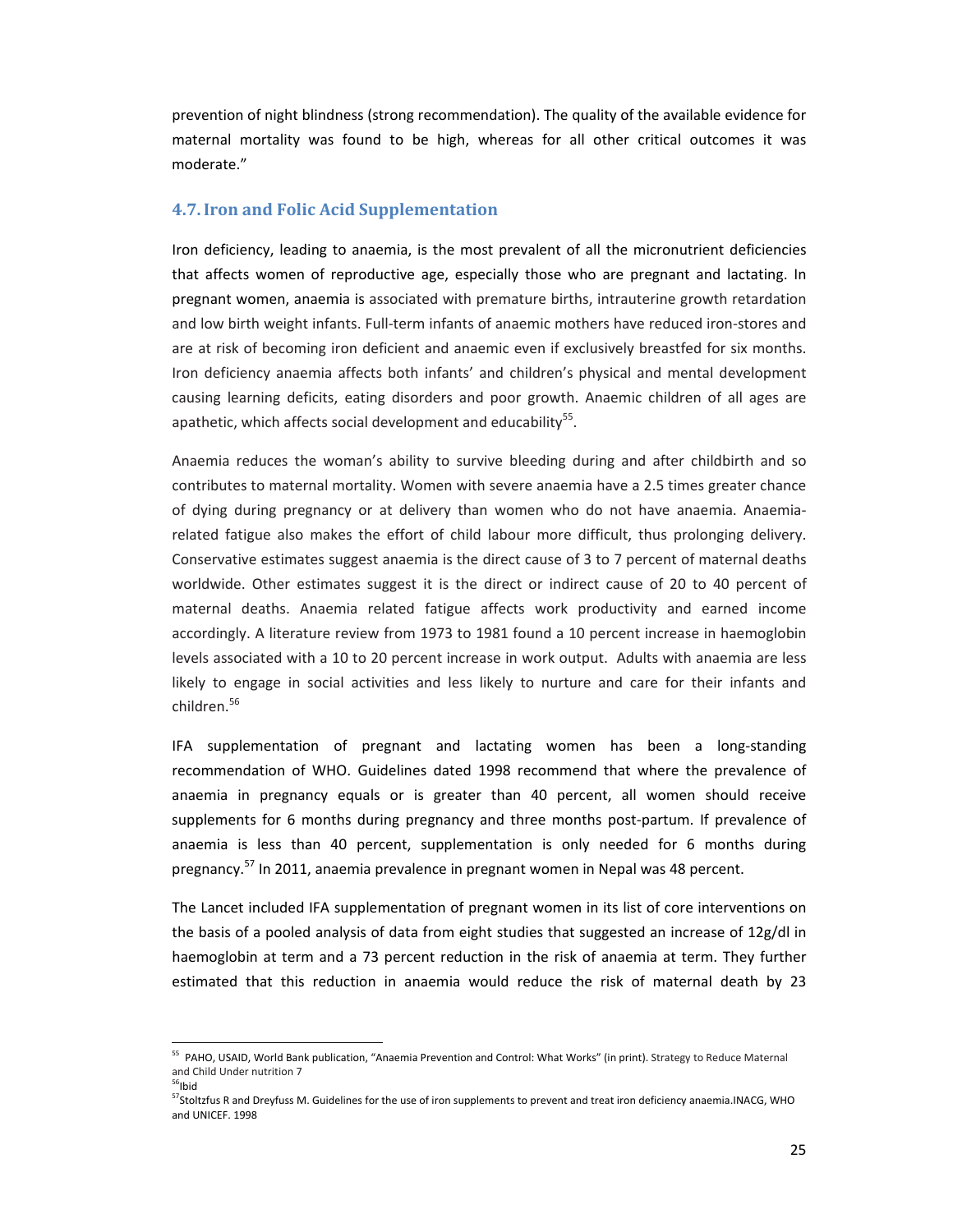prevention of night blindness (strong recommendation). The quality of the available evidence for maternal mortality was found to be high, whereas for all other critical outcomes it was moderate."

## 4.7. Iron and Folic Acid Supplementation

Iron deficiency, leading to anaemia, is the most prevalent of all the micronutrient deficiencies that affects women of reproductive age, especially those who are pregnant and lactating. In pregnant women, anaemia is associated with premature births, intrauterine growth retardation and low birth weight infants. Full-term infants of anaemic mothers have reduced iron-stores and are at risk of becoming iron deficient and anaemic even if exclusively breastfed for six months. Iron deficiency anaemia affects both infants' and children's physical and mental development causing learning deficits, eating disorders and poor growth. Anaemic children of all ages are apathetic, which affects social development and educability[55].

Anaemia reduces the woman's ability to survive bleeding during and after childbirth and so contributes to maternal mortality. Women with severe anaemia have a 2.5 times greater chance of dying during pregnancy or at delivery than women who do not have anaemia. Anaemia-related fatigue also makes the effort of child labour more difficult, thus prolonging delivery. Conservative estimates suggest anaemia is the direct cause of 3 to 7 percent of maternal deaths worldwide. Other estimates suggest it is the direct or indirect cause of 20 to 40 percent of maternal deaths. Anaemia related fatigue affects work productivity and earned income accordingly. A literature review from 1973 to 1981 found a 10 percent increase in haemoglobin levels associated with a 10 to 20 percent increase in work output. Adults with anaemia are less likely to engage in social activities and less likely to nurture and care for their infants and children.[56]

IFA supplementation of pregnant and lactating women has been a long-standing recommendation of WHO. Guidelines dated 1998 recommend that where the prevalence of anaemia in pregnancy equals or is greater than 40 percent, all women should receive supplements for 6 months during pregnancy and three months post-partum. If prevalence of anaemia is less than 40 percent, supplementation is only needed for 6 months during pregnancy.[57] In 2011, anaemia prevalence in pregnant women in Nepal was 48 percent.

The Lancet included IFA supplementation of pregnant women in its list of core interventions on the basis of a pooled analysis of data from eight studies that suggested an increase of 12g/dl in haemoglobin at term and a 73 percent reduction in the risk of anaemia at term. They further estimated that this reduction in anaemia would reduce the risk of maternal death by 23

---

[55] PAHO, USAID, World Bank publication, "Anaemia Prevention and Control: What Works" (in print). Strategy to Reduce Maternal and Child Under nutrition 7

[56] Ibid

[57] Stoltzfus R and Dreyfuss M. Guidelines for the use of iron supplements to prevent and treat iron deficiency anaemia.INACG, WHO and UNICEF. 1998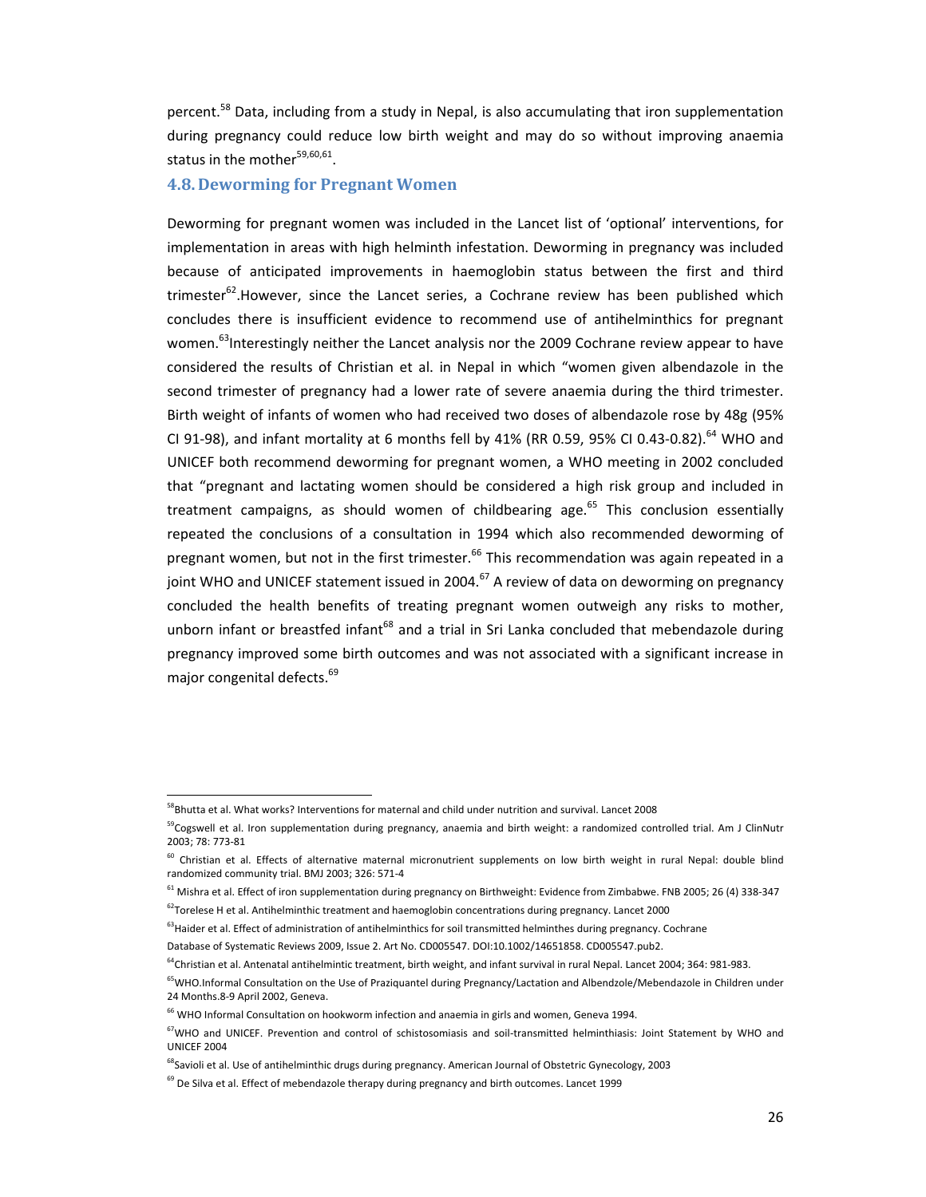percent.[58] Data, including from a study in Nepal, is also accumulating that iron supplementation during pregnancy could reduce low birth weight and may do so without improving anaemia status in the mother[59,60,61].

### 4.8. Deworming for Pregnant Women

Deworming for pregnant women was included in the Lancet list of 'optional' interventions, for implementation in areas with high helminth infestation. Deworming in pregnancy was included because of anticipated improvements in haemoglobin status between the first and third trimester[62].However, since the Lancet series, a Cochrane review has been published which concludes there is insufficient evidence to recommend use of antihelminthics for pregnant women.[63]Interestingly neither the Lancet analysis nor the 2009 Cochrane review appear to have considered the results of Christian et al. in Nepal in which "women given albendazole in the second trimester of pregnancy had a lower rate of severe anaemia during the third trimester. Birth weight of infants of women who had received two doses of albendazole rose by 48g (95% CI 91-98), and infant mortality at 6 months fell by 41% (RR 0.59, 95% CI 0.43-0.82).[64] WHO and UNICEF both recommend deworming for pregnant women, a WHO meeting in 2002 concluded that "pregnant and lactating women should be considered a high risk group and included in treatment campaigns, as should women of childbearing age.[65] This conclusion essentially repeated the conclusions of a consultation in 1994 which also recommended deworming of pregnant women, but not in the first trimester.[66] This recommendation was again repeated in a joint WHO and UNICEF statement issued in 2004.[67] A review of data on deworming on pregnancy concluded the health benefits of treating pregnant women outweigh any risks to mother, unborn infant or breastfed infant[68] and a trial in Sri Lanka concluded that mebendazole during pregnancy improved some birth outcomes and was not associated with a significant increase in major congenital defects.[69]

---

[58] Bhutta et al. What works? Interventions for maternal and child under nutrition and survival. Lancet 2008

[59] Cogswell et al. Iron supplementation during pregnancy, anaemia and birth weight: a randomized controlled trial. Am J ClinNutr 2003; 78: 773-81

[60] Christian et al. Effects of alternative maternal micronutrient supplements on low birth weight in rural Nepal: double blind randomized community trial. BMJ 2003; 326: 571-4

[61] Mishra et al. Effect of iron supplementation during pregnancy on Birthweight: Evidence from Zimbabwe. FNB 2005; 26 (4) 338-347

[62] Torelese H et al. Antihelminthic treatment and haemoglobin concentrations during pregnancy. Lancet 2000

[63] Haider et al. Effect of administration of antihelminthics for soil transmitted helminthes during pregnancy. Cochrane Database of Systematic Reviews 2009, Issue 2. Art No. CD005547. DOI:10.1002/14651858. CD005547.pub2.

[64] Christian et al. Antenatal antihelmintic treatment, birth weight, and infant survival in rural Nepal. Lancet 2004; 364: 981-983.

[65] WHO.Informal Consultation on the Use of Praziquantel during Pregnancy/Lactation and Albendzole/Mebendazole in Children under 24 Months.8-9 April 2002, Geneva.

[66] WHO Informal Consultation on hookworm infection and anaemia in girls and women, Geneva 1994.

[67] WHO and UNICEF. Prevention and control of schistosomiasis and soil-transmitted helminthiasis: Joint Statement by WHO and UNICEF 2004

[68] Savioli et al. Use of antihelminthic drugs during pregnancy. American Journal of Obstetric Gynecology, 2003

[69] De Silva et al. Effect of mebendazole therapy during pregnancy and birth outcomes. Lancet 1999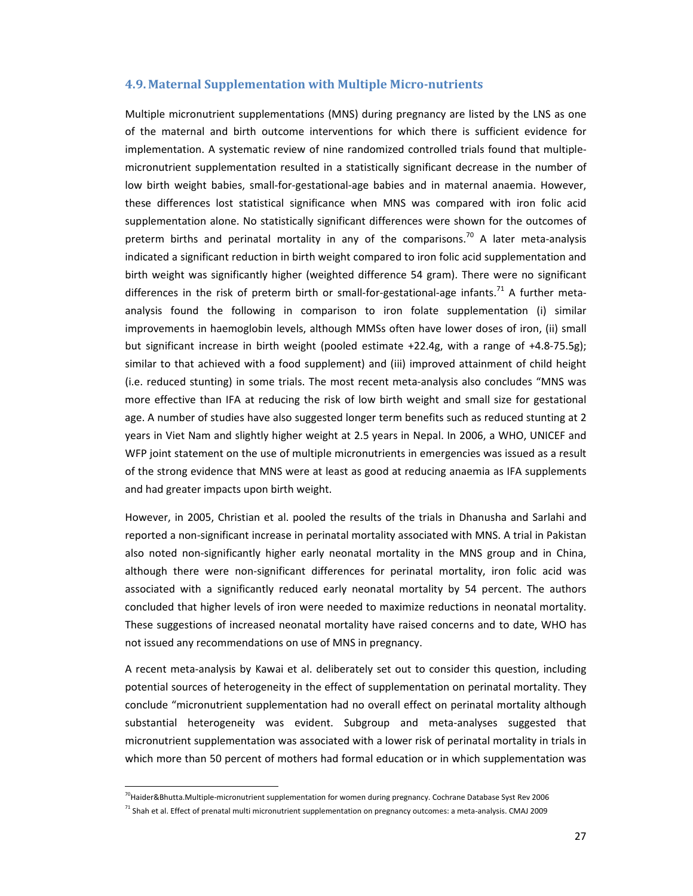## 4.9. Maternal Supplementation with Multiple Micro-nutrients

Multiple micronutrient supplementations (MNS) during pregnancy are listed by the LNS as one of the maternal and birth outcome interventions for which there is sufficient evidence for implementation. A systematic review of nine randomized controlled trials found that multiple-micronutrient supplementation resulted in a statistically significant decrease in the number of low birth weight babies, small-for-gestational-age babies and in maternal anaemia. However, these differences lost statistical significance when MNS was compared with iron folic acid supplementation alone. No statistically significant differences were shown for the outcomes of preterm births and perinatal mortality in any of the comparisons.[70] A later meta-analysis indicated a significant reduction in birth weight compared to iron folic acid supplementation and birth weight was significantly higher (weighted difference 54 gram). There were no significant differences in the risk of preterm birth or small-for-gestational-age infants.[71] A further meta-analysis found the following in comparison to iron folate supplementation (i) similar improvements in haemoglobin levels, although MMSs often have lower doses of iron, (ii) small but significant increase in birth weight (pooled estimate +22.4g, with a range of +4.8-75.5g); similar to that achieved with a food supplement) and (iii) improved attainment of child height (i.e. reduced stunting) in some trials. The most recent meta-analysis also concludes "MNS was more effective than IFA at reducing the risk of low birth weight and small size for gestational age. A number of studies have also suggested longer term benefits such as reduced stunting at 2 years in Viet Nam and slightly higher weight at 2.5 years in Nepal. In 2006, a WHO, UNICEF and WFP joint statement on the use of multiple micronutrients in emergencies was issued as a result of the strong evidence that MNS were at least as good at reducing anaemia as IFA supplements and had greater impacts upon birth weight.

However, in 2005, Christian et al. pooled the results of the trials in Dhanusha and Sarlahi and reported a non-significant increase in perinatal mortality associated with MNS. A trial in Pakistan also noted non-significantly higher early neonatal mortality in the MNS group and in China, although there were non-significant differences for perinatal mortality, iron folic acid was associated with a significantly reduced early neonatal mortality by 54 percent. The authors concluded that higher levels of iron were needed to maximize reductions in neonatal mortality. These suggestions of increased neonatal mortality have raised concerns and to date, WHO has not issued any recommendations on use of MNS in pregnancy.

A recent meta-analysis by Kawai et al. deliberately set out to consider this question, including potential sources of heterogeneity in the effect of supplementation on perinatal mortality. They conclude "micronutrient supplementation had no overall effect on perinatal mortality although substantial heterogeneity was evident. Subgroup and meta-analyses suggested that micronutrient supplementation was associated with a lower risk of perinatal mortality in trials in which more than 50 percent of mothers had formal education or in which supplementation was

[70] Haider&Bhutta.Multiple-micronutrient supplementation for women during pregnancy. Cochrane Database Syst Rev 2006

[71] Shah et al. Effect of prenatal multi micronutrient supplementation on pregnancy outcomes: a meta-analysis. CMAJ 2009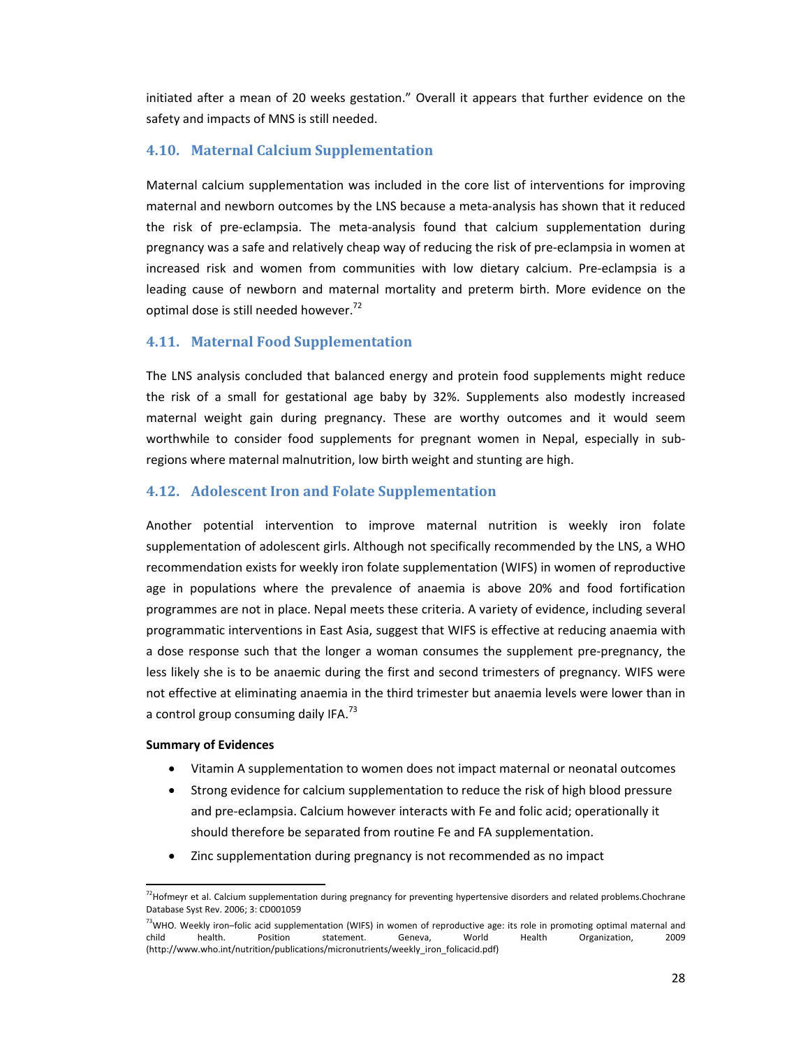initiated after a mean of 20 weeks gestation." Overall it appears that further evidence on the safety and impacts of MNS is still needed.

### 4.10. Maternal Calcium Supplementation

Maternal calcium supplementation was included in the core list of interventions for improving maternal and newborn outcomes by the LNS because a meta-analysis has shown that it reduced the risk of pre-eclampsia. The meta-analysis found that calcium supplementation during pregnancy was a safe and relatively cheap way of reducing the risk of pre-eclampsia in women at increased risk and women from communities with low dietary calcium. Pre-eclampsia is a leading cause of newborn and maternal mortality and preterm birth. More evidence on the optimal dose is still needed however.[72]

### 4.11. Maternal Food Supplementation

The LNS analysis concluded that balanced energy and protein food supplements might reduce the risk of a small for gestational age baby by 32%. Supplements also modestly increased maternal weight gain during pregnancy. These are worthy outcomes and it would seem worthwhile to consider food supplements for pregnant women in Nepal, especially in sub-regions where maternal malnutrition, low birth weight and stunting are high.

### 4.12. Adolescent Iron and Folate Supplementation

Another potential intervention to improve maternal nutrition is weekly iron folate supplementation of adolescent girls. Although not specifically recommended by the LNS, a WHO recommendation exists for weekly iron folate supplementation (WIFS) in women of reproductive age in populations where the prevalence of anaemia is above 20% and food fortification programmes are not in place. Nepal meets these criteria. A variety of evidence, including several programmatic interventions in East Asia, suggest that WIFS is effective at reducing anaemia with a dose response such that the longer a woman consumes the supplement pre-pregnancy, the less likely she is to be anaemic during the first and second trimesters of pregnancy. WIFS were not effective at eliminating anaemia in the third trimester but anaemia levels were lower than in a control group consuming daily IFA.[73]

**Summary of Evidences**

- Vitamin A supplementation to women does not impact maternal or neonatal outcomes
- Strong evidence for calcium supplementation to reduce the risk of high blood pressure and pre-eclampsia. Calcium however interacts with Fe and folic acid; operationally it should therefore be separated from routine Fe and FA supplementation.
- Zinc supplementation during pregnancy is not recommended as no impact

---

[72] Hofmeyr et al. Calcium supplementation during pregnancy for preventing hypertensive disorders and related problems.Chochrane Database Syst Rev. 2006; 3: CD001059

[73] WHO. Weekly iron–folic acid supplementation (WIFS) in women of reproductive age: its role in promoting optimal maternal and child health. Position statement. Geneva, World Health Organization, 2009 (http://www.who.int/nutrition/publications/micronutrients/weekly_iron_folicacid.pdf)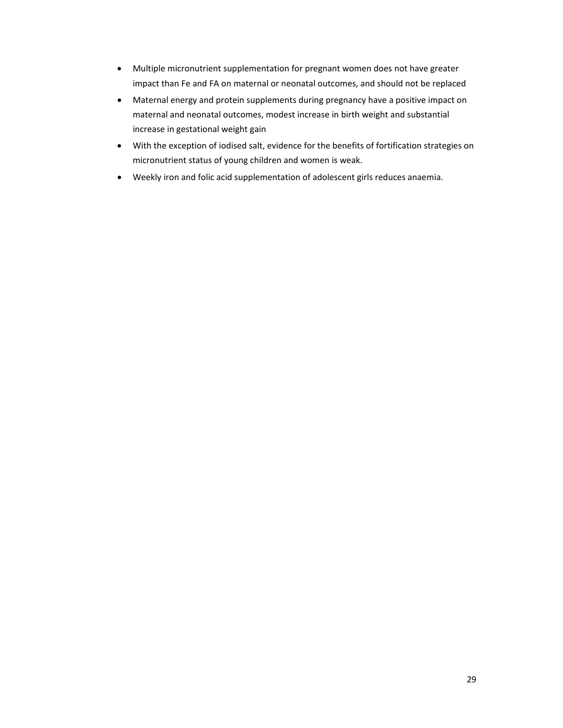- Multiple micronutrient supplementation for pregnant women does not have greater impact than Fe and FA on maternal or neonatal outcomes, and should not be replaced
- Maternal energy and protein supplements during pregnancy have a positive impact on maternal and neonatal outcomes, modest increase in birth weight and substantial increase in gestational weight gain
- With the exception of iodised salt, evidence for the benefits of fortification strategies on micronutrient status of young children and women is weak.
- Weekly iron and folic acid supplementation of adolescent girls reduces anaemia.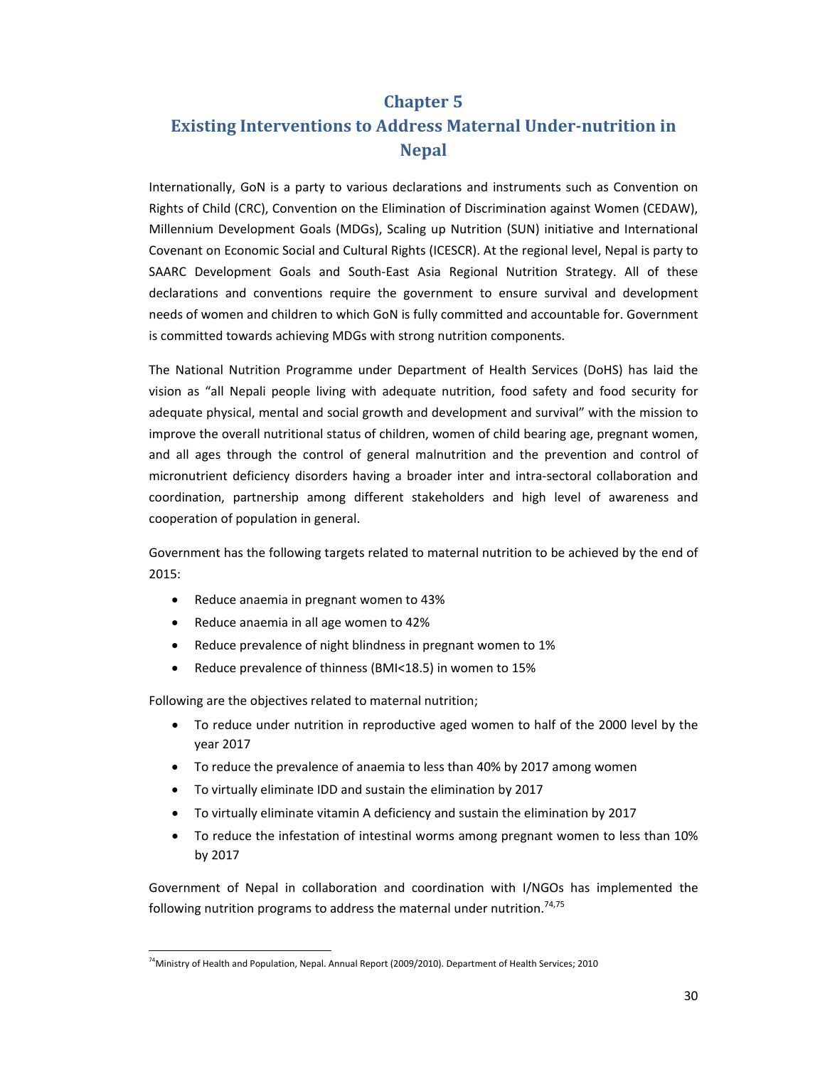# Chapter 5
# Existing Interventions to Address Maternal Under-nutrition in Nepal

Internationally, GoN is a party to various declarations and instruments such as Convention on Rights of Child (CRC), Convention on the Elimination of Discrimination against Women (CEDAW), Millennium Development Goals (MDGs), Scaling up Nutrition (SUN) initiative and International Covenant on Economic Social and Cultural Rights (ICESCR). At the regional level, Nepal is party to SAARC Development Goals and South-East Asia Regional Nutrition Strategy. All of these declarations and conventions require the government to ensure survival and development needs of women and children to which GoN is fully committed and accountable for. Government is committed towards achieving MDGs with strong nutrition components.

The National Nutrition Programme under Department of Health Services (DoHS) has laid the vision as "all Nepali people living with adequate nutrition, food safety and food security for adequate physical, mental and social growth and development and survival" with the mission to improve the overall nutritional status of children, women of child bearing age, pregnant women, and all ages through the control of general malnutrition and the prevention and control of micronutrient deficiency disorders having a broader inter and intra-sectoral collaboration and coordination, partnership among different stakeholders and high level of awareness and cooperation of population in general.

Government has the following targets related to maternal nutrition to be achieved by the end of 2015:

- Reduce anaemia in pregnant women to 43%
- Reduce anaemia in all age women to 42%
- Reduce prevalence of night blindness in pregnant women to 1%
- Reduce prevalence of thinness (BMI<18.5) in women to 15%

Following are the objectives related to maternal nutrition;

- To reduce under nutrition in reproductive aged women to half of the 2000 level by the year 2017
- To reduce the prevalence of anaemia to less than 40% by 2017 among women
- To virtually eliminate IDD and sustain the elimination by 2017
- To virtually eliminate vitamin A deficiency and sustain the elimination by 2017
- To reduce the infestation of intestinal worms among pregnant women to less than 10% by 2017

Government of Nepal in collaboration and coordination with I/NGOs has implemented the following nutrition programs to address the maternal under nutrition.[74,75]

[74] Ministry of Health and Population, Nepal. Annual Report (2009/2010). Department of Health Services; 2010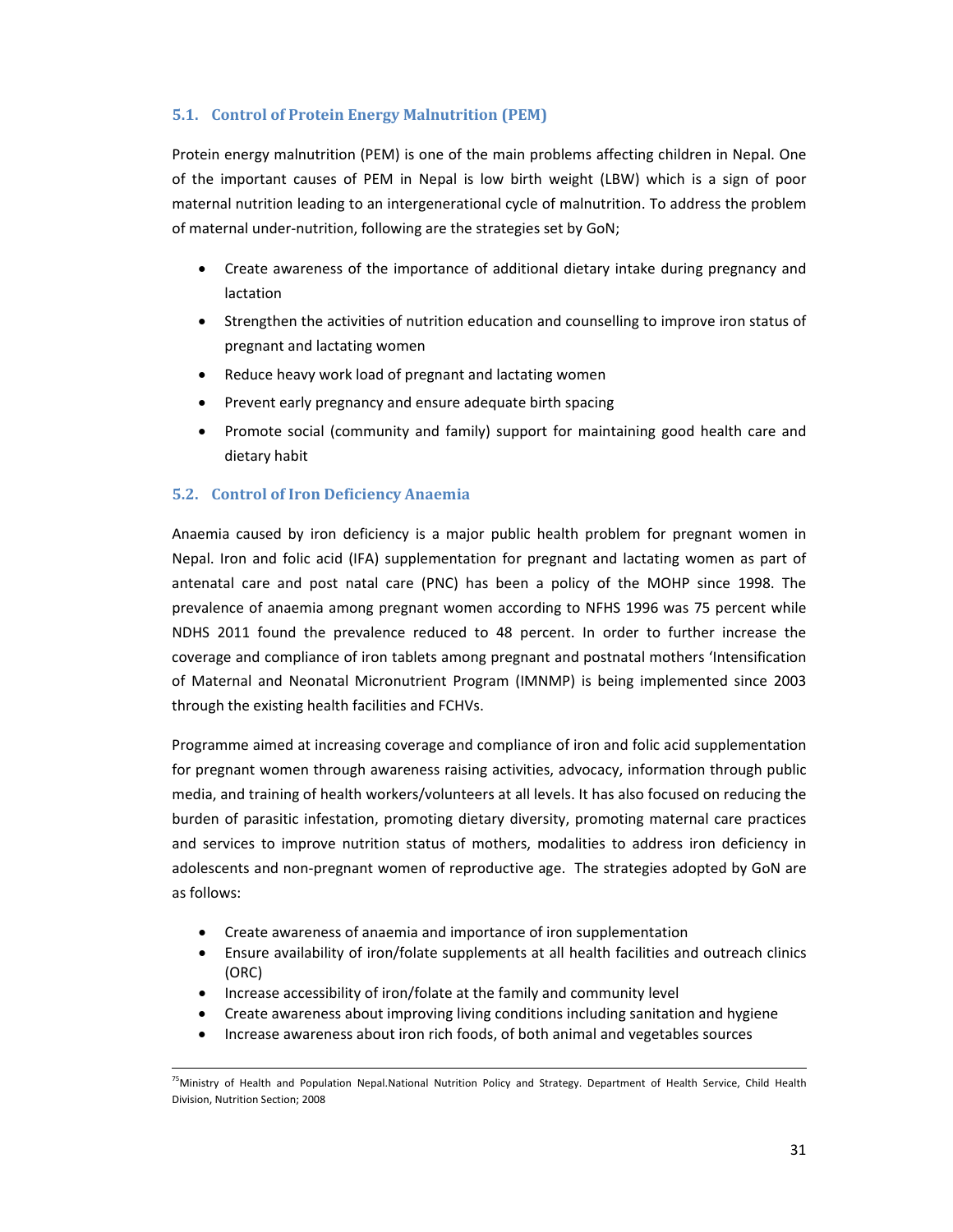### 5.1. Control of Protein Energy Malnutrition (PEM)

Protein energy malnutrition (PEM) is one of the main problems affecting children in Nepal. One of the important causes of PEM in Nepal is low birth weight (LBW) which is a sign of poor maternal nutrition leading to an intergenerational cycle of malnutrition. To address the problem of maternal under-nutrition, following are the strategies set by GoN;

- Create awareness of the importance of additional dietary intake during pregnancy and lactation
- Strengthen the activities of nutrition education and counselling to improve iron status of pregnant and lactating women
- Reduce heavy work load of pregnant and lactating women
- Prevent early pregnancy and ensure adequate birth spacing
- Promote social (community and family) support for maintaining good health care and dietary habit

### 5.2. Control of Iron Deficiency Anaemia

Anaemia caused by iron deficiency is a major public health problem for pregnant women in Nepal. Iron and folic acid (IFA) supplementation for pregnant and lactating women as part of antenatal care and post natal care (PNC) has been a policy of the MOHP since 1998. The prevalence of anaemia among pregnant women according to NFHS 1996 was 75 percent while NDHS 2011 found the prevalence reduced to 48 percent. In order to further increase the coverage and compliance of iron tablets among pregnant and postnatal mothers 'Intensification of Maternal and Neonatal Micronutrient Program (IMNMP) is being implemented since 2003 through the existing health facilities and FCHVs.

Programme aimed at increasing coverage and compliance of iron and folic acid supplementation for pregnant women through awareness raising activities, advocacy, information through public media, and training of health workers/volunteers at all levels. It has also focused on reducing the burden of parasitic infestation, promoting dietary diversity, promoting maternal care practices and services to improve nutrition status of mothers, modalities to address iron deficiency in adolescents and non-pregnant women of reproductive age. The strategies adopted by GoN are as follows:

- Create awareness of anaemia and importance of iron supplementation
- Ensure availability of iron/folate supplements at all health facilities and outreach clinics (ORC)
- Increase accessibility of iron/folate at the family and community level
- Create awareness about improving living conditions including sanitation and hygiene
- Increase awareness about iron rich foods, of both animal and vegetables sources

---

[75]Ministry of Health and Population Nepal.National Nutrition Policy and Strategy. Department of Health Service, Child Health Division, Nutrition Section; 2008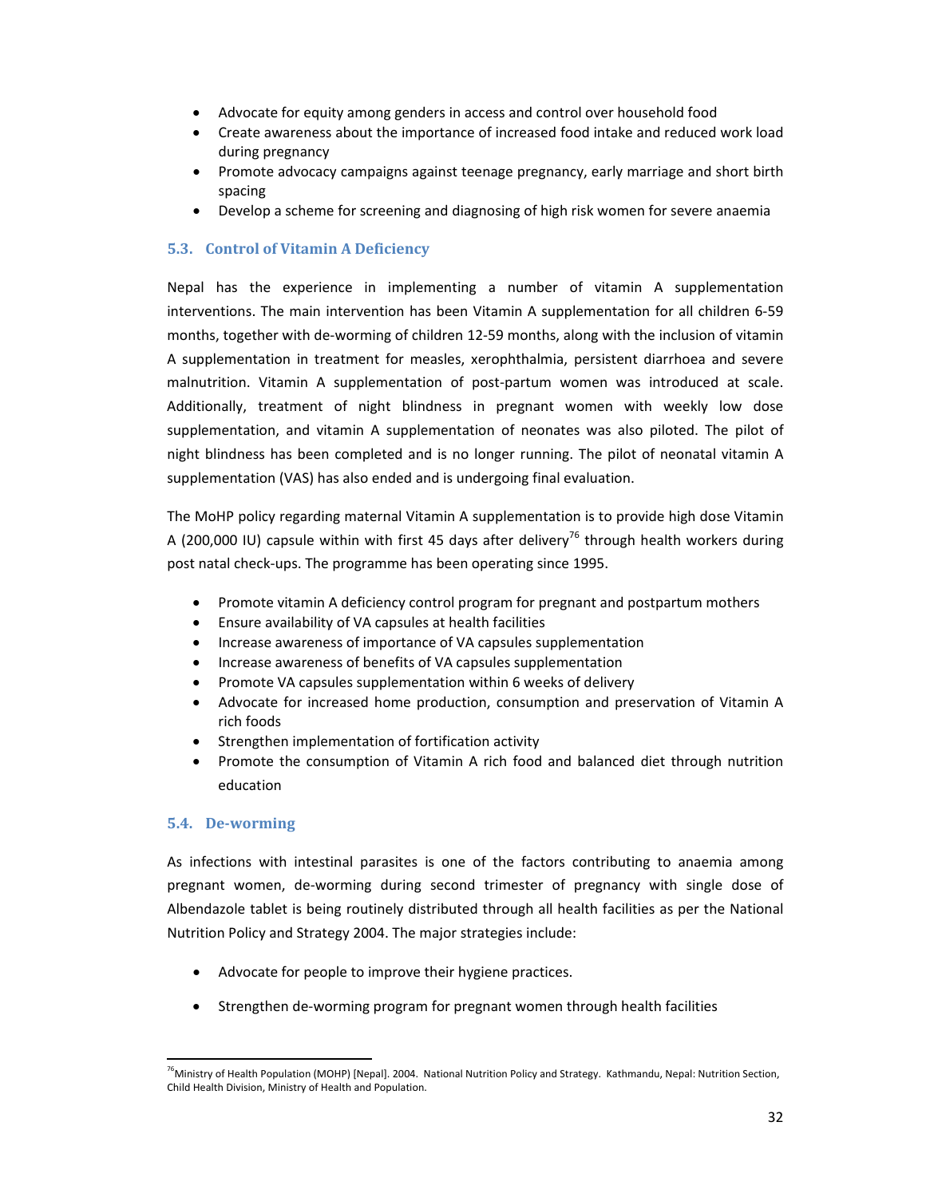- Advocate for equity among genders in access and control over household food
- Create awareness about the importance of increased food intake and reduced work load during pregnancy
- Promote advocacy campaigns against teenage pregnancy, early marriage and short birth spacing
- Develop a scheme for screening and diagnosing of high risk women for severe anaemia

### 5.3. Control of Vitamin A Deficiency

Nepal has the experience in implementing a number of vitamin A supplementation interventions. The main intervention has been Vitamin A supplementation for all children 6-59 months, together with de-worming of children 12-59 months, along with the inclusion of vitamin A supplementation in treatment for measles, xerophthalmia, persistent diarrhoea and severe malnutrition. Vitamin A supplementation of post-partum women was introduced at scale. Additionally, treatment of night blindness in pregnant women with weekly low dose supplementation, and vitamin A supplementation of neonates was also piloted. The pilot of night blindness has been completed and is no longer running. The pilot of neonatal vitamin A supplementation (VAS) has also ended and is undergoing final evaluation.

The MoHP policy regarding maternal Vitamin A supplementation is to provide high dose Vitamin A (200,000 IU) capsule within with first 45 days after delivery[76] through health workers during post natal check-ups. The programme has been operating since 1995.

- Promote vitamin A deficiency control program for pregnant and postpartum mothers
- Ensure availability of VA capsules at health facilities
- Increase awareness of importance of VA capsules supplementation
- Increase awareness of benefits of VA capsules supplementation
- Promote VA capsules supplementation within 6 weeks of delivery
- Advocate for increased home production, consumption and preservation of Vitamin A rich foods
- Strengthen implementation of fortification activity
- Promote the consumption of Vitamin A rich food and balanced diet through nutrition education

### 5.4. De-worming

As infections with intestinal parasites is one of the factors contributing to anaemia among pregnant women, de-worming during second trimester of pregnancy with single dose of Albendazole tablet is being routinely distributed through all health facilities as per the National Nutrition Policy and Strategy 2004. The major strategies include:

- Advocate for people to improve their hygiene practices.
- Strengthen de-worming program for pregnant women through health facilities

[76] Ministry of Health Population (MOHP) [Nepal]. 2004. National Nutrition Policy and Strategy. Kathmandu, Nepal: Nutrition Section, Child Health Division, Ministry of Health and Population.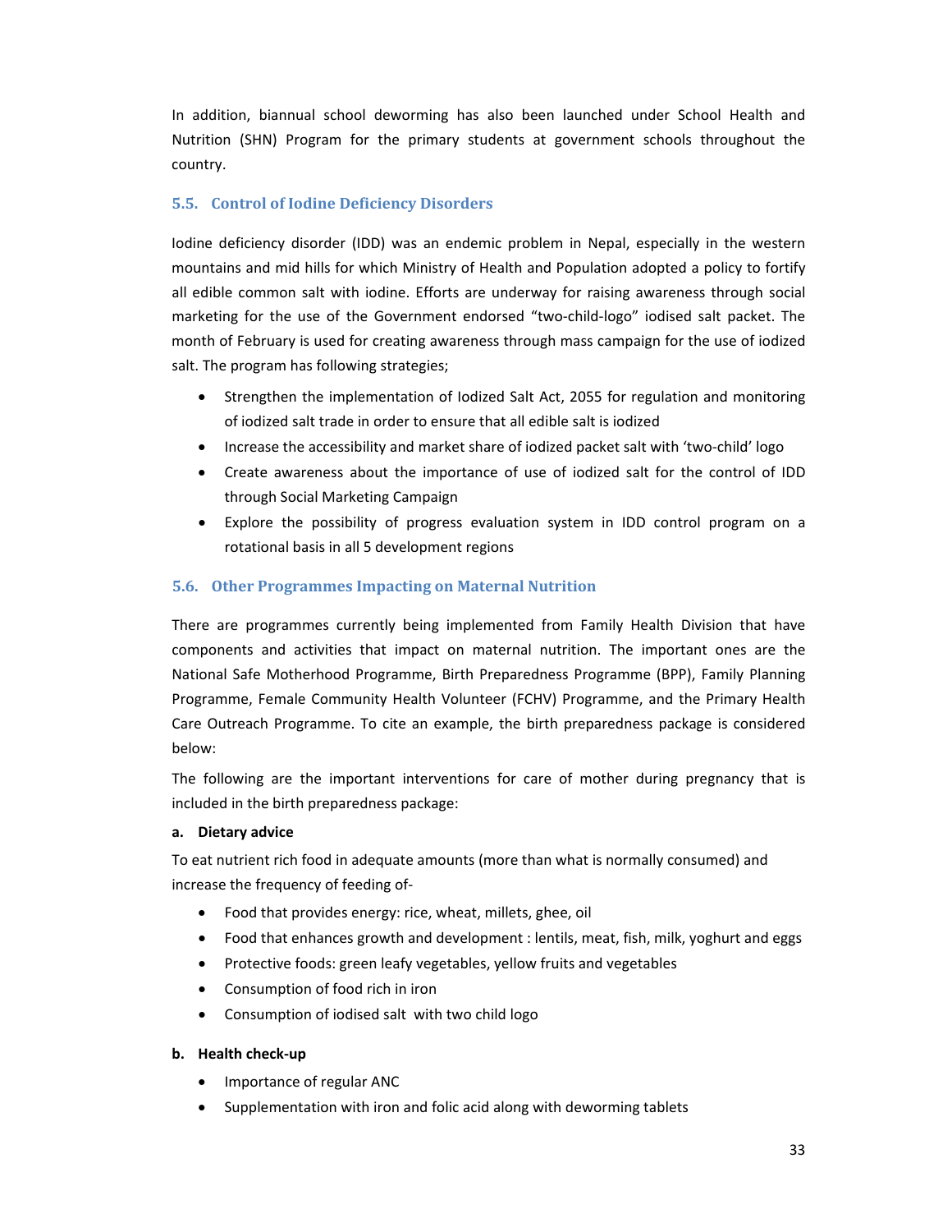In addition, biannual school deworming has also been launched under School Health and Nutrition (SHN) Program for the primary students at government schools throughout the country.

### 5.5. Control of Iodine Deficiency Disorders

Iodine deficiency disorder (IDD) was an endemic problem in Nepal, especially in the western mountains and mid hills for which Ministry of Health and Population adopted a policy to fortify all edible common salt with iodine. Efforts are underway for raising awareness through social marketing for the use of the Government endorsed "two-child-logo" iodised salt packet. The month of February is used for creating awareness through mass campaign for the use of iodized salt. The program has following strategies;

- Strengthen the implementation of Iodized Salt Act, 2055 for regulation and monitoring of iodized salt trade in order to ensure that all edible salt is iodized
- Increase the accessibility and market share of iodized packet salt with 'two-child' logo
- Create awareness about the importance of use of iodized salt for the control of IDD through Social Marketing Campaign
- Explore the possibility of progress evaluation system in IDD control program on a rotational basis in all 5 development regions

### 5.6. Other Programmes Impacting on Maternal Nutrition

There are programmes currently being implemented from Family Health Division that have components and activities that impact on maternal nutrition. The important ones are the National Safe Motherhood Programme, Birth Preparedness Programme (BPP), Family Planning Programme, Female Community Health Volunteer (FCHV) Programme, and the Primary Health Care Outreach Programme. To cite an example, the birth preparedness package is considered below:

The following are the important interventions for care of mother during pregnancy that is included in the birth preparedness package:

**a. Dietary advice**

To eat nutrient rich food in adequate amounts (more than what is normally consumed) and increase the frequency of feeding of-

- Food that provides energy: rice, wheat, millets, ghee, oil
- Food that enhances growth and development : lentils, meat, fish, milk, yoghurt and eggs
- Protective foods: green leafy vegetables, yellow fruits and vegetables
- Consumption of food rich in iron
- Consumption of iodised salt with two child logo

**b. Health check-up**

- Importance of regular ANC
- Supplementation with iron and folic acid along with deworming tablets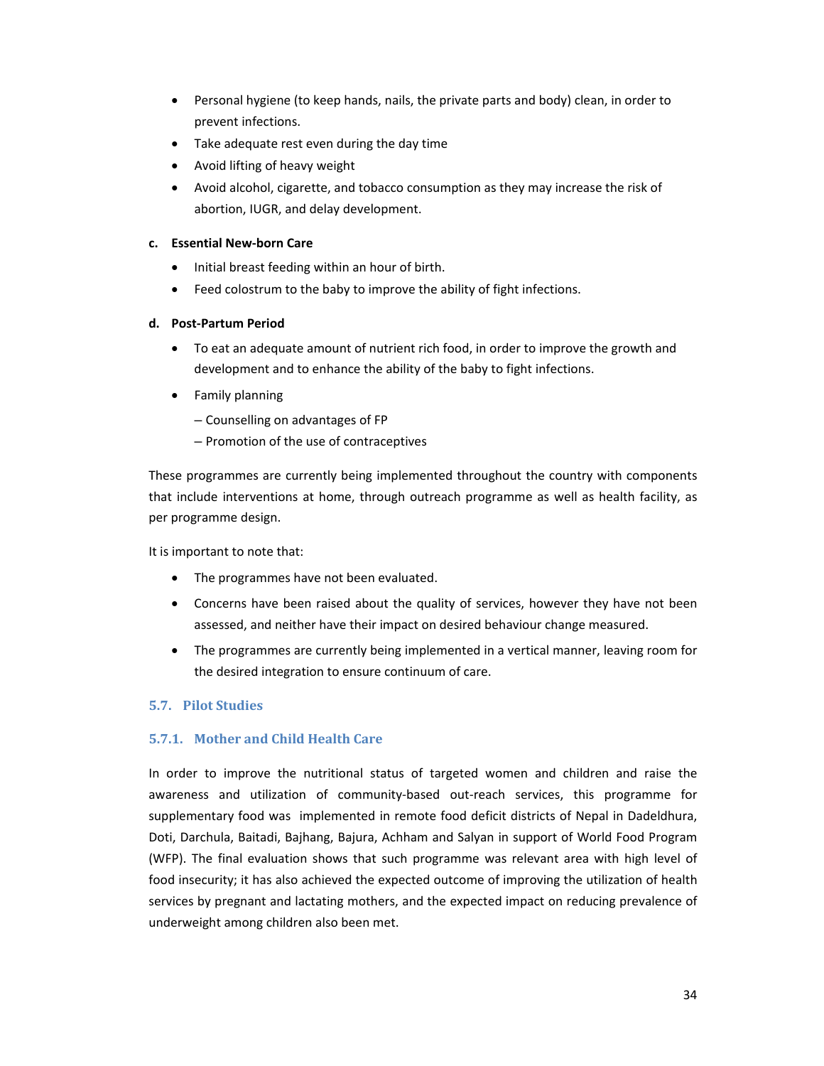- Personal hygiene (to keep hands, nails, the private parts and body) clean, in order to prevent infections.
- Take adequate rest even during the day time
- Avoid lifting of heavy weight
- Avoid alcohol, cigarette, and tobacco consumption as they may increase the risk of abortion, IUGR, and delay development.

**c. Essential New-born Care**

- Initial breast feeding within an hour of birth.
- Feed colostrum to the baby to improve the ability of fight infections.

**d. Post-Partum Period**

- To eat an adequate amount of nutrient rich food, in order to improve the growth and development and to enhance the ability of the baby to fight infections.
- Family planning
  – Counselling on advantages of FP
  – Promotion of the use of contraceptives

These programmes are currently being implemented throughout the country with components that include interventions at home, through outreach programme as well as health facility, as per programme design.

It is important to note that:

- The programmes have not been evaluated.
- Concerns have been raised about the quality of services, however they have not been assessed, and neither have their impact on desired behaviour change measured.
- The programmes are currently being implemented in a vertical manner, leaving room for the desired integration to ensure continuum of care.

## 5.7. Pilot Studies

### 5.7.1. Mother and Child Health Care

In order to improve the nutritional status of targeted women and children and raise the awareness and utilization of community-based out-reach services, this programme for supplementary food was implemented in remote food deficit districts of Nepal in Dadeldhura, Doti, Darchula, Baitadi, Bajhang, Bajura, Achham and Salyan in support of World Food Program (WFP). The final evaluation shows that such programme was relevant area with high level of food insecurity; it has also achieved the expected outcome of improving the utilization of health services by pregnant and lactating mothers, and the expected impact on reducing prevalence of underweight among children also been met.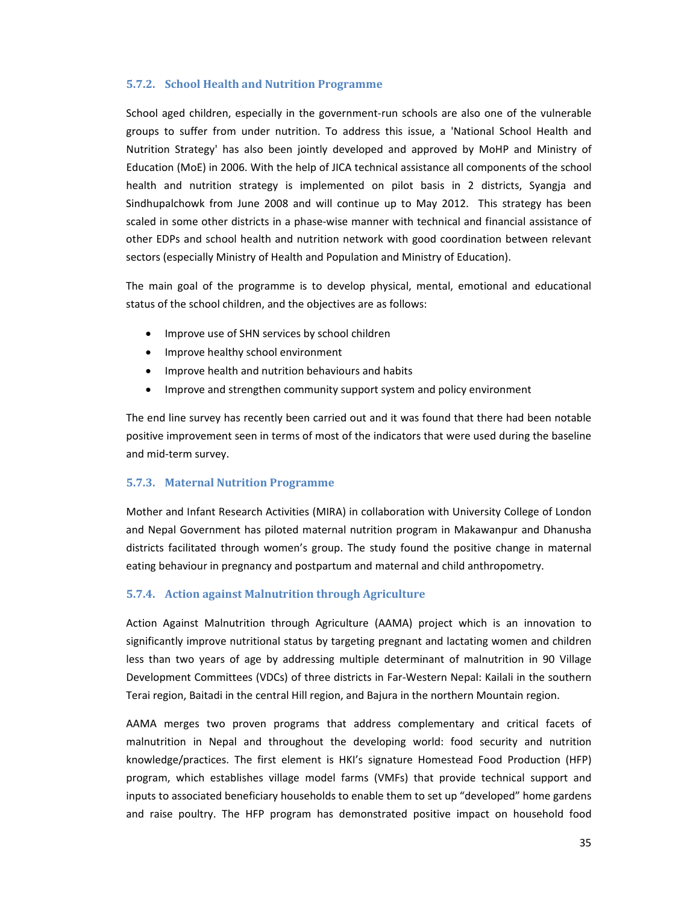### 5.7.2. School Health and Nutrition Programme

School aged children, especially in the government-run schools are also one of the vulnerable groups to suffer from under nutrition. To address this issue, a 'National School Health and Nutrition Strategy' has also been jointly developed and approved by MoHP and Ministry of Education (MoE) in 2006. With the help of JICA technical assistance all components of the school health and nutrition strategy is implemented on pilot basis in 2 districts, Syangja and Sindhupalchowk from June 2008 and will continue up to May 2012. This strategy has been scaled in some other districts in a phase-wise manner with technical and financial assistance of other EDPs and school health and nutrition network with good coordination between relevant sectors (especially Ministry of Health and Population and Ministry of Education).

The main goal of the programme is to develop physical, mental, emotional and educational status of the school children, and the objectives are as follows:

- Improve use of SHN services by school children
- Improve healthy school environment
- Improve health and nutrition behaviours and habits
- Improve and strengthen community support system and policy environment

The end line survey has recently been carried out and it was found that there had been notable positive improvement seen in terms of most of the indicators that were used during the baseline and mid-term survey.

### 5.7.3. Maternal Nutrition Programme

Mother and Infant Research Activities (MIRA) in collaboration with University College of London and Nepal Government has piloted maternal nutrition program in Makawanpur and Dhanusha districts facilitated through women's group. The study found the positive change in maternal eating behaviour in pregnancy and postpartum and maternal and child anthropometry.

### 5.7.4. Action against Malnutrition through Agriculture

Action Against Malnutrition through Agriculture (AAMA) project which is an innovation to significantly improve nutritional status by targeting pregnant and lactating women and children less than two years of age by addressing multiple determinant of malnutrition in 90 Village Development Committees (VDCs) of three districts in Far-Western Nepal: Kailali in the southern Terai region, Baitadi in the central Hill region, and Bajura in the northern Mountain region.

AAMA merges two proven programs that address complementary and critical facets of malnutrition in Nepal and throughout the developing world: food security and nutrition knowledge/practices. The first element is HKI's signature Homestead Food Production (HFP) program, which establishes village model farms (VMFs) that provide technical support and inputs to associated beneficiary households to enable them to set up "developed" home gardens and raise poultry. The HFP program has demonstrated positive impact on household food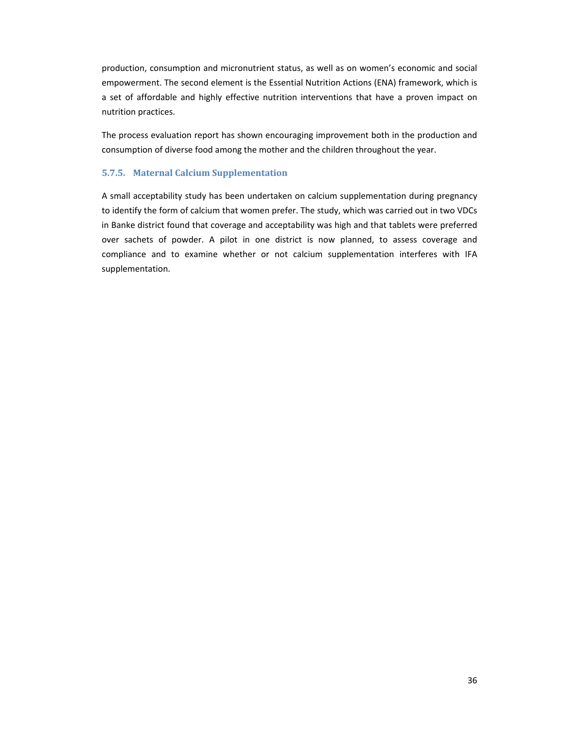production, consumption and micronutrient status, as well as on women's economic and social empowerment. The second element is the Essential Nutrition Actions (ENA) framework, which is a set of affordable and highly effective nutrition interventions that have a proven impact on nutrition practices.

The process evaluation report has shown encouraging improvement both in the production and consumption of diverse food among the mother and the children throughout the year.

### 5.7.5. Maternal Calcium Supplementation

A small acceptability study has been undertaken on calcium supplementation during pregnancy to identify the form of calcium that women prefer. The study, which was carried out in two VDCs in Banke district found that coverage and acceptability was high and that tablets were preferred over sachets of powder. A pilot in one district is now planned, to assess coverage and compliance and to examine whether or not calcium supplementation interferes with IFA supplementation.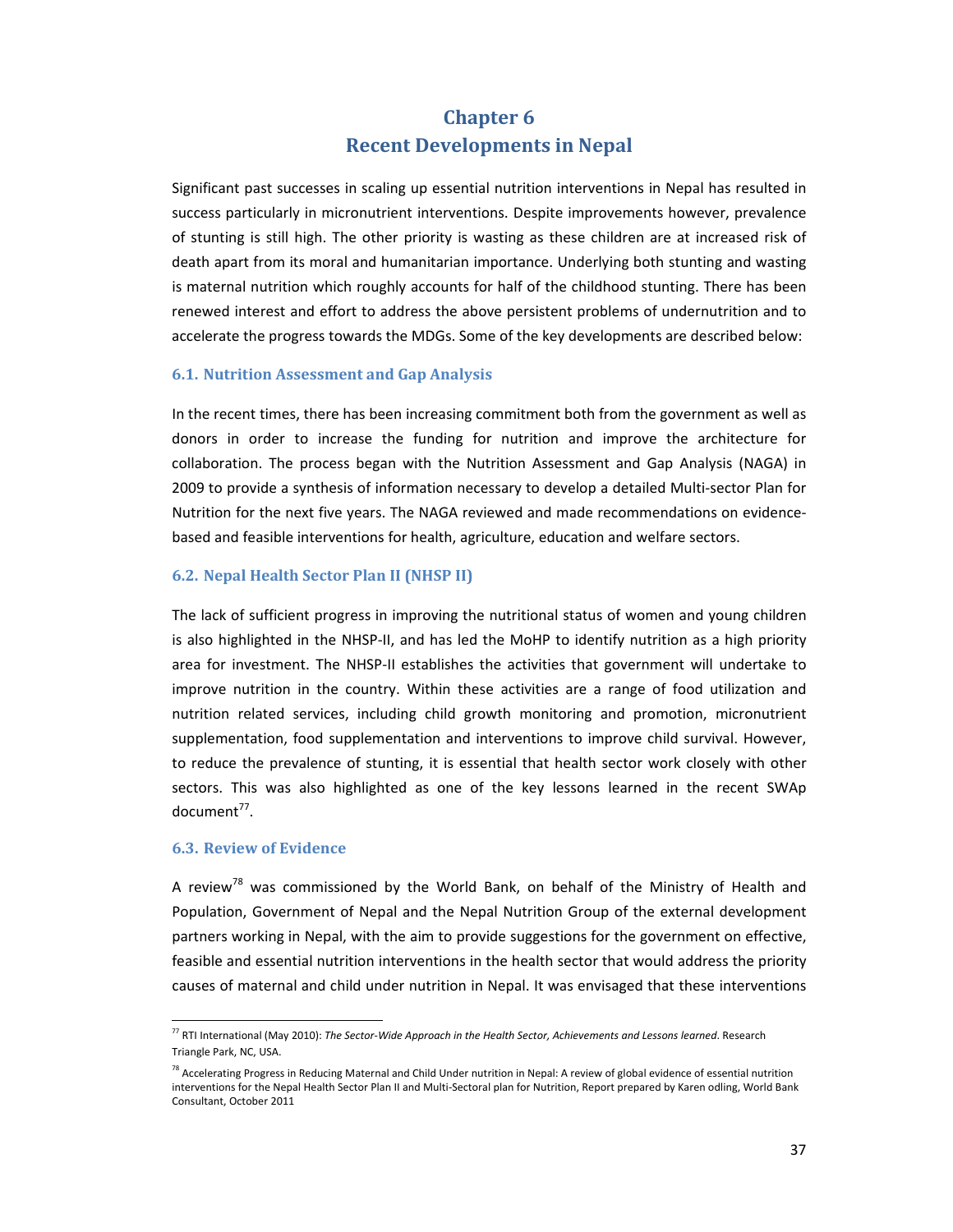# Chapter 6
# Recent Developments in Nepal

Significant past successes in scaling up essential nutrition interventions in Nepal has resulted in success particularly in micronutrient interventions. Despite improvements however, prevalence of stunting is still high. The other priority is wasting as these children are at increased risk of death apart from its moral and humanitarian importance. Underlying both stunting and wasting is maternal nutrition which roughly accounts for half of the childhood stunting. There has been renewed interest and effort to address the above persistent problems of undernutrition and to accelerate the progress towards the MDGs. Some of the key developments are described below:

## 6.1. Nutrition Assessment and Gap Analysis

In the recent times, there has been increasing commitment both from the government as well as donors in order to increase the funding for nutrition and improve the architecture for collaboration. The process began with the Nutrition Assessment and Gap Analysis (NAGA) in 2009 to provide a synthesis of information necessary to develop a detailed Multi-sector Plan for Nutrition for the next five years. The NAGA reviewed and made recommendations on evidence-based and feasible interventions for health, agriculture, education and welfare sectors.

## 6.2. Nepal Health Sector Plan II (NHSP II)

The lack of sufficient progress in improving the nutritional status of women and young children is also highlighted in the NHSP-II, and has led the MoHP to identify nutrition as a high priority area for investment. The NHSP-II establishes the activities that government will undertake to improve nutrition in the country. Within these activities are a range of food utilization and nutrition related services, including child growth monitoring and promotion, micronutrient supplementation, food supplementation and interventions to improve child survival. However, to reduce the prevalence of stunting, it is essential that health sector work closely with other sectors. This was also highlighted as one of the key lessons learned in the recent SWAp document[77].

## 6.3. Review of Evidence

A review[78] was commissioned by the World Bank, on behalf of the Ministry of Health and Population, Government of Nepal and the Nepal Nutrition Group of the external development partners working in Nepal, with the aim to provide suggestions for the government on effective, feasible and essential nutrition interventions in the health sector that would address the priority causes of maternal and child under nutrition in Nepal. It was envisaged that these interventions

---

[77] RTI International (May 2010): *The Sector-Wide Approach in the Health Sector, Achievements and Lessons learned*. Research Triangle Park, NC, USA.

[78] Accelerating Progress in Reducing Maternal and Child Under nutrition in Nepal: A review of global evidence of essential nutrition interventions for the Nepal Health Sector Plan II and Multi-Sectoral plan for Nutrition, Report prepared by Karen odling, World Bank Consultant, October 2011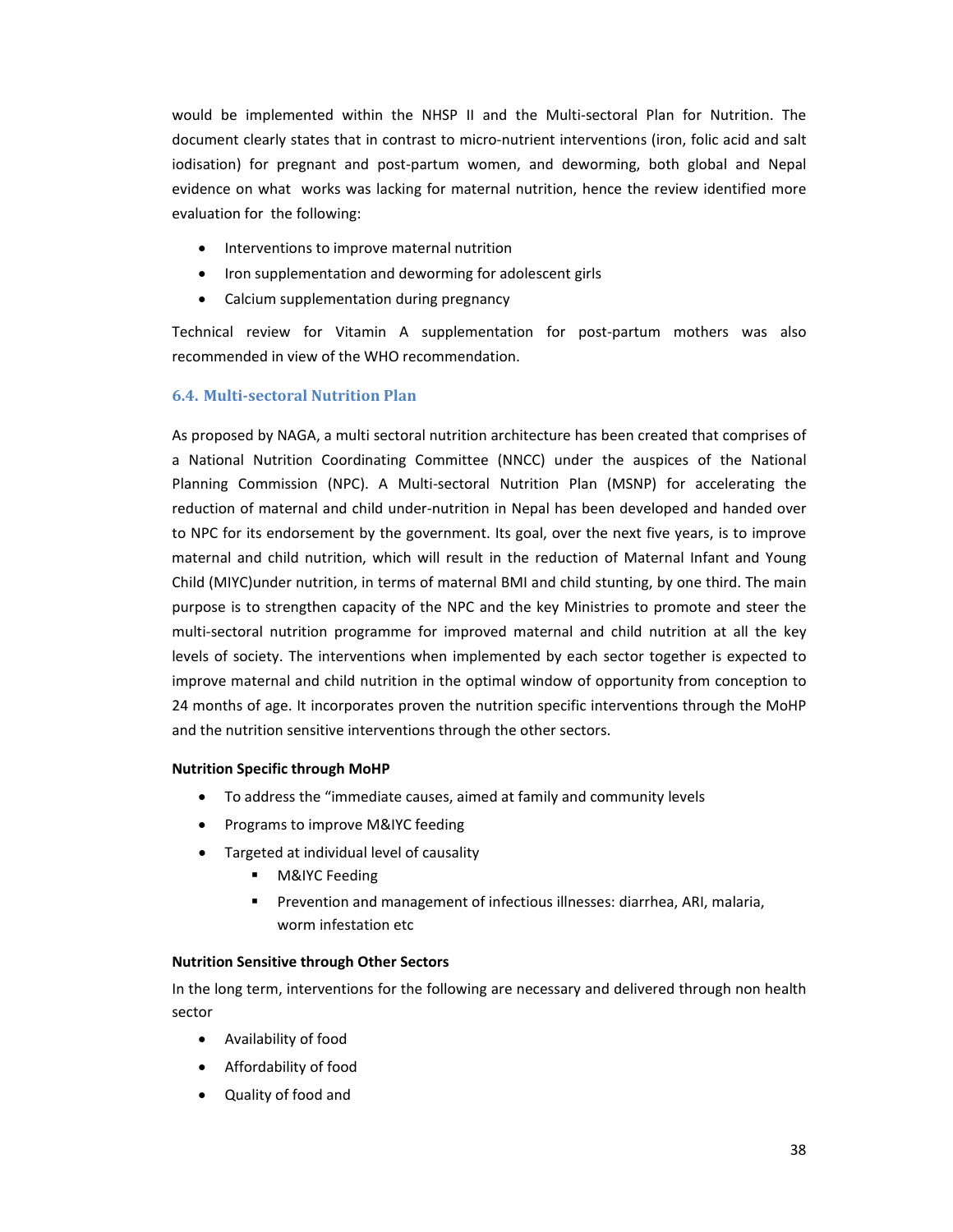would be implemented within the NHSP II and the Multi-sectoral Plan for Nutrition. The document clearly states that in contrast to micro-nutrient interventions (iron, folic acid and salt iodisation) for pregnant and post-partum women, and deworming, both global and Nepal evidence on what works was lacking for maternal nutrition, hence the review identified more evaluation for the following:

- Interventions to improve maternal nutrition
- Iron supplementation and deworming for adolescent girls
- Calcium supplementation during pregnancy

Technical review for Vitamin A supplementation for post-partum mothers was also recommended in view of the WHO recommendation.

### 6.4. Multi-sectoral Nutrition Plan

As proposed by NAGA, a multi sectoral nutrition architecture has been created that comprises of a National Nutrition Coordinating Committee (NNCC) under the auspices of the National Planning Commission (NPC). A Multi-sectoral Nutrition Plan (MSNP) for accelerating the reduction of maternal and child under-nutrition in Nepal has been developed and handed over to NPC for its endorsement by the government. Its goal, over the next five years, is to improve maternal and child nutrition, which will result in the reduction of Maternal Infant and Young Child (MIYC)under nutrition, in terms of maternal BMI and child stunting, by one third. The main purpose is to strengthen capacity of the NPC and the key Ministries to promote and steer the multi-sectoral nutrition programme for improved maternal and child nutrition at all the key levels of society. The interventions when implemented by each sector together is expected to improve maternal and child nutrition in the optimal window of opportunity from conception to 24 months of age. It incorporates proven the nutrition specific interventions through the MoHP and the nutrition sensitive interventions through the other sectors.

**Nutrition Specific through MoHP**

- To address the "immediate causes, aimed at family and community levels
- Programs to improve M&IYC feeding
- Targeted at individual level of causality
  - M&IYC Feeding
  - Prevention and management of infectious illnesses: diarrhea, ARI, malaria, worm infestation etc

**Nutrition Sensitive through Other Sectors**

In the long term, interventions for the following are necessary and delivered through non health sector

- Availability of food
- Affordability of food
- Quality of food and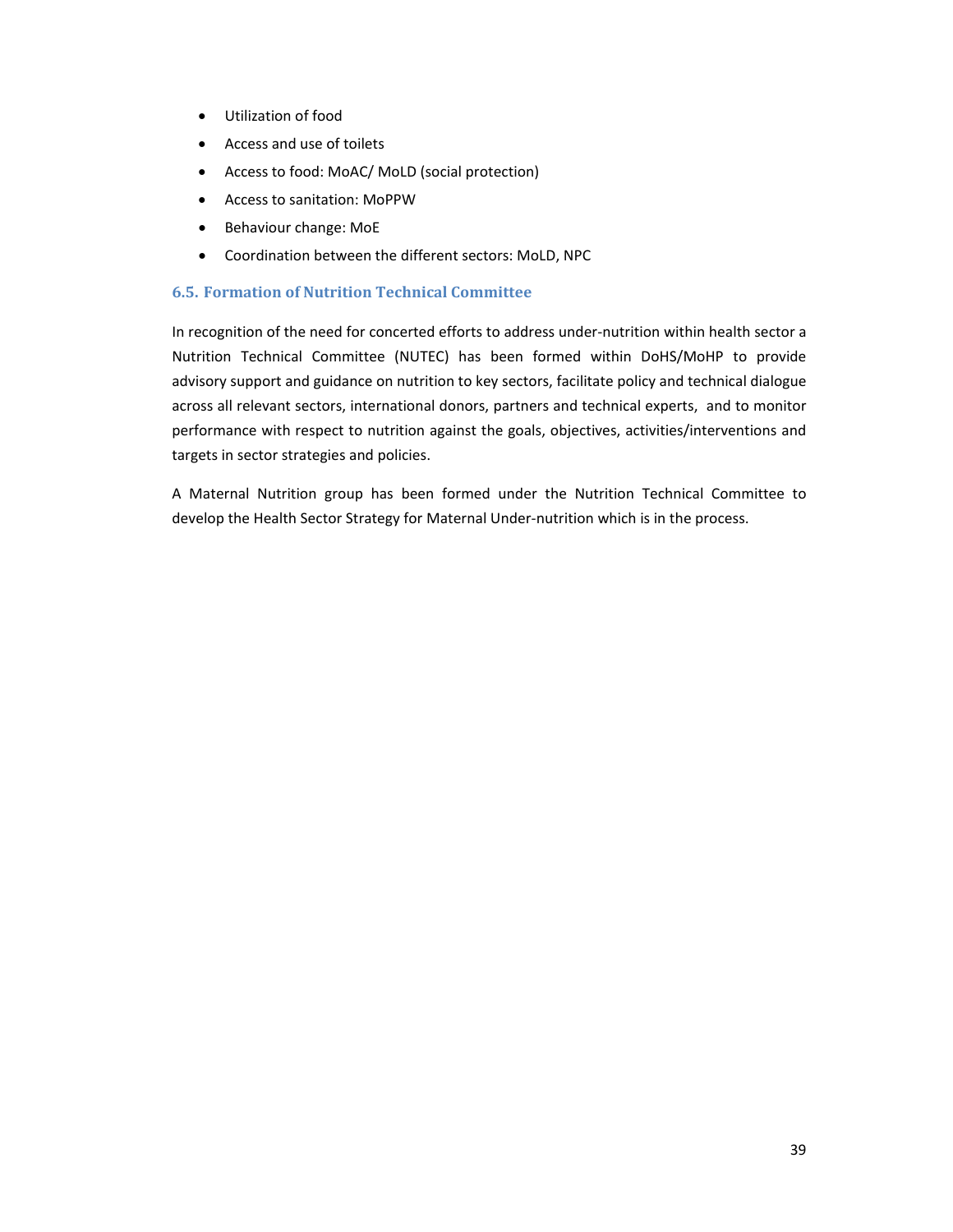- Utilization of food
- Access and use of toilets
- Access to food: MoAC/ MoLD (social protection)
- Access to sanitation: MoPPW
- Behaviour change: MoE
- Coordination between the different sectors: MoLD, NPC

### 6.5. Formation of Nutrition Technical Committee

In recognition of the need for concerted efforts to address under-nutrition within health sector a Nutrition Technical Committee (NUTEC) has been formed within DoHS/MoHP to provide advisory support and guidance on nutrition to key sectors, facilitate policy and technical dialogue across all relevant sectors, international donors, partners and technical experts, and to monitor performance with respect to nutrition against the goals, objectives, activities/interventions and targets in sector strategies and policies.

A Maternal Nutrition group has been formed under the Nutrition Technical Committee to develop the Health Sector Strategy for Maternal Under-nutrition which is in the process.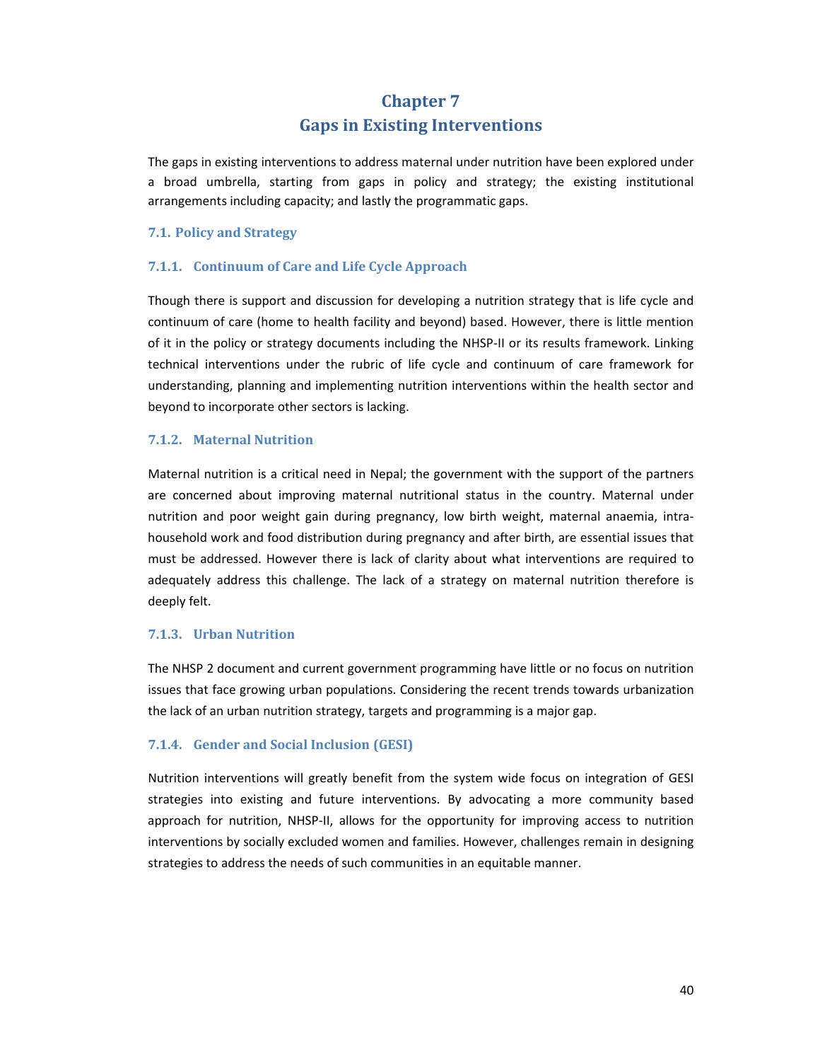# Chapter 7
# Gaps in Existing Interventions

The gaps in existing interventions to address maternal under nutrition have been explored under a broad umbrella, starting from gaps in policy and strategy; the existing institutional arrangements including capacity; and lastly the programmatic gaps.

## 7.1. Policy and Strategy

### 7.1.1. Continuum of Care and Life Cycle Approach

Though there is support and discussion for developing a nutrition strategy that is life cycle and continuum of care (home to health facility and beyond) based. However, there is little mention of it in the policy or strategy documents including the NHSP-II or its results framework. Linking technical interventions under the rubric of life cycle and continuum of care framework for understanding, planning and implementing nutrition interventions within the health sector and beyond to incorporate other sectors is lacking.

### 7.1.2. Maternal Nutrition

Maternal nutrition is a critical need in Nepal; the government with the support of the partners are concerned about improving maternal nutritional status in the country. Maternal under nutrition and poor weight gain during pregnancy, low birth weight, maternal anaemia, intra-household work and food distribution during pregnancy and after birth, are essential issues that must be addressed. However there is lack of clarity about what interventions are required to adequately address this challenge. The lack of a strategy on maternal nutrition therefore is deeply felt.

### 7.1.3. Urban Nutrition

The NHSP 2 document and current government programming have little or no focus on nutrition issues that face growing urban populations. Considering the recent trends towards urbanization the lack of an urban nutrition strategy, targets and programming is a major gap.

### 7.1.4. Gender and Social Inclusion (GESI)

Nutrition interventions will greatly benefit from the system wide focus on integration of GESI strategies into existing and future interventions. By advocating a more community based approach for nutrition, NHSP-II, allows for the opportunity for improving access to nutrition interventions by socially excluded women and families. However, challenges remain in designing strategies to address the needs of such communities in an equitable manner.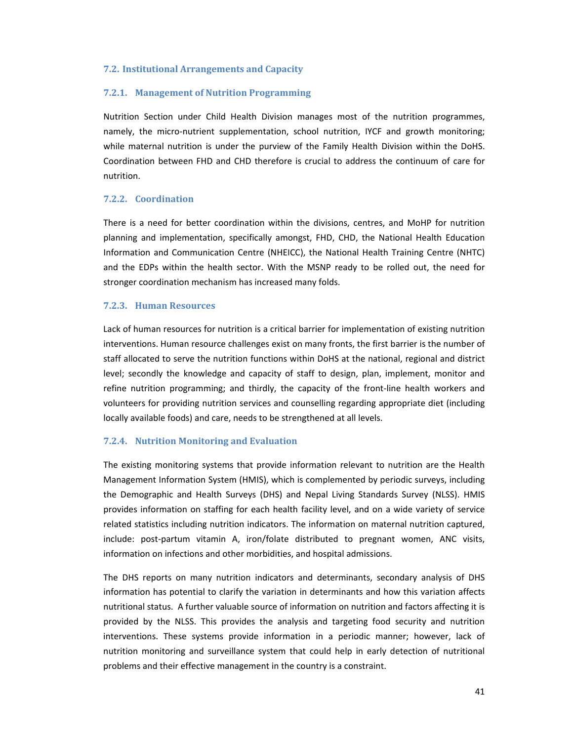## 7.2. Institutional Arrangements and Capacity

### 7.2.1. Management of Nutrition Programming

Nutrition Section under Child Health Division manages most of the nutrition programmes, namely, the micro-nutrient supplementation, school nutrition, IYCF and growth monitoring; while maternal nutrition is under the purview of the Family Health Division within the DoHS. Coordination between FHD and CHD therefore is crucial to address the continuum of care for nutrition.

### 7.2.2. Coordination

There is a need for better coordination within the divisions, centres, and MoHP for nutrition planning and implementation, specifically amongst, FHD, CHD, the National Health Education Information and Communication Centre (NHEICC), the National Health Training Centre (NHTC) and the EDPs within the health sector. With the MSNP ready to be rolled out, the need for stronger coordination mechanism has increased many folds.

### 7.2.3. Human Resources

Lack of human resources for nutrition is a critical barrier for implementation of existing nutrition interventions. Human resource challenges exist on many fronts, the first barrier is the number of staff allocated to serve the nutrition functions within DoHS at the national, regional and district level; secondly the knowledge and capacity of staff to design, plan, implement, monitor and refine nutrition programming; and thirdly, the capacity of the front-line health workers and volunteers for providing nutrition services and counselling regarding appropriate diet (including locally available foods) and care, needs to be strengthened at all levels.

### 7.2.4. Nutrition Monitoring and Evaluation

The existing monitoring systems that provide information relevant to nutrition are the Health Management Information System (HMIS), which is complemented by periodic surveys, including the Demographic and Health Surveys (DHS) and Nepal Living Standards Survey (NLSS). HMIS provides information on staffing for each health facility level, and on a wide variety of service related statistics including nutrition indicators. The information on maternal nutrition captured, include: post-partum vitamin A, iron/folate distributed to pregnant women, ANC visits, information on infections and other morbidities, and hospital admissions.

The DHS reports on many nutrition indicators and determinants, secondary analysis of DHS information has potential to clarify the variation in determinants and how this variation affects nutritional status. A further valuable source of information on nutrition and factors affecting it is provided by the NLSS. This provides the analysis and targeting food security and nutrition interventions. These systems provide information in a periodic manner; however, lack of nutrition monitoring and surveillance system that could help in early detection of nutritional problems and their effective management in the country is a constraint.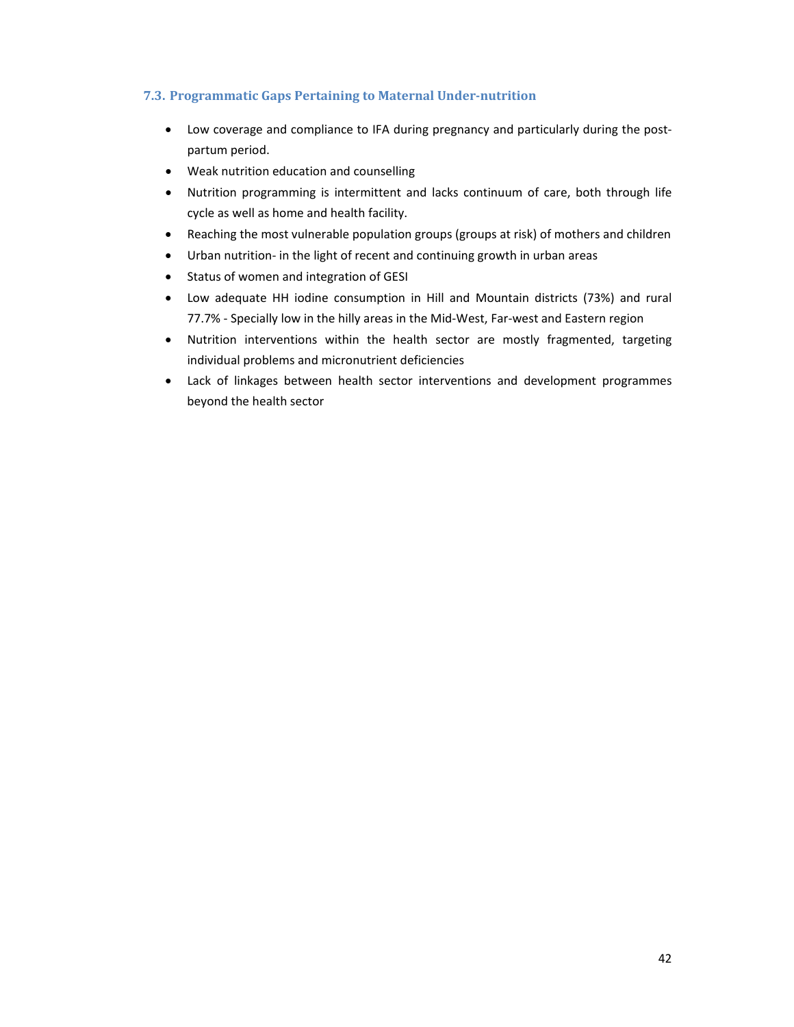### 7.3. Programmatic Gaps Pertaining to Maternal Under-nutrition

- Low coverage and compliance to IFA during pregnancy and particularly during the post-partum period.
- Weak nutrition education and counselling
- Nutrition programming is intermittent and lacks continuum of care, both through life cycle as well as home and health facility.
- Reaching the most vulnerable population groups (groups at risk) of mothers and children
- Urban nutrition- in the light of recent and continuing growth in urban areas
- Status of women and integration of GESI
- Low adequate HH iodine consumption in Hill and Mountain districts (73%) and rural 77.7% - Specially low in the hilly areas in the Mid-West, Far-west and Eastern region
- Nutrition interventions within the health sector are mostly fragmented, targeting individual problems and micronutrient deficiencies
- Lack of linkages between health sector interventions and development programmes beyond the health sector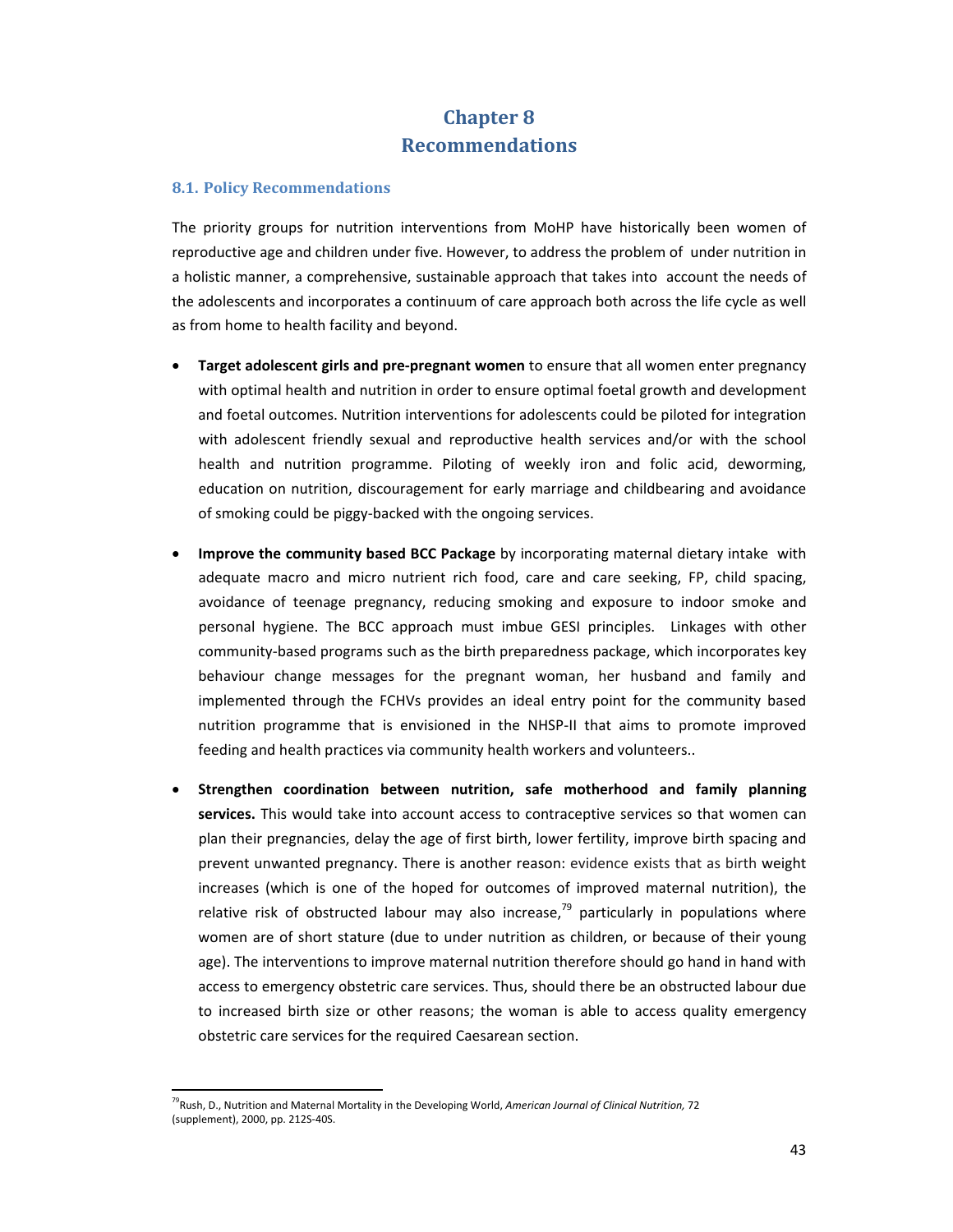# Chapter 8
# Recommendations

## 8.1. Policy Recommendations

The priority groups for nutrition interventions from MoHP have historically been women of reproductive age and children under five. However, to address the problem of under nutrition in a holistic manner, a comprehensive, sustainable approach that takes into account the needs of the adolescents and incorporates a continuum of care approach both across the life cycle as well as from home to health facility and beyond.

- **Target adolescent girls and pre-pregnant women** to ensure that all women enter pregnancy with optimal health and nutrition in order to ensure optimal foetal growth and development and foetal outcomes. Nutrition interventions for adolescents could be piloted for integration with adolescent friendly sexual and reproductive health services and/or with the school health and nutrition programme. Piloting of weekly iron and folic acid, deworming, education on nutrition, discouragement for early marriage and childbearing and avoidance of smoking could be piggy-backed with the ongoing services.

- **Improve the community based BCC Package** by incorporating maternal dietary intake with adequate macro and micro nutrient rich food, care and care seeking, FP, child spacing, avoidance of teenage pregnancy, reducing smoking and exposure to indoor smoke and personal hygiene. The BCC approach must imbue GESI principles. Linkages with other community-based programs such as the birth preparedness package, which incorporates key behaviour change messages for the pregnant woman, her husband and family and implemented through the FCHVs provides an ideal entry point for the community based nutrition programme that is envisioned in the NHSP-II that aims to promote improved feeding and health practices via community health workers and volunteers..

- **Strengthen coordination between nutrition, safe motherhood and family planning services.** This would take into account access to contraceptive services so that women can plan their pregnancies, delay the age of first birth, lower fertility, improve birth spacing and prevent unwanted pregnancy. There is another reason: evidence exists that as birth weight increases (which is one of the hoped for outcomes of improved maternal nutrition), the relative risk of obstructed labour may also increase,[79] particularly in populations where women are of short stature (due to under nutrition as children, or because of their young age). The interventions to improve maternal nutrition therefore should go hand in hand with access to emergency obstetric care services. Thus, should there be an obstructed labour due to increased birth size or other reasons; the woman is able to access quality emergency obstetric care services for the required Caesarean section.

---

[79] Rush, D., Nutrition and Maternal Mortality in the Developing World, *American Journal of Clinical Nutrition,* 72 (supplement), 2000, pp. 212S-40S.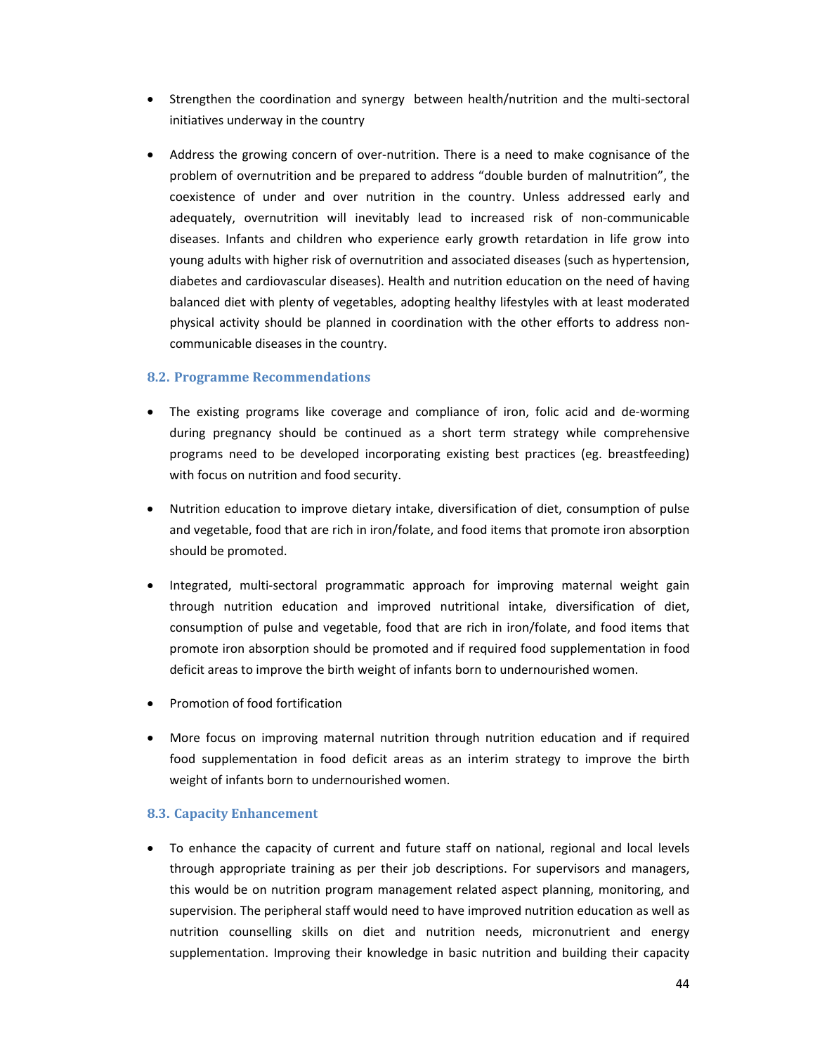- Strengthen the coordination and synergy between health/nutrition and the multi-sectoral initiatives underway in the country

- Address the growing concern of over-nutrition. There is a need to make cognisance of the problem of overnutrition and be prepared to address "double burden of malnutrition", the coexistence of under and over nutrition in the country. Unless addressed early and adequately, overnutrition will inevitably lead to increased risk of non-communicable diseases. Infants and children who experience early growth retardation in life grow into young adults with higher risk of overnutrition and associated diseases (such as hypertension, diabetes and cardiovascular diseases). Health and nutrition education on the need of having balanced diet with plenty of vegetables, adopting healthy lifestyles with at least moderated physical activity should be planned in coordination with the other efforts to address non-communicable diseases in the country.

### 8.2. Programme Recommendations

- The existing programs like coverage and compliance of iron, folic acid and de-worming during pregnancy should be continued as a short term strategy while comprehensive programs need to be developed incorporating existing best practices (eg. breastfeeding) with focus on nutrition and food security.

- Nutrition education to improve dietary intake, diversification of diet, consumption of pulse and vegetable, food that are rich in iron/folate, and food items that promote iron absorption should be promoted.

- Integrated, multi-sectoral programmatic approach for improving maternal weight gain through nutrition education and improved nutritional intake, diversification of diet, consumption of pulse and vegetable, food that are rich in iron/folate, and food items that promote iron absorption should be promoted and if required food supplementation in food deficit areas to improve the birth weight of infants born to undernourished women.

- Promotion of food fortification

- More focus on improving maternal nutrition through nutrition education and if required food supplementation in food deficit areas as an interim strategy to improve the birth weight of infants born to undernourished women.

### 8.3. Capacity Enhancement

- To enhance the capacity of current and future staff on national, regional and local levels through appropriate training as per their job descriptions. For supervisors and managers, this would be on nutrition program management related aspect planning, monitoring, and supervision. The peripheral staff would need to have improved nutrition education as well as nutrition counselling skills on diet and nutrition needs, micronutrient and energy supplementation. Improving their knowledge in basic nutrition and building their capacity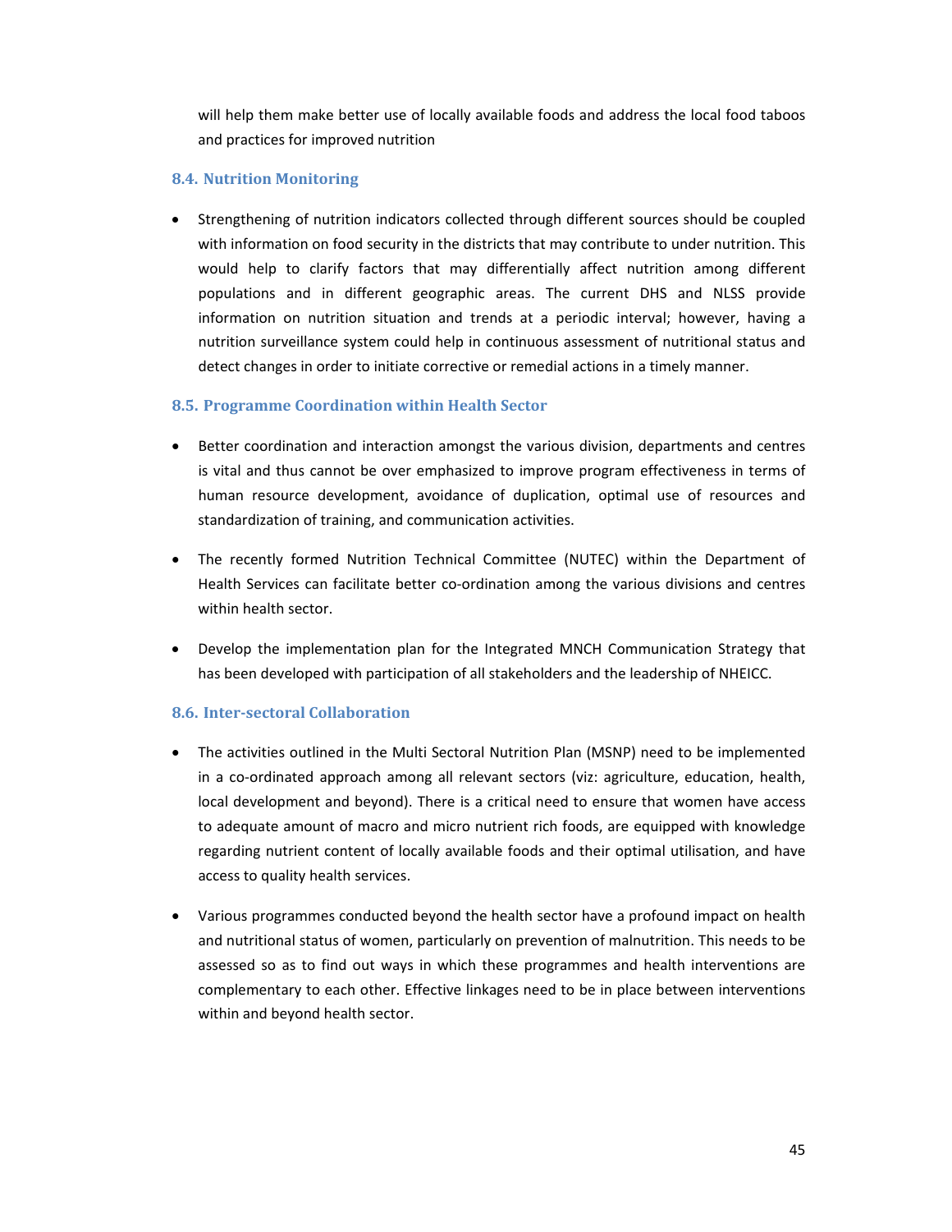will help them make better use of locally available foods and address the local food taboos and practices for improved nutrition

### 8.4. Nutrition Monitoring

- Strengthening of nutrition indicators collected through different sources should be coupled with information on food security in the districts that may contribute to under nutrition. This would help to clarify factors that may differentially affect nutrition among different populations and in different geographic areas. The current DHS and NLSS provide information on nutrition situation and trends at a periodic interval; however, having a nutrition surveillance system could help in continuous assessment of nutritional status and detect changes in order to initiate corrective or remedial actions in a timely manner.

### 8.5. Programme Coordination within Health Sector

- Better coordination and interaction amongst the various division, departments and centres is vital and thus cannot be over emphasized to improve program effectiveness in terms of human resource development, avoidance of duplication, optimal use of resources and standardization of training, and communication activities.

- The recently formed Nutrition Technical Committee (NUTEC) within the Department of Health Services can facilitate better co-ordination among the various divisions and centres within health sector.

- Develop the implementation plan for the Integrated MNCH Communication Strategy that has been developed with participation of all stakeholders and the leadership of NHEICC.

### 8.6. Inter-sectoral Collaboration

- The activities outlined in the Multi Sectoral Nutrition Plan (MSNP) need to be implemented in a co-ordinated approach among all relevant sectors (viz: agriculture, education, health, local development and beyond). There is a critical need to ensure that women have access to adequate amount of macro and micro nutrient rich foods, are equipped with knowledge regarding nutrient content of locally available foods and their optimal utilisation, and have access to quality health services.

- Various programmes conducted beyond the health sector have a profound impact on health and nutritional status of women, particularly on prevention of malnutrition. This needs to be assessed so as to find out ways in which these programmes and health interventions are complementary to each other. Effective linkages need to be in place between interventions within and beyond health sector.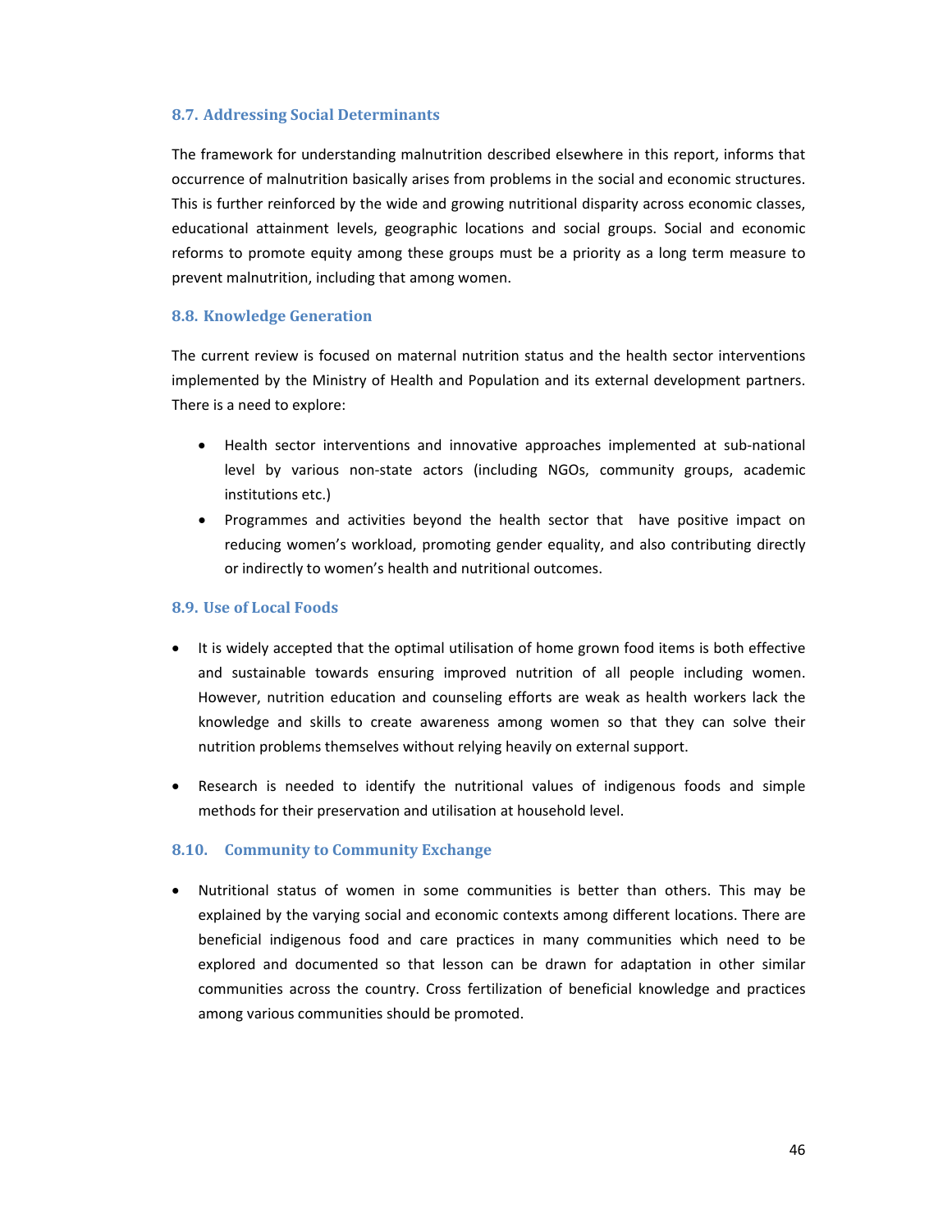### 8.7. Addressing Social Determinants

The framework for understanding malnutrition described elsewhere in this report, informs that occurrence of malnutrition basically arises from problems in the social and economic structures. This is further reinforced by the wide and growing nutritional disparity across economic classes, educational attainment levels, geographic locations and social groups. Social and economic reforms to promote equity among these groups must be a priority as a long term measure to prevent malnutrition, including that among women.

### 8.8. Knowledge Generation

The current review is focused on maternal nutrition status and the health sector interventions implemented by the Ministry of Health and Population and its external development partners. There is a need to explore:

- Health sector interventions and innovative approaches implemented at sub-national level by various non-state actors (including NGOs, community groups, academic institutions etc.)
- Programmes and activities beyond the health sector that have positive impact on reducing women's workload, promoting gender equality, and also contributing directly or indirectly to women's health and nutritional outcomes.

### 8.9. Use of Local Foods

- It is widely accepted that the optimal utilisation of home grown food items is both effective and sustainable towards ensuring improved nutrition of all people including women. However, nutrition education and counseling efforts are weak as health workers lack the knowledge and skills to create awareness among women so that they can solve their nutrition problems themselves without relying heavily on external support.

- Research is needed to identify the nutritional values of indigenous foods and simple methods for their preservation and utilisation at household level.

### 8.10. Community to Community Exchange

- Nutritional status of women in some communities is better than others. This may be explained by the varying social and economic contexts among different locations. There are beneficial indigenous food and care practices in many communities which need to be explored and documented so that lesson can be drawn for adaptation in other similar communities across the country. Cross fertilization of beneficial knowledge and practices among various communities should be promoted.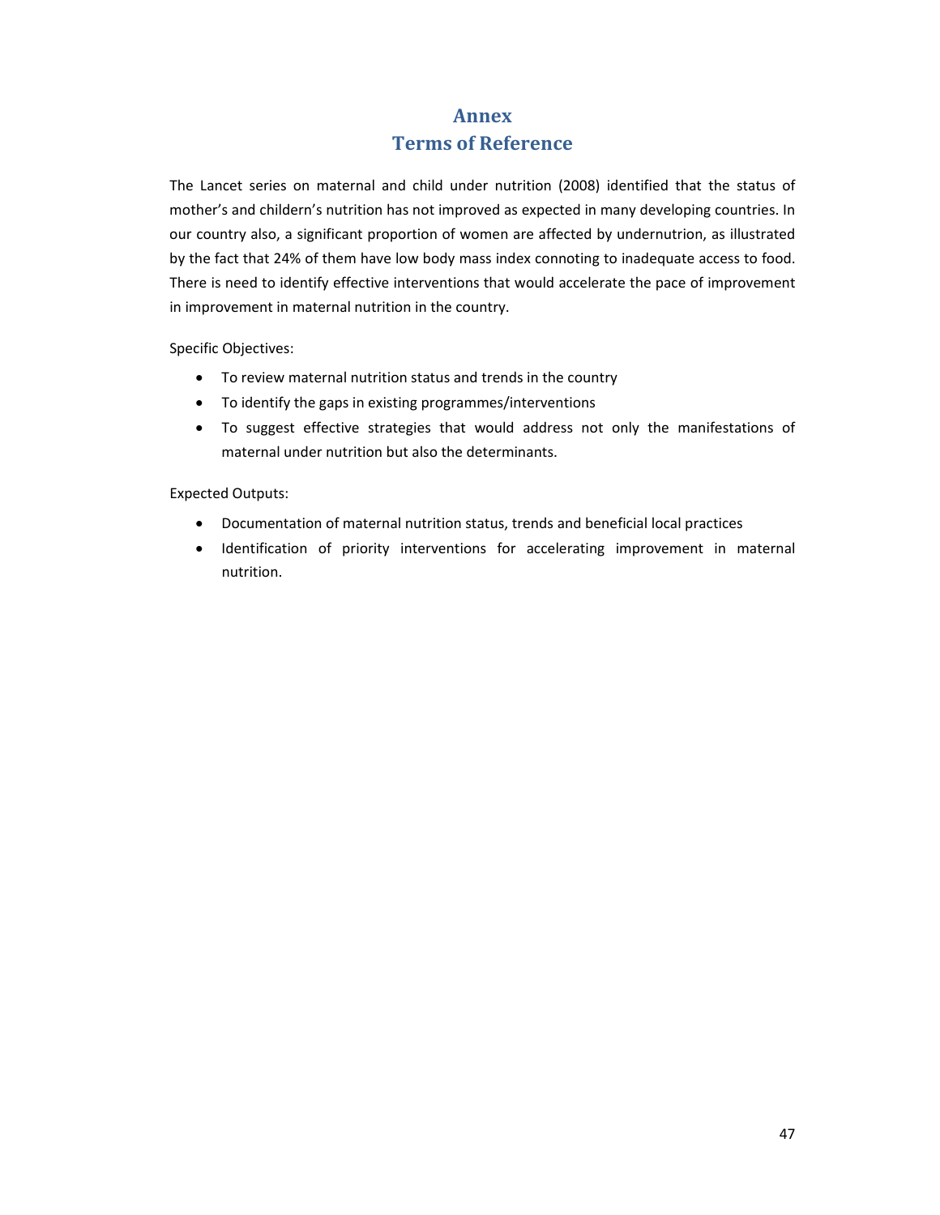# Annex
# Terms of Reference

The Lancet series on maternal and child under nutrition (2008) identified that the status of mother's and childern's nutrition has not improved as expected in many developing countries. In our country also, a significant proportion of women are affected by undernutrion, as illustrated by the fact that 24% of them have low body mass index connoting to inadequate access to food. There is need to identify effective interventions that would accelerate the pace of improvement in improvement in maternal nutrition in the country.

Specific Objectives:

- To review maternal nutrition status and trends in the country
- To identify the gaps in existing programmes/interventions
- To suggest effective strategies that would address not only the manifestations of maternal under nutrition but also the determinants.

Expected Outputs:

- Documentation of maternal nutrition status, trends and beneficial local practices
- Identification of priority interventions for accelerating improvement in maternal nutrition.